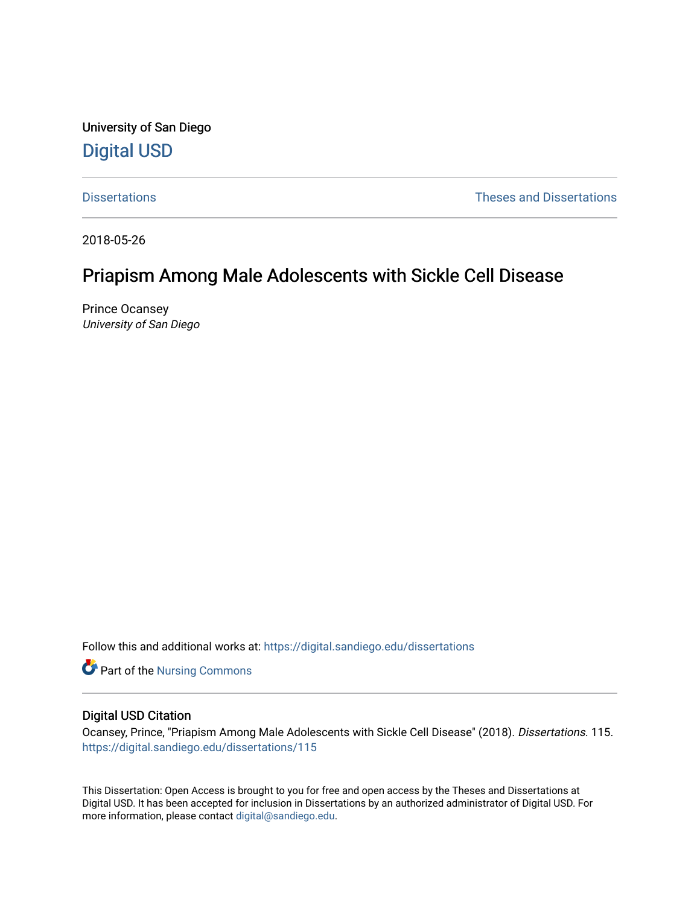University of San Diego

Digital USD

Dissertations | Theses and Dissertations
--- | ---

2018-05-26

# Priapism Among Male Adolescents with Sickle Cell Disease

Prince Ocansey
*University of San Diego*

Follow this and additional works at: https://digital.sandiego.edu/dissertations

Part of the Nursing Commons

## Digital USD Citation

Ocansey, Prince, "Priapism Among Male Adolescents with Sickle Cell Disease" (2018). *Dissertations*. 115.
https://digital.sandiego.edu/dissertations/115

This Dissertation: Open Access is brought to you for free and open access by the Theses and Dissertations at Digital USD. It has been accepted for inclusion in Dissertations by an authorized administrator of Digital USD. For more information, please contact digital@sandiego.edu.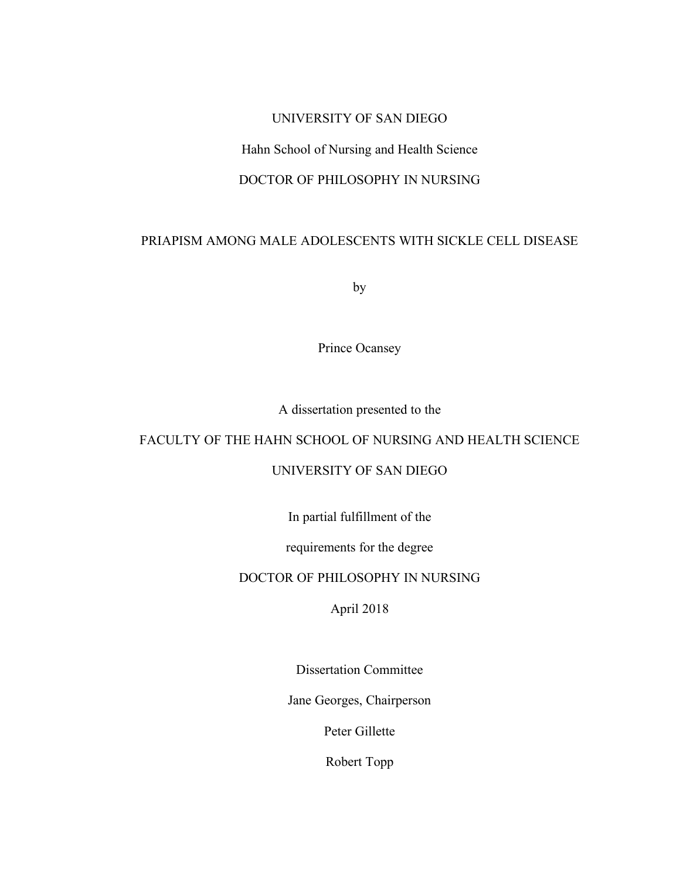UNIVERSITY OF SAN DIEGO

Hahn School of Nursing and Health Science

DOCTOR OF PHILOSOPHY IN NURSING

# PRIAPISM AMONG MALE ADOLESCENTS WITH SICKLE CELL DISEASE

by

Prince Ocansey

A dissertation presented to the

FACULTY OF THE HAHN SCHOOL OF NURSING AND HEALTH SCIENCE

UNIVERSITY OF SAN DIEGO

In partial fulfillment of the

requirements for the degree

DOCTOR OF PHILOSOPHY IN NURSING

April 2018

Dissertation Committee

Jane Georges, Chairperson

Peter Gillette

Robert Topp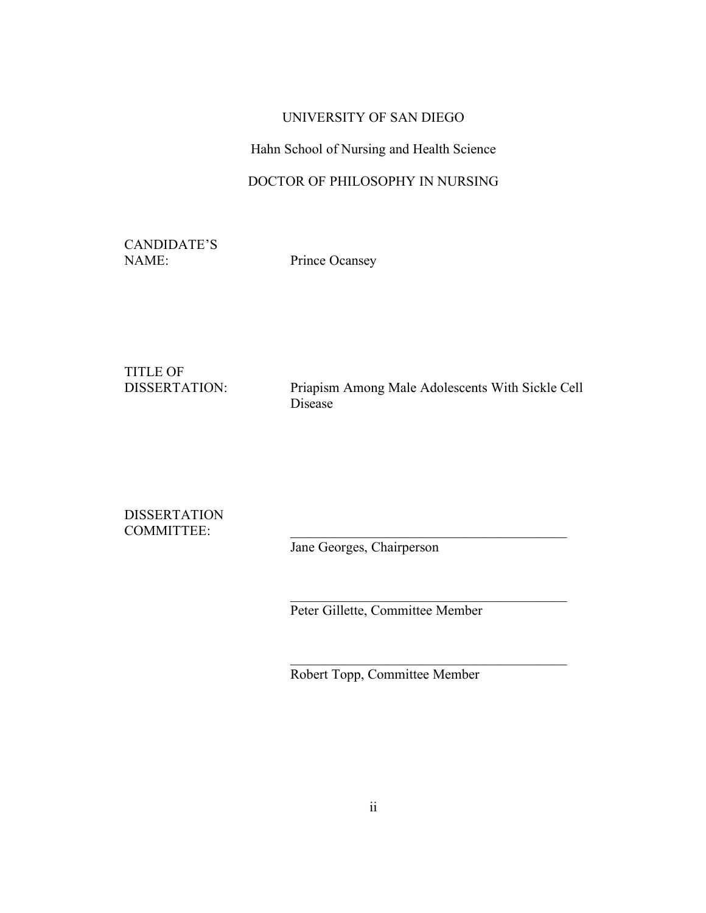UNIVERSITY OF SAN DIEGO

Hahn School of Nursing and Health Science

DOCTOR OF PHILOSOPHY IN NURSING

CANDIDATE'S NAME: Prince Ocansey

TITLE OF DISSERTATION: Priapism Among Male Adolescents With Sickle Cell Disease

DISSERTATION COMMITTEE:

\_\_\_\_\_\_\_\_\_\_\_\_\_\_\_\_\_\_\_\_\_\_\_\_\_\_\_\_\_\_\_\_\_\_\_\_\_\_\_\_

Jane Georges, Chairperson

\_\_\_\_\_\_\_\_\_\_\_\_\_\_\_\_\_\_\_\_\_\_\_\_\_\_\_\_\_\_\_\_\_\_\_\_\_\_\_\_

Peter Gillette, Committee Member

\_\_\_\_\_\_\_\_\_\_\_\_\_\_\_\_\_\_\_\_\_\_\_\_\_\_\_\_\_\_\_\_\_\_\_\_\_\_\_\_

Robert Topp, Committee Member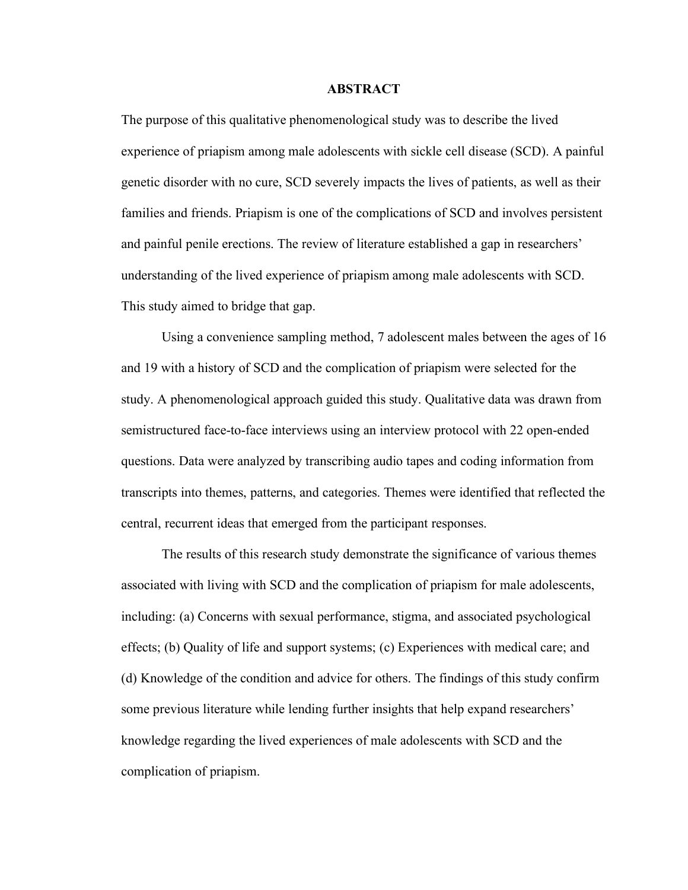# ABSTRACT

The purpose of this qualitative phenomenological study was to describe the lived experience of priapism among male adolescents with sickle cell disease (SCD). A painful genetic disorder with no cure, SCD severely impacts the lives of patients, as well as their families and friends. Priapism is one of the complications of SCD and involves persistent and painful penile erections. The review of literature established a gap in researchers' understanding of the lived experience of priapism among male adolescents with SCD. This study aimed to bridge that gap.

Using a convenience sampling method, 7 adolescent males between the ages of 16 and 19 with a history of SCD and the complication of priapism were selected for the study. A phenomenological approach guided this study. Qualitative data was drawn from semistructured face-to-face interviews using an interview protocol with 22 open-ended questions. Data were analyzed by transcribing audio tapes and coding information from transcripts into themes, patterns, and categories. Themes were identified that reflected the central, recurrent ideas that emerged from the participant responses.

The results of this research study demonstrate the significance of various themes associated with living with SCD and the complication of priapism for male adolescents, including: (a) Concerns with sexual performance, stigma, and associated psychological effects; (b) Quality of life and support systems; (c) Experiences with medical care; and (d) Knowledge of the condition and advice for others. The findings of this study confirm some previous literature while lending further insights that help expand researchers' knowledge regarding the lived experiences of male adolescents with SCD and the complication of priapism.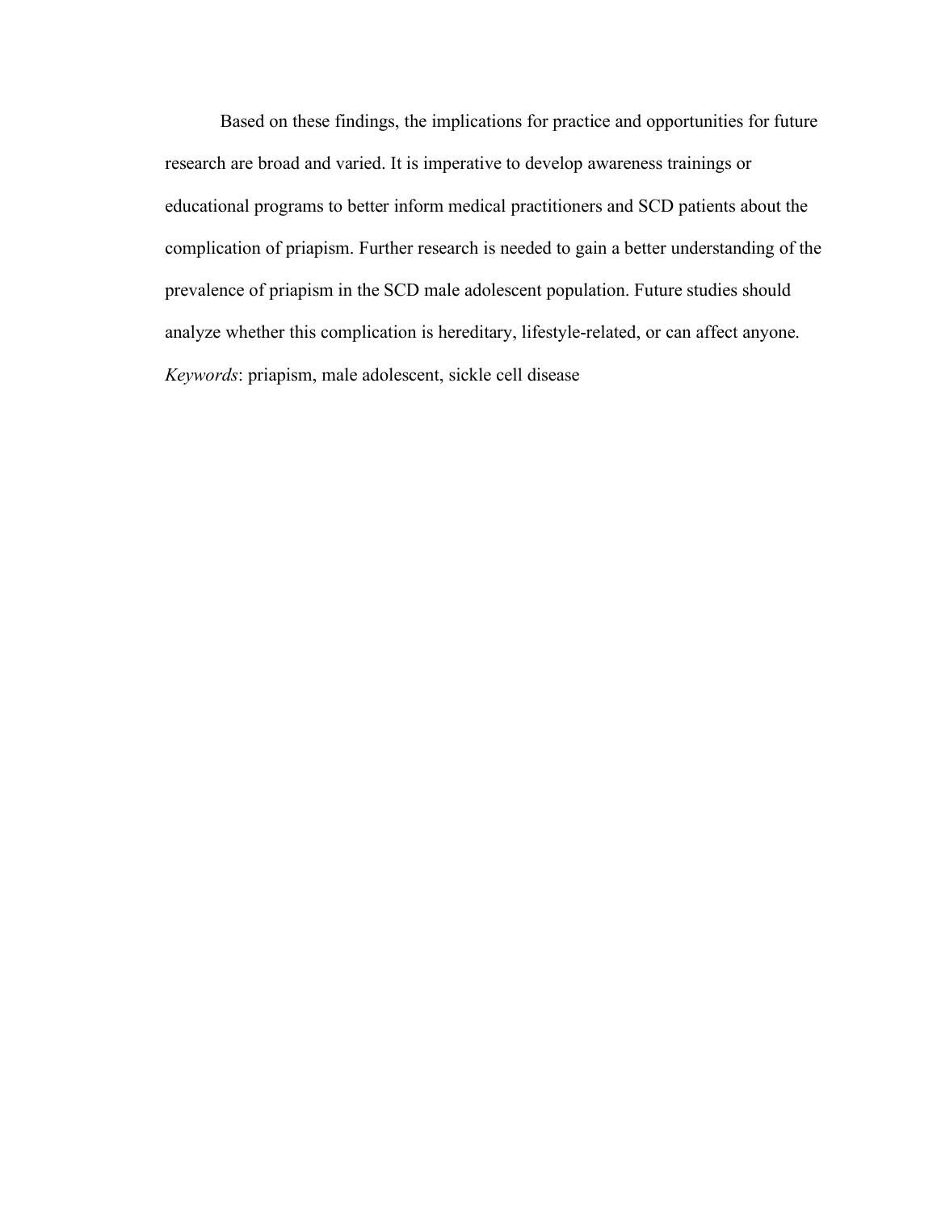Based on these findings, the implications for practice and opportunities for future research are broad and varied. It is imperative to develop awareness trainings or educational programs to better inform medical practitioners and SCD patients about the complication of priapism. Further research is needed to gain a better understanding of the prevalence of priapism in the SCD male adolescent population. Future studies should analyze whether this complication is hereditary, lifestyle-related, or can affect anyone.

*Keywords*: priapism, male adolescent, sickle cell disease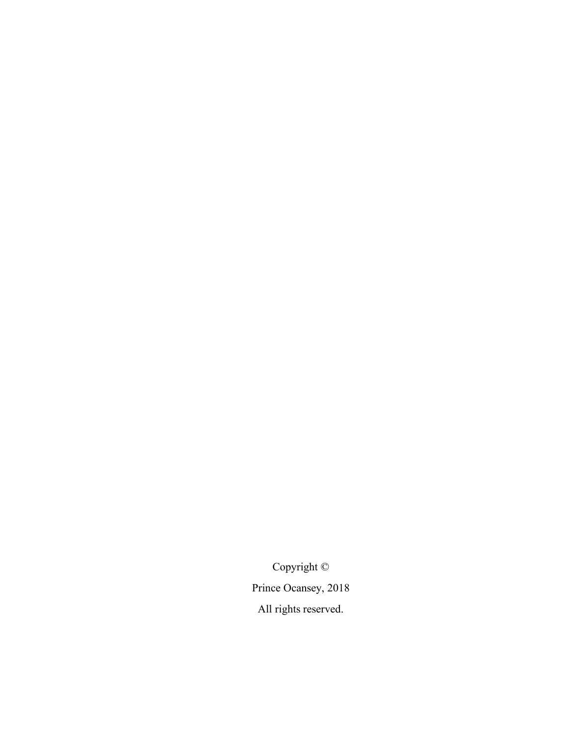Copyright ©

Prince Ocansey, 2018

All rights reserved.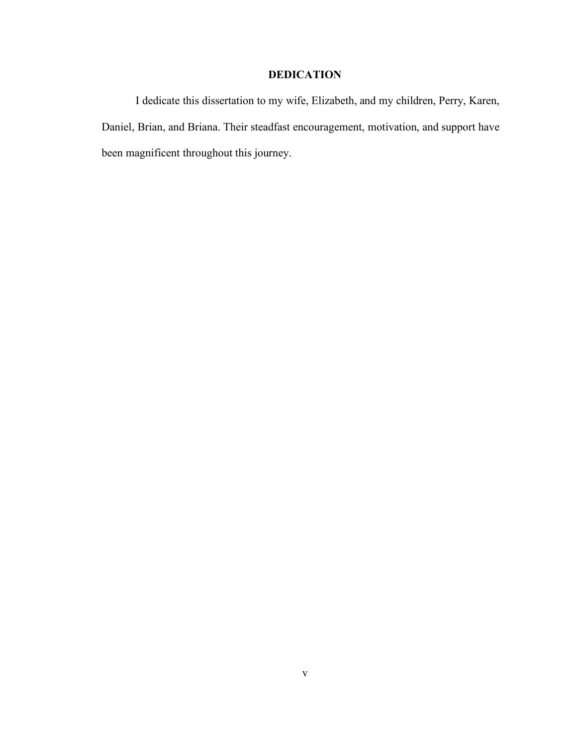# DEDICATION

I dedicate this dissertation to my wife, Elizabeth, and my children, Perry, Karen, Daniel, Brian, and Briana. Their steadfast encouragement, motivation, and support have been magnificent throughout this journey.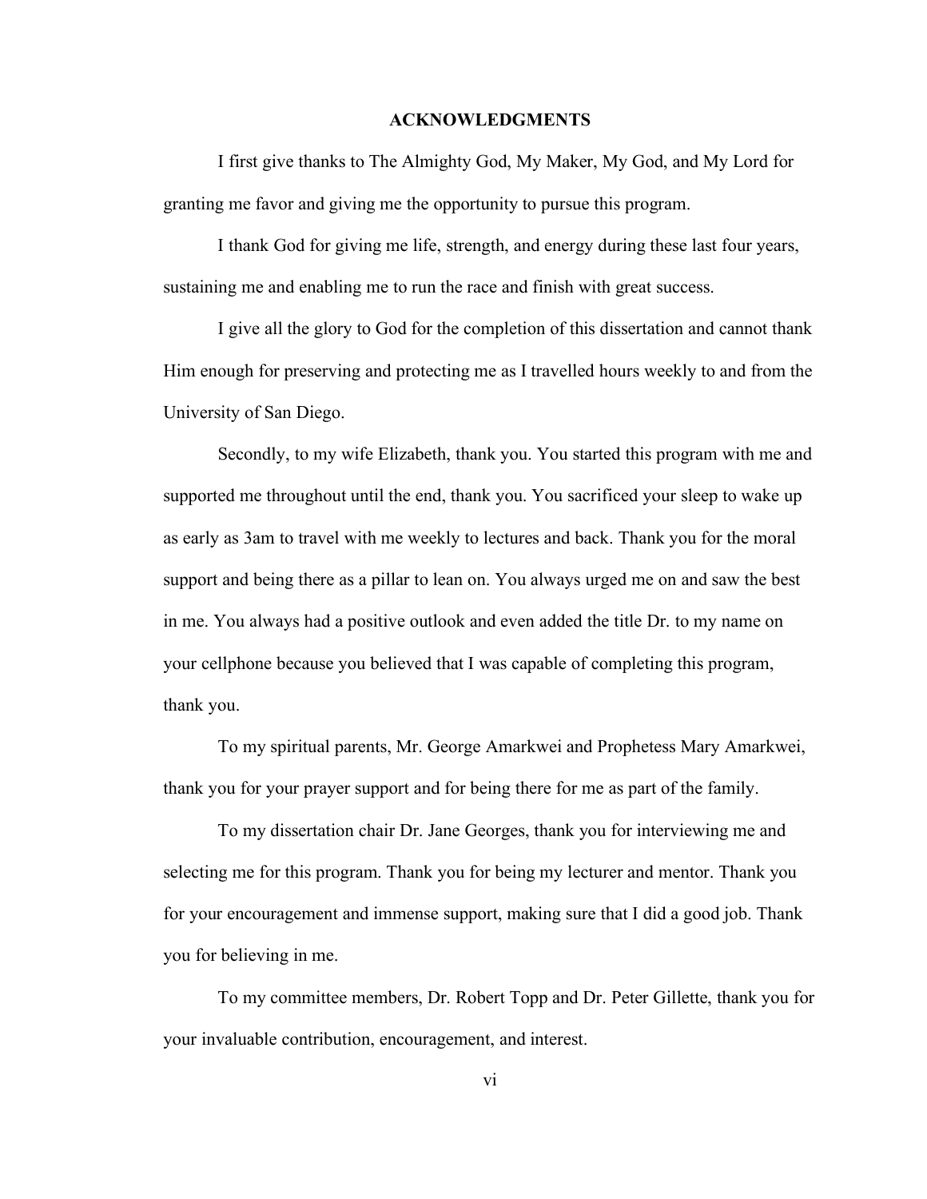## ACKNOWLEDGMENTS

I first give thanks to The Almighty God, My Maker, My God, and My Lord for granting me favor and giving me the opportunity to pursue this program.

I thank God for giving me life, strength, and energy during these last four years, sustaining me and enabling me to run the race and finish with great success.

I give all the glory to God for the completion of this dissertation and cannot thank Him enough for preserving and protecting me as I travelled hours weekly to and from the University of San Diego.

Secondly, to my wife Elizabeth, thank you. You started this program with me and supported me throughout until the end, thank you. You sacrificed your sleep to wake up as early as 3am to travel with me weekly to lectures and back. Thank you for the moral support and being there as a pillar to lean on. You always urged me on and saw the best in me. You always had a positive outlook and even added the title Dr. to my name on your cellphone because you believed that I was capable of completing this program, thank you.

To my spiritual parents, Mr. George Amarkwei and Prophetess Mary Amarkwei, thank you for your prayer support and for being there for me as part of the family.

To my dissertation chair Dr. Jane Georges, thank you for interviewing me and selecting me for this program. Thank you for being my lecturer and mentor. Thank you for your encouragement and immense support, making sure that I did a good job. Thank you for believing in me.

To my committee members, Dr. Robert Topp and Dr. Peter Gillette, thank you for your invaluable contribution, encouragement, and interest.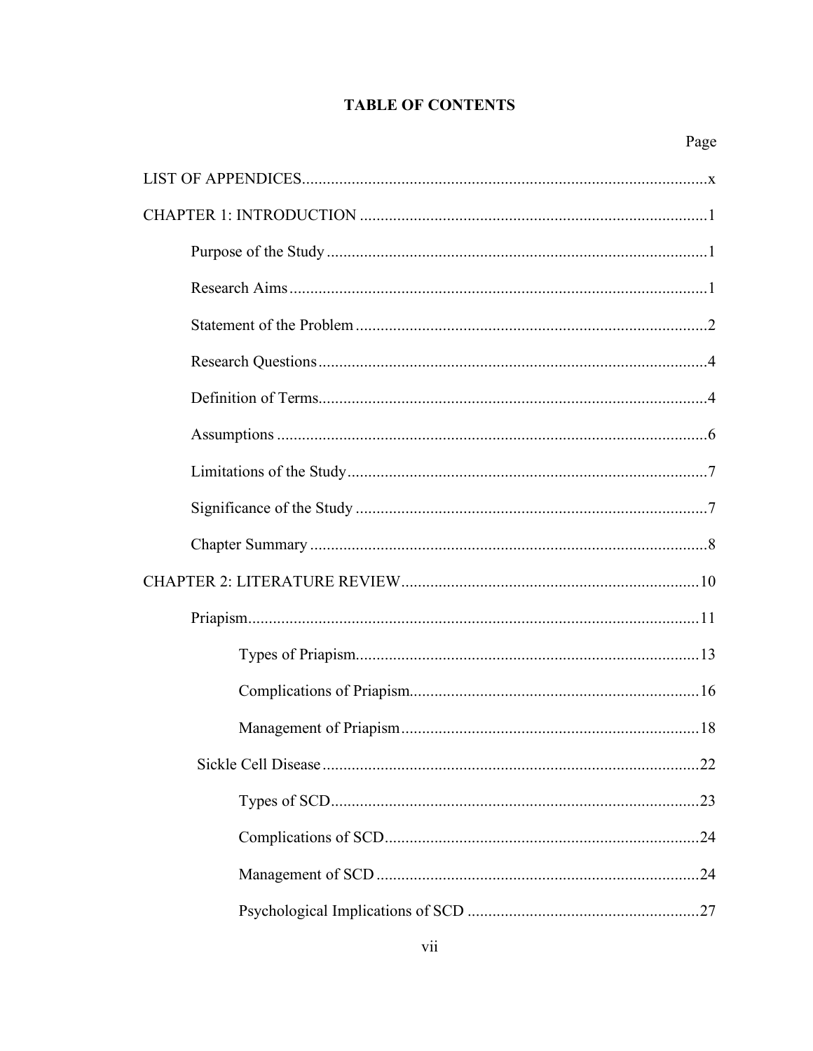# TABLE OF CONTENTS

Page

LIST OF APPENDICES..................................................................................................x

CHAPTER 1: INTRODUCTION ....................................................................................1

- Purpose of the Study ............................................................................................1
- Research Aims .....................................................................................................1
- Statement of the Problem .....................................................................................2
- Research Questions ..............................................................................................4
- Definition of Terms..............................................................................................4
- Assumptions ........................................................................................................6
- Limitations of the Study.......................................................................................7
- Significance of the Study .....................................................................................7
- Chapter Summary ................................................................................................8

CHAPTER 2: LITERATURE REVIEW........................................................................10

- Priapism.............................................................................................................11
  - Types of Priapism...................................................................................13
  - Complications of Priapism......................................................................16
  - Management of Priapism........................................................................18
- Sickle Cell Disease ...........................................................................................22
  - Types of SCD.........................................................................................23
  - Complications of SCD............................................................................24
  - Management of SCD ..............................................................................24
  - Psychological Implications of SCD ........................................................27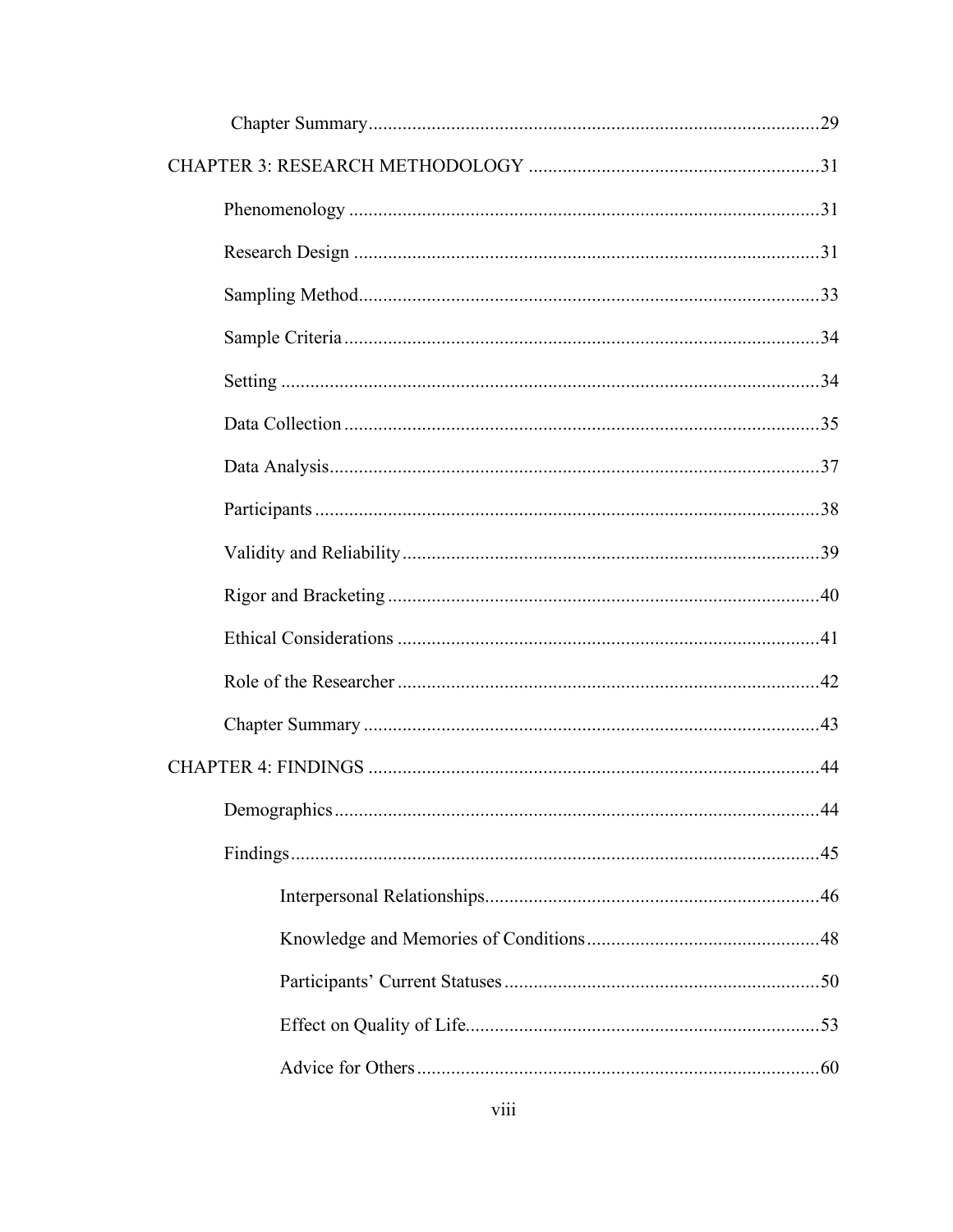Chapter Summary ........................................................................................ 29

CHAPTER 3: RESEARCH METHODOLOGY ........................................................ 31

Phenomenology ........................................................................................ 31

Research Design ........................................................................................ 31

Sampling Method ........................................................................................ 33

Sample Criteria ........................................................................................ 34

Setting ........................................................................................ 34

Data Collection ........................................................................................ 35

Data Analysis ........................................................................................ 37

Participants ........................................................................................ 38

Validity and Reliability ........................................................................................ 39

Rigor and Bracketing ........................................................................................ 40

Ethical Considerations ........................................................................................ 41

Role of the Researcher ........................................................................................ 42

Chapter Summary ........................................................................................ 43

CHAPTER 4: FINDINGS ........................................................................................ 44

Demographics ........................................................................................ 44

Findings ........................................................................................ 45

Interpersonal Relationships ........................................................................................ 46

Knowledge and Memories of Conditions ........................................................................................ 48

Participants' Current Statuses ........................................................................................ 50

Effect on Quality of Life ........................................................................................ 53

Advice for Others ........................................................................................ 60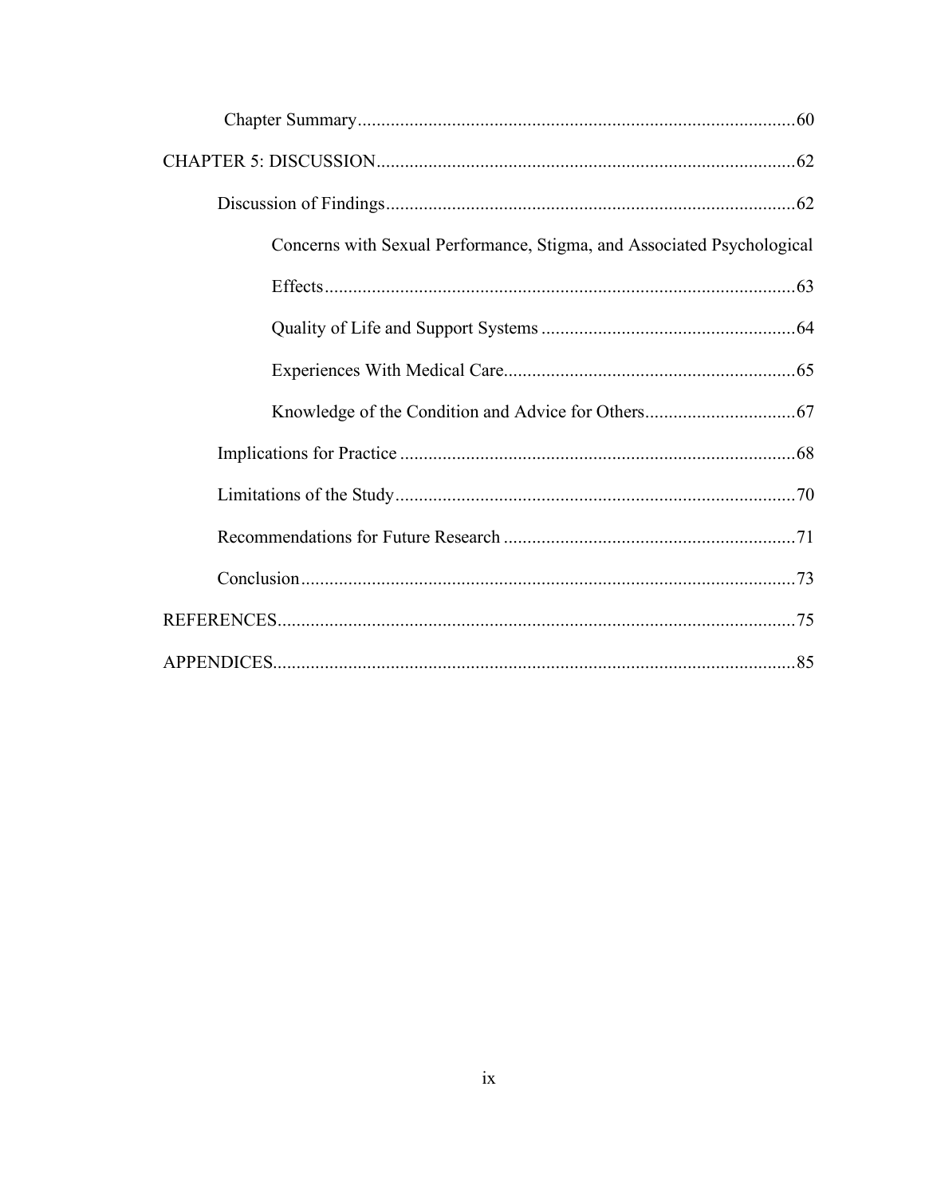Chapter Summary.....60

CHAPTER 5: DISCUSSION.....62

Discussion of Findings.....62

Concerns with Sexual Performance, Stigma, and Associated Psychological Effects.....63

Quality of Life and Support Systems.....64

Experiences With Medical Care.....65

Knowledge of the Condition and Advice for Others.....67

Implications for Practice.....68

Limitations of the Study.....70

Recommendations for Future Research.....71

Conclusion.....73

REFERENCES.....75

APPENDICES.....85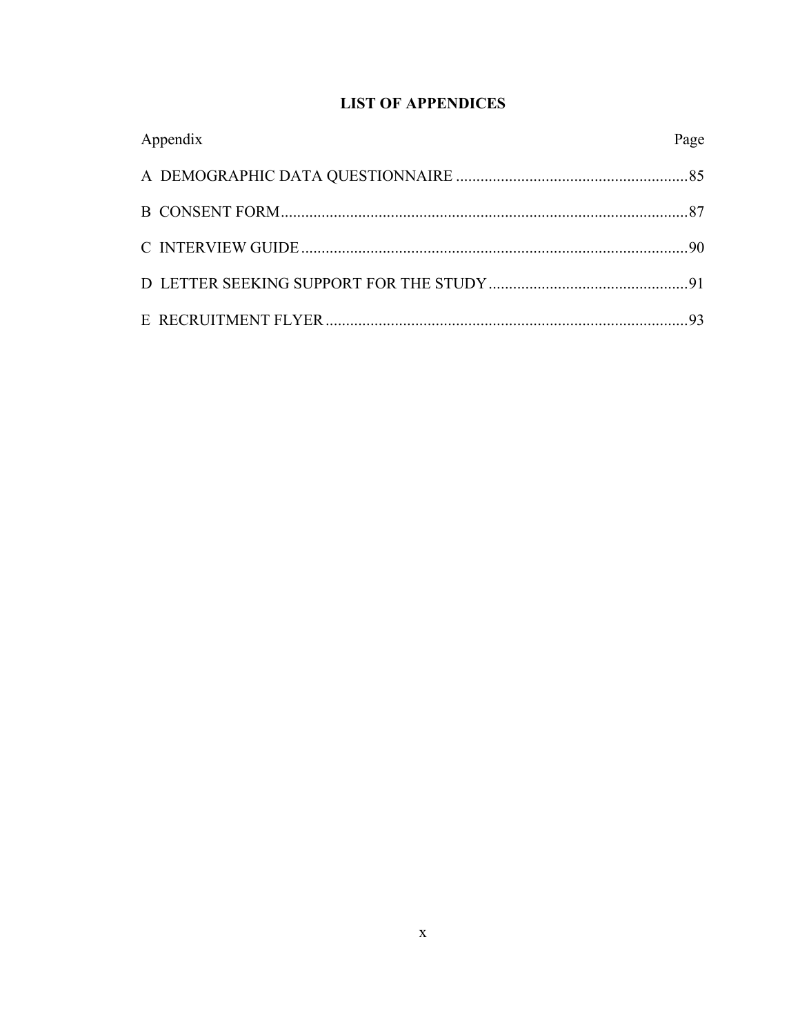# LIST OF APPENDICES

| Appendix | Page |
|---|---|
| A DEMOGRAPHIC DATA QUESTIONNAIRE | 85 |
| B CONSENT FORM | 87 |
| C INTERVIEW GUIDE | 90 |
| D LETTER SEEKING SUPPORT FOR THE STUDY | 91 |
| E RECRUITMENT FLYER | 93 |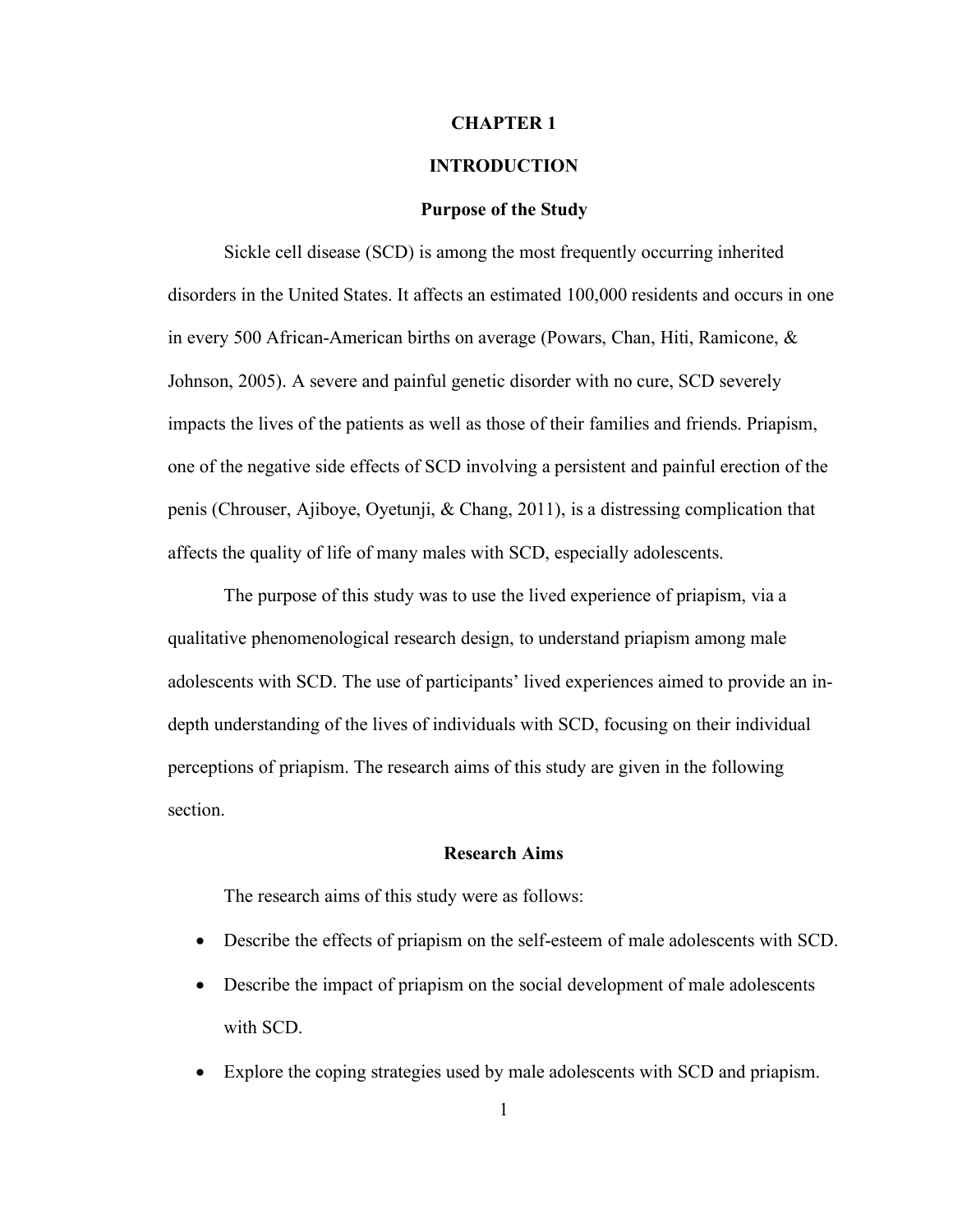# CHAPTER 1

# INTRODUCTION

## Purpose of the Study

Sickle cell disease (SCD) is among the most frequently occurring inherited disorders in the United States. It affects an estimated 100,000 residents and occurs in one in every 500 African-American births on average (Powars, Chan, Hiti, Ramicone, & Johnson, 2005). A severe and painful genetic disorder with no cure, SCD severely impacts the lives of the patients as well as those of their families and friends. Priapism, one of the negative side effects of SCD involving a persistent and painful erection of the penis (Chrouser, Ajiboye, Oyetunji, & Chang, 2011), is a distressing complication that affects the quality of life of many males with SCD, especially adolescents.

The purpose of this study was to use the lived experience of priapism, via a qualitative phenomenological research design, to understand priapism among male adolescents with SCD. The use of participants' lived experiences aimed to provide an in-depth understanding of the lives of individuals with SCD, focusing on their individual perceptions of priapism. The research aims of this study are given in the following section.

## Research Aims

The research aims of this study were as follows:

- Describe the effects of priapism on the self-esteem of male adolescents with SCD.
- Describe the impact of priapism on the social development of male adolescents with SCD.
- Explore the coping strategies used by male adolescents with SCD and priapism.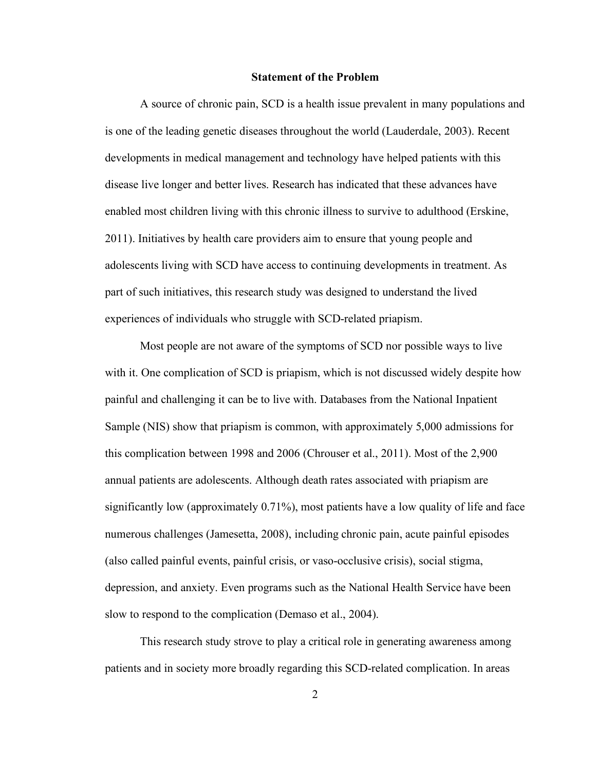## Statement of the Problem

A source of chronic pain, SCD is a health issue prevalent in many populations and is one of the leading genetic diseases throughout the world (Lauderdale, 2003). Recent developments in medical management and technology have helped patients with this disease live longer and better lives. Research has indicated that these advances have enabled most children living with this chronic illness to survive to adulthood (Erskine, 2011). Initiatives by health care providers aim to ensure that young people and adolescents living with SCD have access to continuing developments in treatment. As part of such initiatives, this research study was designed to understand the lived experiences of individuals who struggle with SCD-related priapism.

Most people are not aware of the symptoms of SCD nor possible ways to live with it. One complication of SCD is priapism, which is not discussed widely despite how painful and challenging it can be to live with. Databases from the National Inpatient Sample (NIS) show that priapism is common, with approximately 5,000 admissions for this complication between 1998 and 2006 (Chrouser et al., 2011). Most of the 2,900 annual patients are adolescents. Although death rates associated with priapism are significantly low (approximately 0.71%), most patients have a low quality of life and face numerous challenges (Jamesetta, 2008), including chronic pain, acute painful episodes (also called painful events, painful crisis, or vaso-occlusive crisis), social stigma, depression, and anxiety. Even programs such as the National Health Service have been slow to respond to the complication (Demaso et al., 2004).

This research study strove to play a critical role in generating awareness among patients and in society more broadly regarding this SCD-related complication. In areas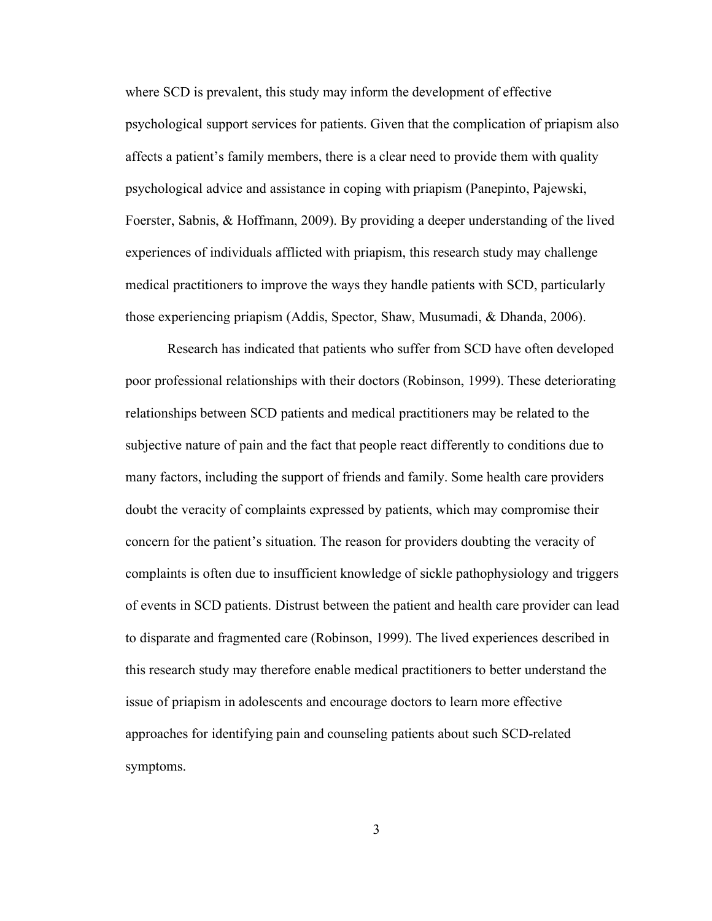where SCD is prevalent, this study may inform the development of effective psychological support services for patients. Given that the complication of priapism also affects a patient's family members, there is a clear need to provide them with quality psychological advice and assistance in coping with priapism (Panepinto, Pajewski, Foerster, Sabnis, & Hoffmann, 2009). By providing a deeper understanding of the lived experiences of individuals afflicted with priapism, this research study may challenge medical practitioners to improve the ways they handle patients with SCD, particularly those experiencing priapism (Addis, Spector, Shaw, Musumadi, & Dhanda, 2006).

Research has indicated that patients who suffer from SCD have often developed poor professional relationships with their doctors (Robinson, 1999). These deteriorating relationships between SCD patients and medical practitioners may be related to the subjective nature of pain and the fact that people react differently to conditions due to many factors, including the support of friends and family. Some health care providers doubt the veracity of complaints expressed by patients, which may compromise their concern for the patient's situation. The reason for providers doubting the veracity of complaints is often due to insufficient knowledge of sickle pathophysiology and triggers of events in SCD patients. Distrust between the patient and health care provider can lead to disparate and fragmented care (Robinson, 1999). The lived experiences described in this research study may therefore enable medical practitioners to better understand the issue of priapism in adolescents and encourage doctors to learn more effective approaches for identifying pain and counseling patients about such SCD-related symptoms.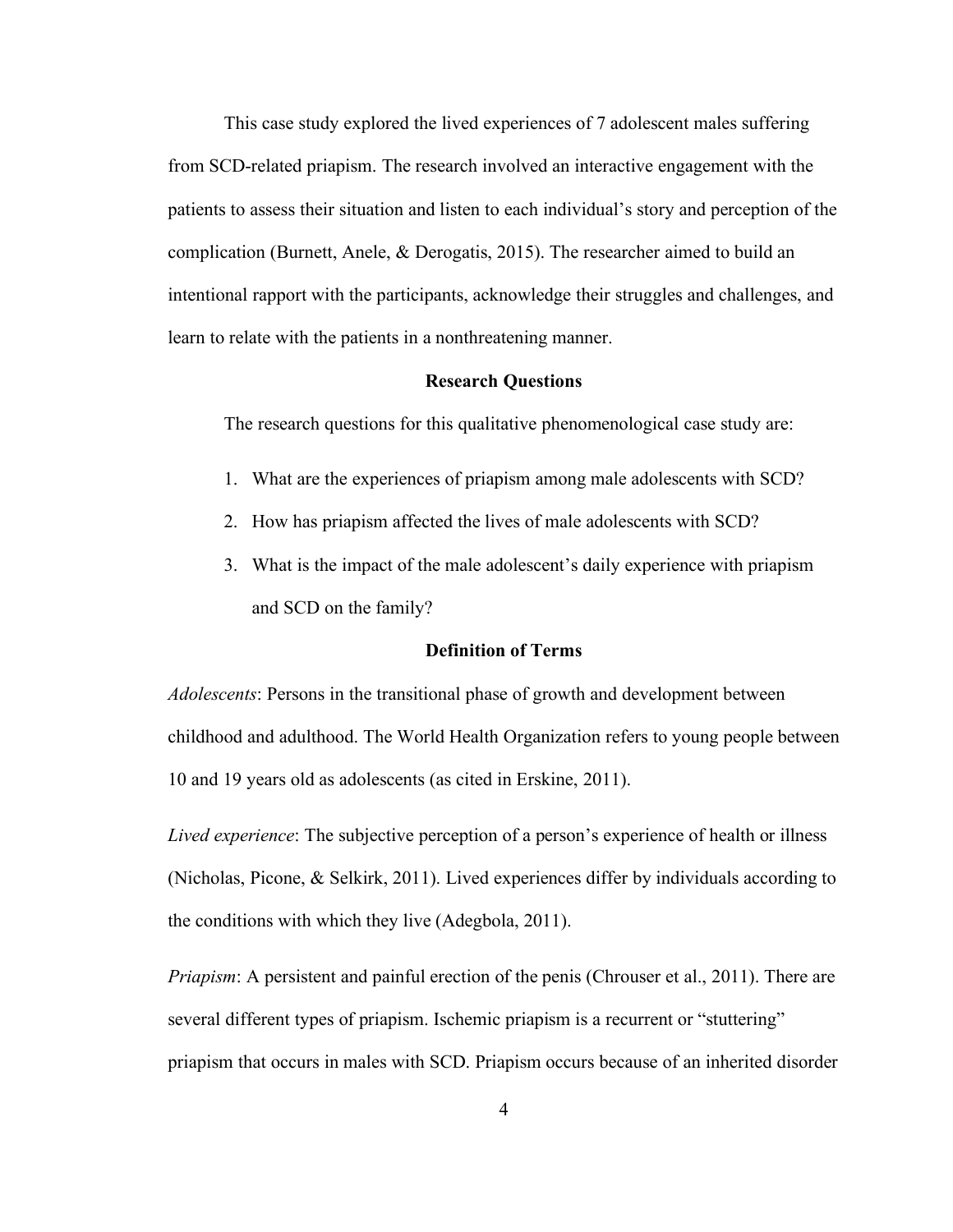This case study explored the lived experiences of 7 adolescent males suffering from SCD-related priapism. The research involved an interactive engagement with the patients to assess their situation and listen to each individual's story and perception of the complication (Burnett, Anele, & Derogatis, 2015). The researcher aimed to build an intentional rapport with the participants, acknowledge their struggles and challenges, and learn to relate with the patients in a nonthreatening manner.

## Research Questions

The research questions for this qualitative phenomenological case study are:

1. What are the experiences of priapism among male adolescents with SCD?
2. How has priapism affected the lives of male adolescents with SCD?
3. What is the impact of the male adolescent's daily experience with priapism and SCD on the family?

## Definition of Terms

*Adolescents*: Persons in the transitional phase of growth and development between childhood and adulthood. The World Health Organization refers to young people between 10 and 19 years old as adolescents (as cited in Erskine, 2011).

*Lived experience*: The subjective perception of a person's experience of health or illness (Nicholas, Picone, & Selkirk, 2011). Lived experiences differ by individuals according to the conditions with which they live (Adegbola, 2011).

*Priapism*: A persistent and painful erection of the penis (Chrouser et al., 2011). There are several different types of priapism. Ischemic priapism is a recurrent or "stuttering" priapism that occurs in males with SCD. Priapism occurs because of an inherited disorder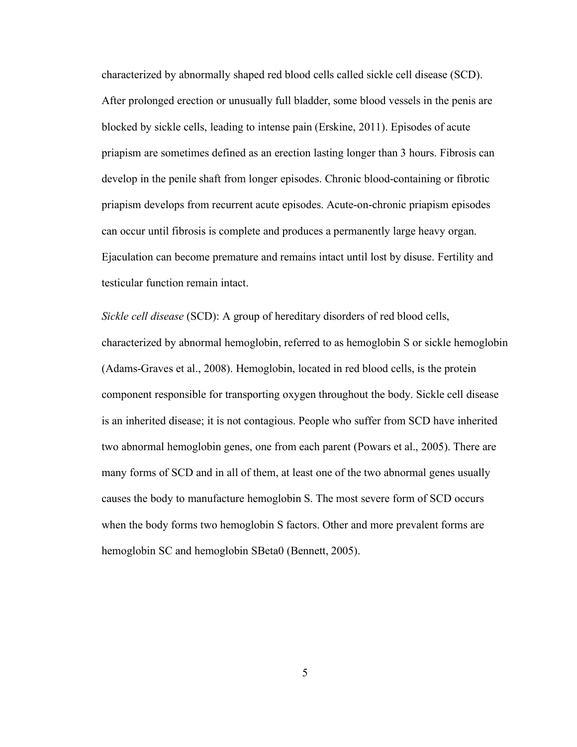characterized by abnormally shaped red blood cells called sickle cell disease (SCD). After prolonged erection or unusually full bladder, some blood vessels in the penis are blocked by sickle cells, leading to intense pain (Erskine, 2011). Episodes of acute priapism are sometimes defined as an erection lasting longer than 3 hours. Fibrosis can develop in the penile shaft from longer episodes. Chronic blood-containing or fibrotic priapism develops from recurrent acute episodes. Acute-on-chronic priapism episodes can occur until fibrosis is complete and produces a permanently large heavy organ. Ejaculation can become premature and remains intact until lost by disuse. Fertility and testicular function remain intact.

*Sickle cell disease* (SCD): A group of hereditary disorders of red blood cells, characterized by abnormal hemoglobin, referred to as hemoglobin S or sickle hemoglobin (Adams-Graves et al., 2008). Hemoglobin, located in red blood cells, is the protein component responsible for transporting oxygen throughout the body. Sickle cell disease is an inherited disease; it is not contagious. People who suffer from SCD have inherited two abnormal hemoglobin genes, one from each parent (Powars et al., 2005). There are many forms of SCD and in all of them, at least one of the two abnormal genes usually causes the body to manufacture hemoglobin S. The most severe form of SCD occurs when the body forms two hemoglobin S factors. Other and more prevalent forms are hemoglobin SC and hemoglobin SBeta0 (Bennett, 2005).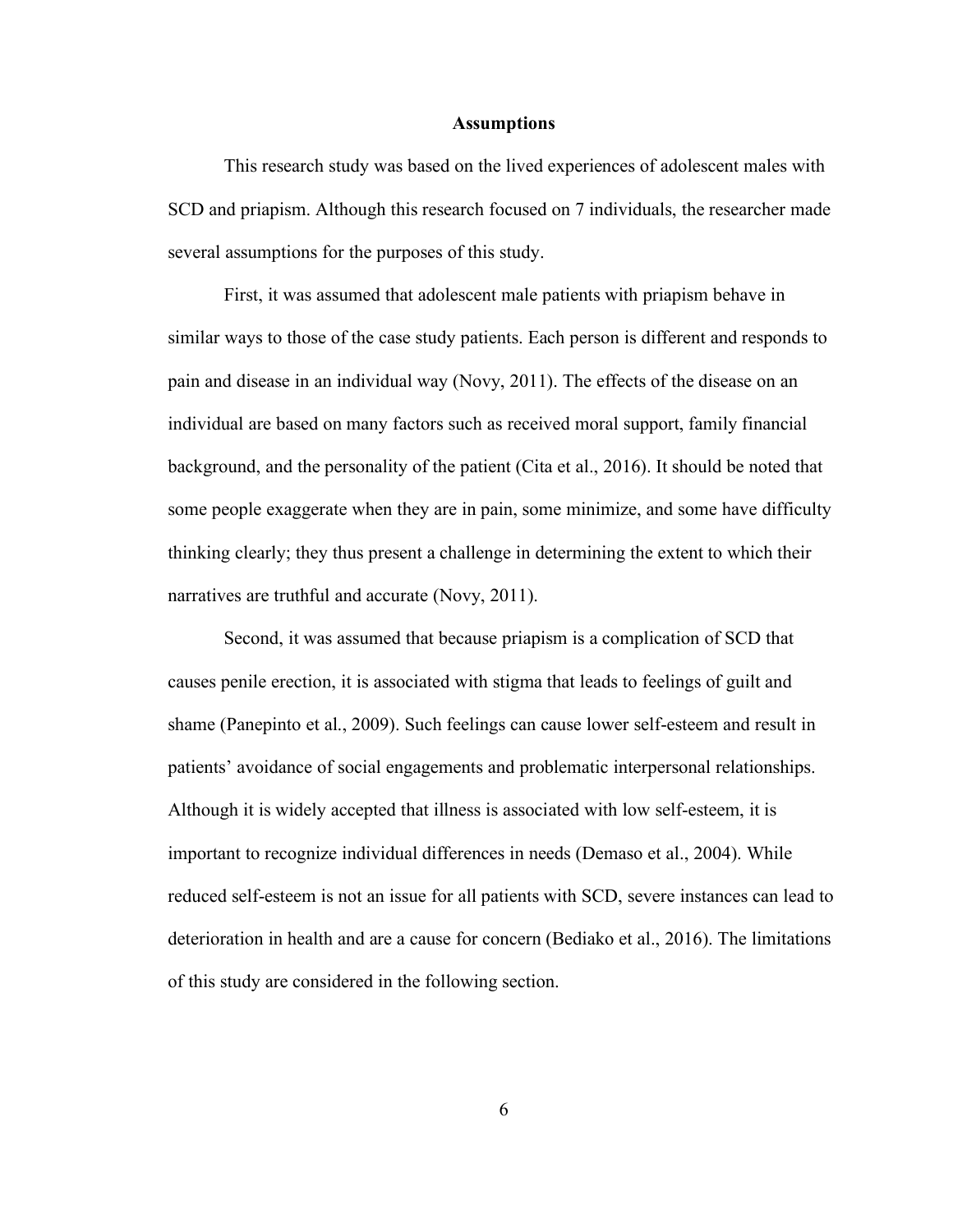## Assumptions

This research study was based on the lived experiences of adolescent males with SCD and priapism. Although this research focused on 7 individuals, the researcher made several assumptions for the purposes of this study.

First, it was assumed that adolescent male patients with priapism behave in similar ways to those of the case study patients. Each person is different and responds to pain and disease in an individual way (Novy, 2011). The effects of the disease on an individual are based on many factors such as received moral support, family financial background, and the personality of the patient (Cita et al., 2016). It should be noted that some people exaggerate when they are in pain, some minimize, and some have difficulty thinking clearly; they thus present a challenge in determining the extent to which their narratives are truthful and accurate (Novy, 2011).

Second, it was assumed that because priapism is a complication of SCD that causes penile erection, it is associated with stigma that leads to feelings of guilt and shame (Panepinto et al., 2009). Such feelings can cause lower self-esteem and result in patients' avoidance of social engagements and problematic interpersonal relationships. Although it is widely accepted that illness is associated with low self-esteem, it is important to recognize individual differences in needs (Demaso et al., 2004). While reduced self-esteem is not an issue for all patients with SCD, severe instances can lead to deterioration in health and are a cause for concern (Bediako et al., 2016). The limitations of this study are considered in the following section.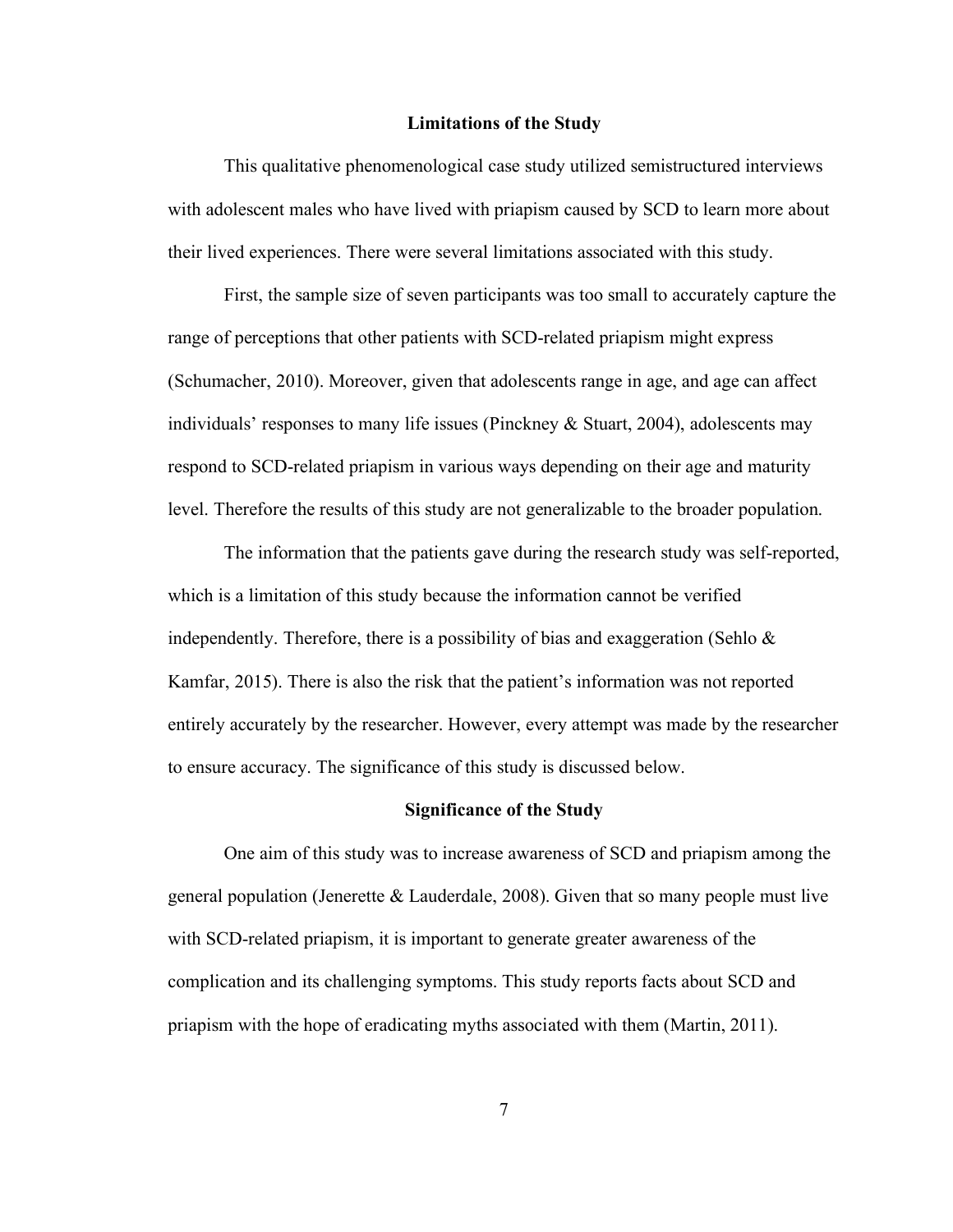## Limitations of the Study

This qualitative phenomenological case study utilized semistructured interviews with adolescent males who have lived with priapism caused by SCD to learn more about their lived experiences. There were several limitations associated with this study.

First, the sample size of seven participants was too small to accurately capture the range of perceptions that other patients with SCD-related priapism might express (Schumacher, 2010). Moreover, given that adolescents range in age, and age can affect individuals' responses to many life issues (Pinckney & Stuart, 2004), adolescents may respond to SCD-related priapism in various ways depending on their age and maturity level. Therefore the results of this study are not generalizable to the broader population.

The information that the patients gave during the research study was self-reported, which is a limitation of this study because the information cannot be verified independently. Therefore, there is a possibility of bias and exaggeration (Sehlo & Kamfar, 2015). There is also the risk that the patient's information was not reported entirely accurately by the researcher. However, every attempt was made by the researcher to ensure accuracy. The significance of this study is discussed below.

## Significance of the Study

One aim of this study was to increase awareness of SCD and priapism among the general population (Jenerette & Lauderdale, 2008). Given that so many people must live with SCD-related priapism, it is important to generate greater awareness of the complication and its challenging symptoms. This study reports facts about SCD and priapism with the hope of eradicating myths associated with them (Martin, 2011).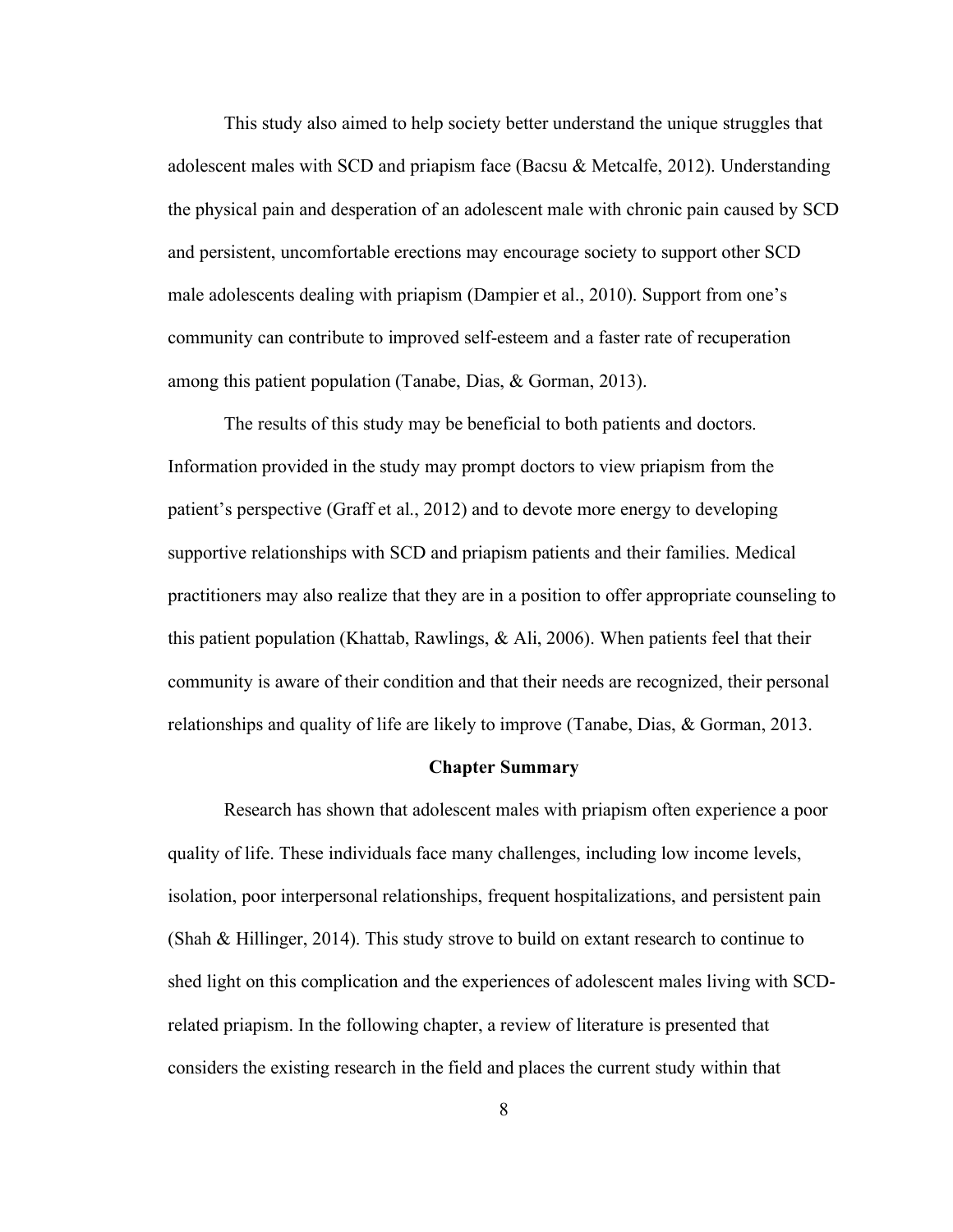This study also aimed to help society better understand the unique struggles that adolescent males with SCD and priapism face (Bacsu & Metcalfe, 2012). Understanding the physical pain and desperation of an adolescent male with chronic pain caused by SCD and persistent, uncomfortable erections may encourage society to support other SCD male adolescents dealing with priapism (Dampier et al., 2010). Support from one's community can contribute to improved self-esteem and a faster rate of recuperation among this patient population (Tanabe, Dias, & Gorman, 2013).

The results of this study may be beneficial to both patients and doctors. Information provided in the study may prompt doctors to view priapism from the patient's perspective (Graff et al., 2012) and to devote more energy to developing supportive relationships with SCD and priapism patients and their families. Medical practitioners may also realize that they are in a position to offer appropriate counseling to this patient population (Khattab, Rawlings, & Ali, 2006). When patients feel that their community is aware of their condition and that their needs are recognized, their personal relationships and quality of life are likely to improve (Tanabe, Dias, & Gorman, 2013.

## Chapter Summary

Research has shown that adolescent males with priapism often experience a poor quality of life. These individuals face many challenges, including low income levels, isolation, poor interpersonal relationships, frequent hospitalizations, and persistent pain (Shah & Hillinger, 2014). This study strove to build on extant research to continue to shed light on this complication and the experiences of adolescent males living with SCD-related priapism. In the following chapter, a review of literature is presented that considers the existing research in the field and places the current study within that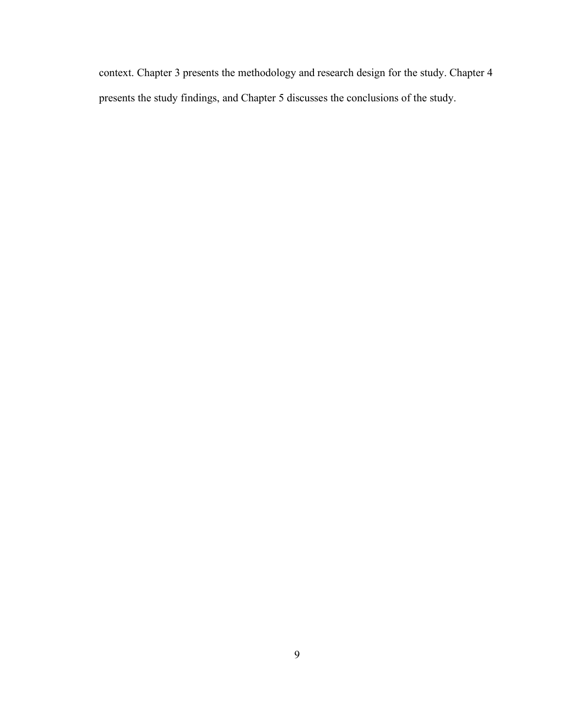context. Chapter 3 presents the methodology and research design for the study. Chapter 4 presents the study findings, and Chapter 5 discusses the conclusions of the study.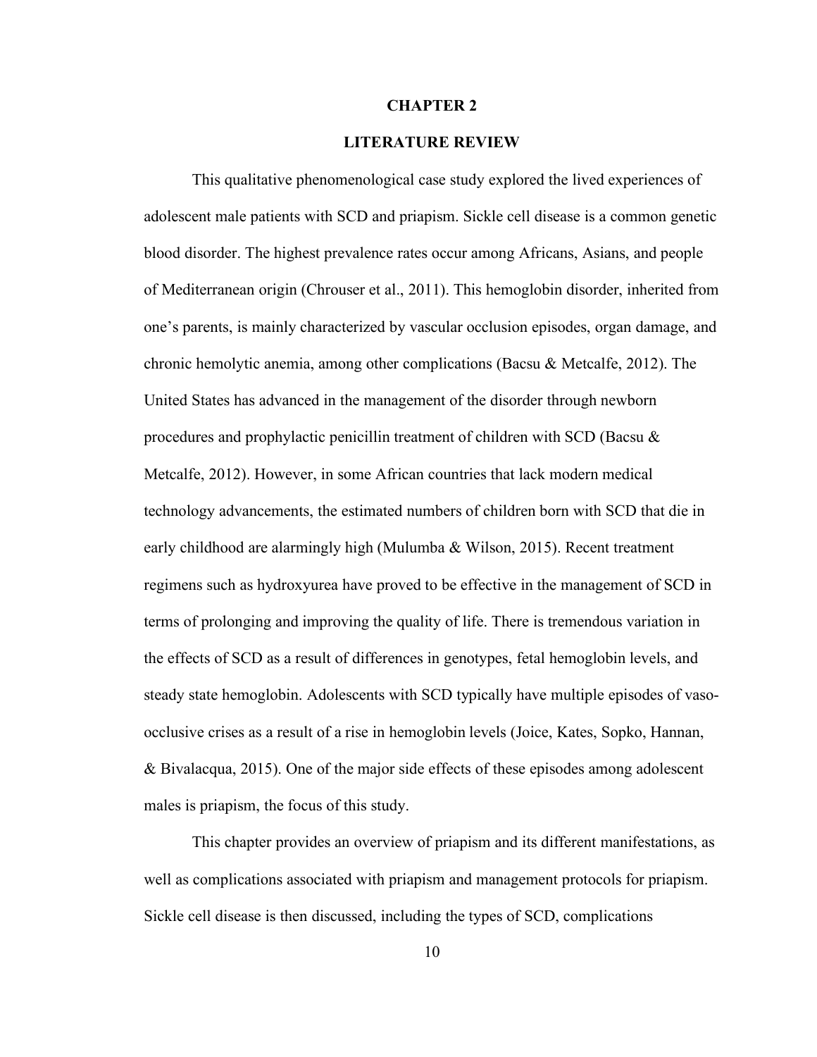# CHAPTER 2

## LITERATURE REVIEW

This qualitative phenomenological case study explored the lived experiences of adolescent male patients with SCD and priapism. Sickle cell disease is a common genetic blood disorder. The highest prevalence rates occur among Africans, Asians, and people of Mediterranean origin (Chrouser et al., 2011). This hemoglobin disorder, inherited from one's parents, is mainly characterized by vascular occlusion episodes, organ damage, and chronic hemolytic anemia, among other complications (Bacsu & Metcalfe, 2012). The United States has advanced in the management of the disorder through newborn procedures and prophylactic penicillin treatment of children with SCD (Bacsu & Metcalfe, 2012). However, in some African countries that lack modern medical technology advancements, the estimated numbers of children born with SCD that die in early childhood are alarmingly high (Mulumba & Wilson, 2015). Recent treatment regimens such as hydroxyurea have proved to be effective in the management of SCD in terms of prolonging and improving the quality of life. There is tremendous variation in the effects of SCD as a result of differences in genotypes, fetal hemoglobin levels, and steady state hemoglobin. Adolescents with SCD typically have multiple episodes of vaso-occlusive crises as a result of a rise in hemoglobin levels (Joice, Kates, Sopko, Hannan, & Bivalacqua, 2015). One of the major side effects of these episodes among adolescent males is priapism, the focus of this study.

This chapter provides an overview of priapism and its different manifestations, as well as complications associated with priapism and management protocols for priapism. Sickle cell disease is then discussed, including the types of SCD, complications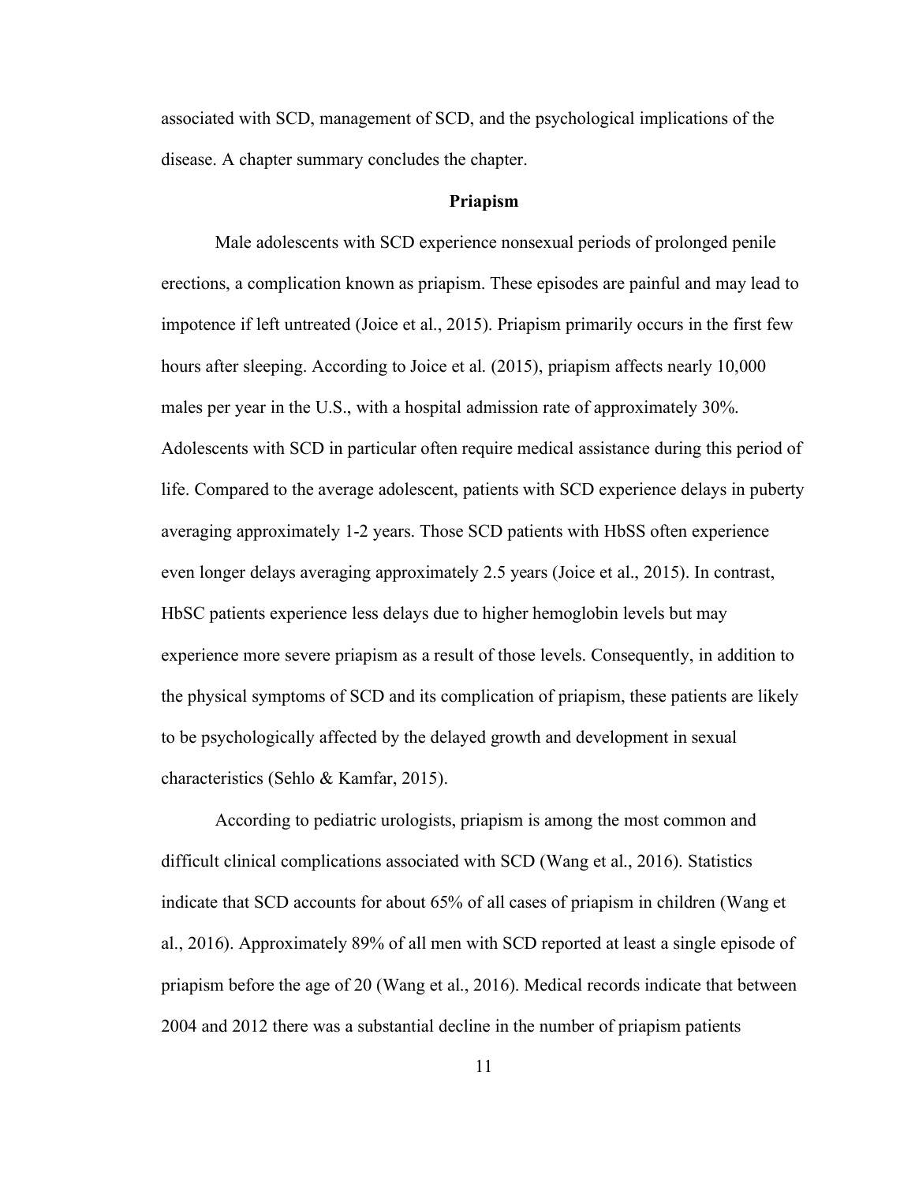associated with SCD, management of SCD, and the psychological implications of the disease. A chapter summary concludes the chapter.

## Priapism

Male adolescents with SCD experience nonsexual periods of prolonged penile erections, a complication known as priapism. These episodes are painful and may lead to impotence if left untreated (Joice et al., 2015). Priapism primarily occurs in the first few hours after sleeping. According to Joice et al. (2015), priapism affects nearly 10,000 males per year in the U.S., with a hospital admission rate of approximately 30%. Adolescents with SCD in particular often require medical assistance during this period of life. Compared to the average adolescent, patients with SCD experience delays in puberty averaging approximately 1-2 years. Those SCD patients with HbSS often experience even longer delays averaging approximately 2.5 years (Joice et al., 2015). In contrast, HbSC patients experience less delays due to higher hemoglobin levels but may experience more severe priapism as a result of those levels. Consequently, in addition to the physical symptoms of SCD and its complication of priapism, these patients are likely to be psychologically affected by the delayed growth and development in sexual characteristics (Sehlo & Kamfar, 2015).

According to pediatric urologists, priapism is among the most common and difficult clinical complications associated with SCD (Wang et al., 2016). Statistics indicate that SCD accounts for about 65% of all cases of priapism in children (Wang et al., 2016). Approximately 89% of all men with SCD reported at least a single episode of priapism before the age of 20 (Wang et al., 2016). Medical records indicate that between 2004 and 2012 there was a substantial decline in the number of priapism patients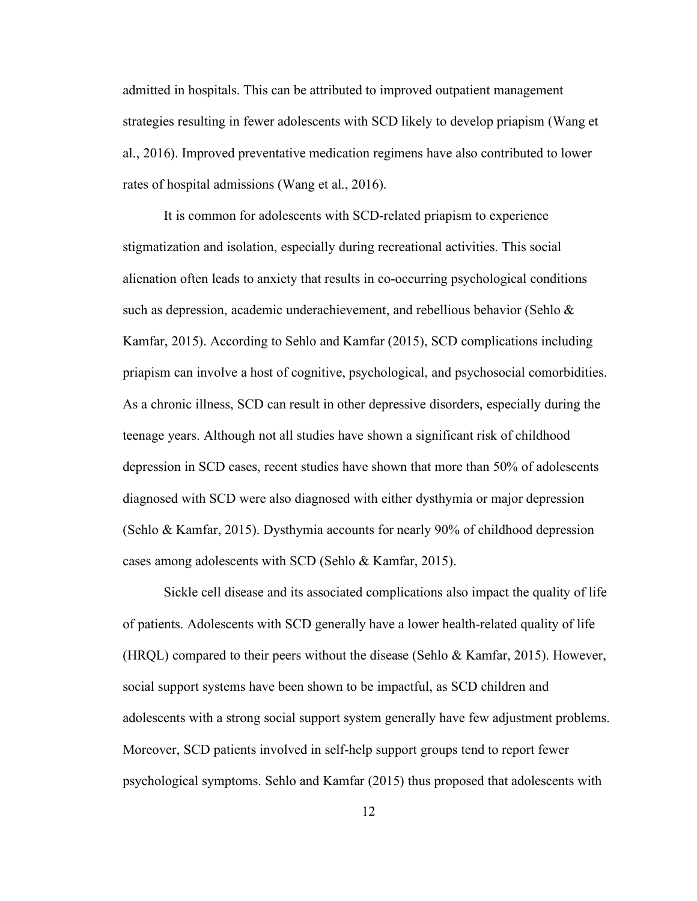admitted in hospitals. This can be attributed to improved outpatient management strategies resulting in fewer adolescents with SCD likely to develop priapism (Wang et al., 2016). Improved preventative medication regimens have also contributed to lower rates of hospital admissions (Wang et al., 2016).

It is common for adolescents with SCD-related priapism to experience stigmatization and isolation, especially during recreational activities. This social alienation often leads to anxiety that results in co-occurring psychological conditions such as depression, academic underachievement, and rebellious behavior (Sehlo & Kamfar, 2015). According to Sehlo and Kamfar (2015), SCD complications including priapism can involve a host of cognitive, psychological, and psychosocial comorbidities. As a chronic illness, SCD can result in other depressive disorders, especially during the teenage years. Although not all studies have shown a significant risk of childhood depression in SCD cases, recent studies have shown that more than 50% of adolescents diagnosed with SCD were also diagnosed with either dysthymia or major depression (Sehlo & Kamfar, 2015). Dysthymia accounts for nearly 90% of childhood depression cases among adolescents with SCD (Sehlo & Kamfar, 2015).

Sickle cell disease and its associated complications also impact the quality of life of patients. Adolescents with SCD generally have a lower health-related quality of life (HRQL) compared to their peers without the disease (Sehlo & Kamfar, 2015). However, social support systems have been shown to be impactful, as SCD children and adolescents with a strong social support system generally have few adjustment problems. Moreover, SCD patients involved in self-help support groups tend to report fewer psychological symptoms. Sehlo and Kamfar (2015) thus proposed that adolescents with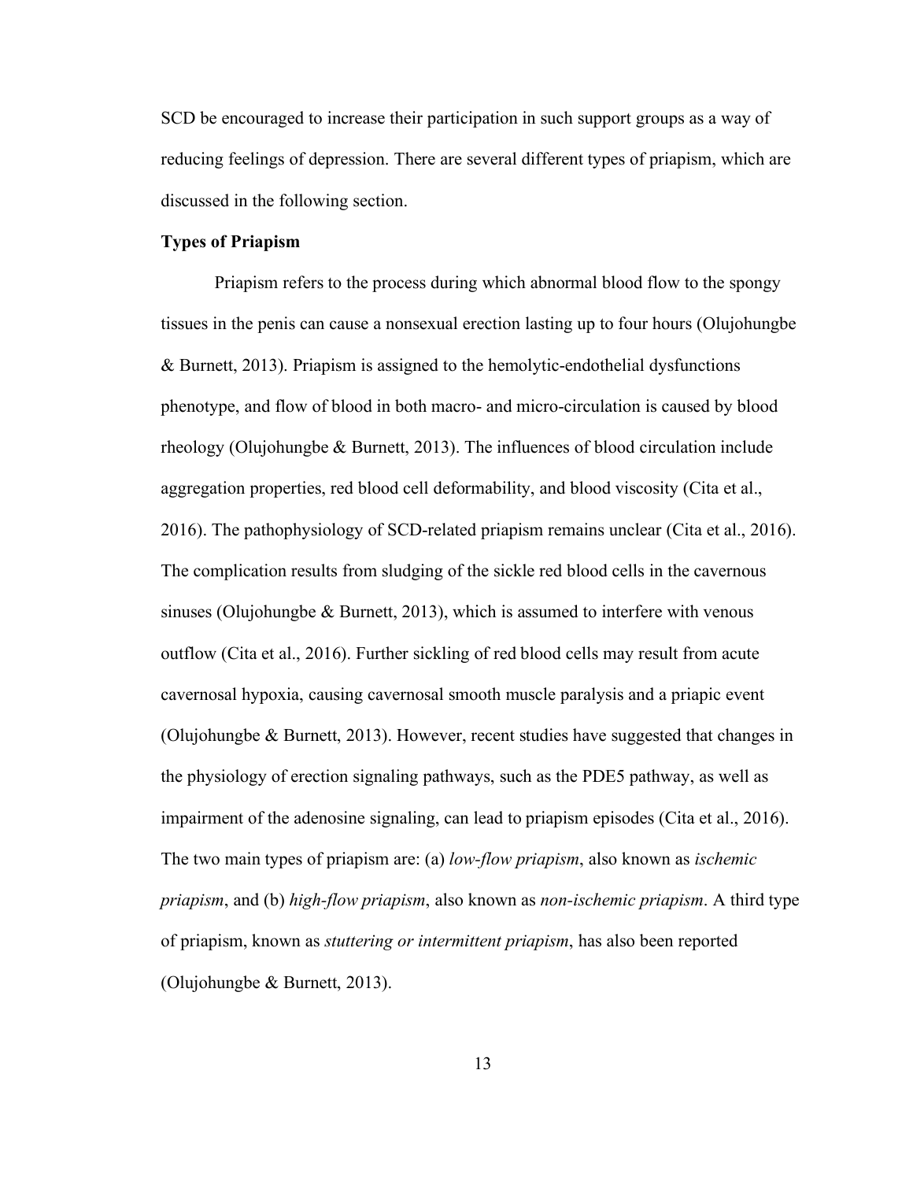SCD be encouraged to increase their participation in such support groups as a way of reducing feelings of depression. There are several different types of priapism, which are discussed in the following section.

**Types of Priapism**

Priapism refers to the process during which abnormal blood flow to the spongy tissues in the penis can cause a nonsexual erection lasting up to four hours (Olujohungbe & Burnett, 2013). Priapism is assigned to the hemolytic-endothelial dysfunctions phenotype, and flow of blood in both macro- and micro-circulation is caused by blood rheology (Olujohungbe & Burnett, 2013). The influences of blood circulation include aggregation properties, red blood cell deformability, and blood viscosity (Cita et al., 2016). The pathophysiology of SCD-related priapism remains unclear (Cita et al., 2016). The complication results from sludging of the sickle red blood cells in the cavernous sinuses (Olujohungbe & Burnett, 2013), which is assumed to interfere with venous outflow (Cita et al., 2016). Further sickling of red blood cells may result from acute cavernosal hypoxia, causing cavernosal smooth muscle paralysis and a priapic event (Olujohungbe & Burnett, 2013). However, recent studies have suggested that changes in the physiology of erection signaling pathways, such as the PDE5 pathway, as well as impairment of the adenosine signaling, can lead to priapism episodes (Cita et al., 2016). The two main types of priapism are: (a) *low-flow priapism*, also known as *ischemic priapism*, and (b) *high-flow priapism*, also known as *non-ischemic priapism*. A third type of priapism, known as *stuttering or intermittent priapism*, has also been reported (Olujohungbe & Burnett, 2013).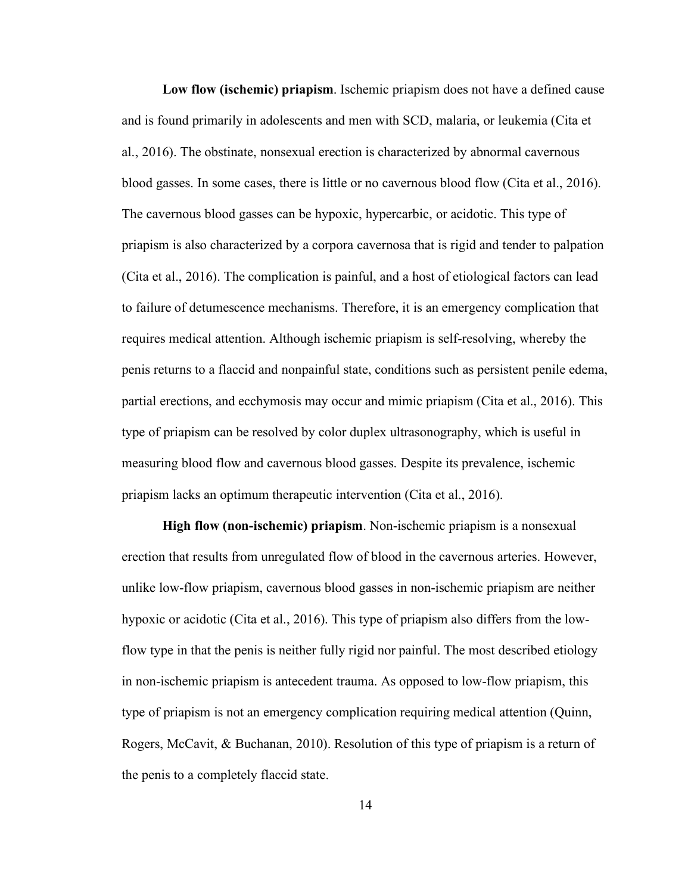**Low flow (ischemic) priapism**. Ischemic priapism does not have a defined cause and is found primarily in adolescents and men with SCD, malaria, or leukemia (Cita et al., 2016). The obstinate, nonsexual erection is characterized by abnormal cavernous blood gasses. In some cases, there is little or no cavernous blood flow (Cita et al., 2016). The cavernous blood gasses can be hypoxic, hypercarbic, or acidotic. This type of priapism is also characterized by a corpora cavernosa that is rigid and tender to palpation (Cita et al., 2016). The complication is painful, and a host of etiological factors can lead to failure of detumescence mechanisms. Therefore, it is an emergency complication that requires medical attention. Although ischemic priapism is self-resolving, whereby the penis returns to a flaccid and nonpainful state, conditions such as persistent penile edema, partial erections, and ecchymosis may occur and mimic priapism (Cita et al., 2016). This type of priapism can be resolved by color duplex ultrasonography, which is useful in measuring blood flow and cavernous blood gasses. Despite its prevalence, ischemic priapism lacks an optimum therapeutic intervention (Cita et al., 2016).

**High flow (non-ischemic) priapism**. Non-ischemic priapism is a nonsexual erection that results from unregulated flow of blood in the cavernous arteries. However, unlike low-flow priapism, cavernous blood gasses in non-ischemic priapism are neither hypoxic or acidotic (Cita et al., 2016). This type of priapism also differs from the low-flow type in that the penis is neither fully rigid nor painful. The most described etiology in non-ischemic priapism is antecedent trauma. As opposed to low-flow priapism, this type of priapism is not an emergency complication requiring medical attention (Quinn, Rogers, McCavit, & Buchanan, 2010). Resolution of this type of priapism is a return of the penis to a completely flaccid state.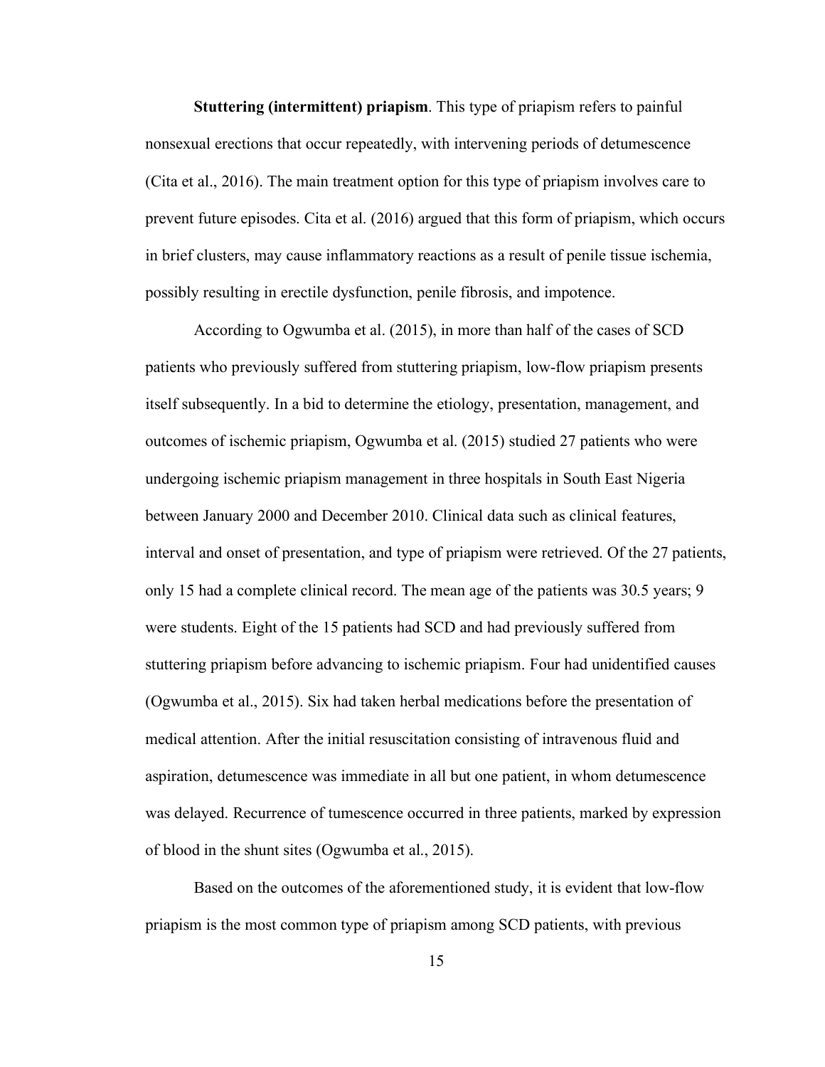**Stuttering (intermittent) priapism**. This type of priapism refers to painful nonsexual erections that occur repeatedly, with intervening periods of detumescence (Cita et al., 2016). The main treatment option for this type of priapism involves care to prevent future episodes. Cita et al. (2016) argued that this form of priapism, which occurs in brief clusters, may cause inflammatory reactions as a result of penile tissue ischemia, possibly resulting in erectile dysfunction, penile fibrosis, and impotence.

According to Ogwumba et al. (2015), in more than half of the cases of SCD patients who previously suffered from stuttering priapism, low-flow priapism presents itself subsequently. In a bid to determine the etiology, presentation, management, and outcomes of ischemic priapism, Ogwumba et al. (2015) studied 27 patients who were undergoing ischemic priapism management in three hospitals in South East Nigeria between January 2000 and December 2010. Clinical data such as clinical features, interval and onset of presentation, and type of priapism were retrieved. Of the 27 patients, only 15 had a complete clinical record. The mean age of the patients was 30.5 years; 9 were students. Eight of the 15 patients had SCD and had previously suffered from stuttering priapism before advancing to ischemic priapism. Four had unidentified causes (Ogwumba et al., 2015). Six had taken herbal medications before the presentation of medical attention. After the initial resuscitation consisting of intravenous fluid and aspiration, detumescence was immediate in all but one patient, in whom detumescence was delayed. Recurrence of tumescence occurred in three patients, marked by expression of blood in the shunt sites (Ogwumba et al., 2015).

Based on the outcomes of the aforementioned study, it is evident that low-flow priapism is the most common type of priapism among SCD patients, with previous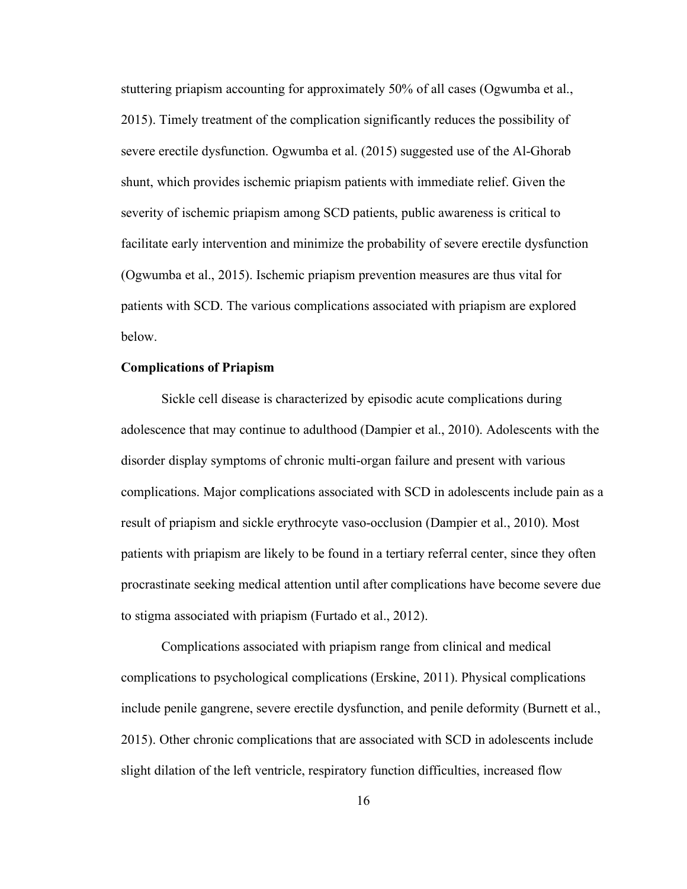stuttering priapism accounting for approximately 50% of all cases (Ogwumba et al., 2015). Timely treatment of the complication significantly reduces the possibility of severe erectile dysfunction. Ogwumba et al. (2015) suggested use of the Al-Ghorab shunt, which provides ischemic priapism patients with immediate relief. Given the severity of ischemic priapism among SCD patients, public awareness is critical to facilitate early intervention and minimize the probability of severe erectile dysfunction (Ogwumba et al., 2015). Ischemic priapism prevention measures are thus vital for patients with SCD. The various complications associated with priapism are explored below.

**Complications of Priapism**

Sickle cell disease is characterized by episodic acute complications during adolescence that may continue to adulthood (Dampier et al., 2010). Adolescents with the disorder display symptoms of chronic multi-organ failure and present with various complications. Major complications associated with SCD in adolescents include pain as a result of priapism and sickle erythrocyte vaso-occlusion (Dampier et al., 2010). Most patients with priapism are likely to be found in a tertiary referral center, since they often procrastinate seeking medical attention until after complications have become severe due to stigma associated with priapism (Furtado et al., 2012).

Complications associated with priapism range from clinical and medical complications to psychological complications (Erskine, 2011). Physical complications include penile gangrene, severe erectile dysfunction, and penile deformity (Burnett et al., 2015). Other chronic complications that are associated with SCD in adolescents include slight dilation of the left ventricle, respiratory function difficulties, increased flow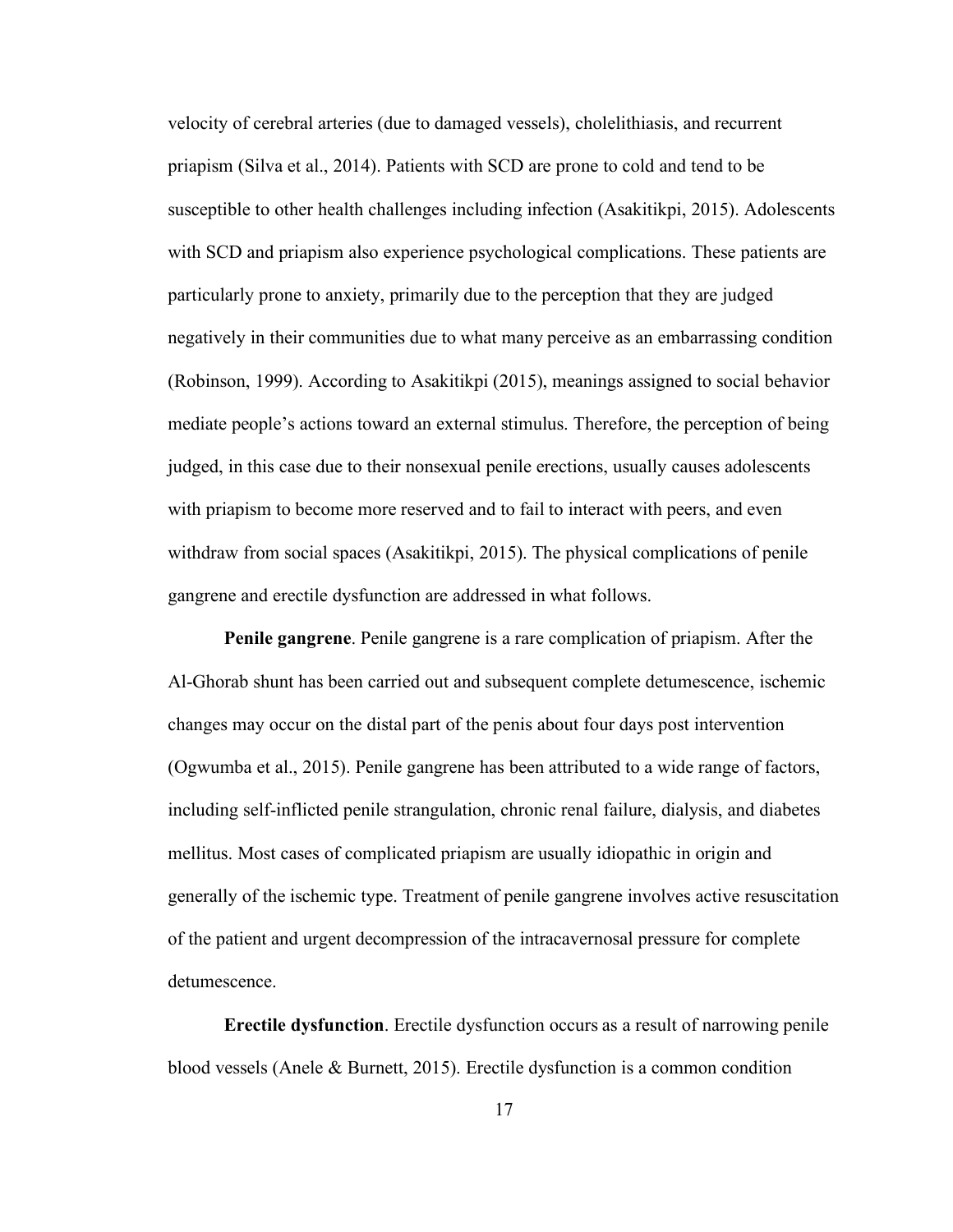velocity of cerebral arteries (due to damaged vessels), cholelithiasis, and recurrent priapism (Silva et al., 2014). Patients with SCD are prone to cold and tend to be susceptible to other health challenges including infection (Asakitikpi, 2015). Adolescents with SCD and priapism also experience psychological complications. These patients are particularly prone to anxiety, primarily due to the perception that they are judged negatively in their communities due to what many perceive as an embarrassing condition (Robinson, 1999). According to Asakitikpi (2015), meanings assigned to social behavior mediate people's actions toward an external stimulus. Therefore, the perception of being judged, in this case due to their nonsexual penile erections, usually causes adolescents with priapism to become more reserved and to fail to interact with peers, and even withdraw from social spaces (Asakitikpi, 2015). The physical complications of penile gangrene and erectile dysfunction are addressed in what follows.

**Penile gangrene**. Penile gangrene is a rare complication of priapism. After the Al-Ghorab shunt has been carried out and subsequent complete detumescence, ischemic changes may occur on the distal part of the penis about four days post intervention (Ogwumba et al., 2015). Penile gangrene has been attributed to a wide range of factors, including self-inflicted penile strangulation, chronic renal failure, dialysis, and diabetes mellitus. Most cases of complicated priapism are usually idiopathic in origin and generally of the ischemic type. Treatment of penile gangrene involves active resuscitation of the patient and urgent decompression of the intracavernosal pressure for complete detumescence.

**Erectile dysfunction**. Erectile dysfunction occurs as a result of narrowing penile blood vessels (Anele & Burnett, 2015). Erectile dysfunction is a common condition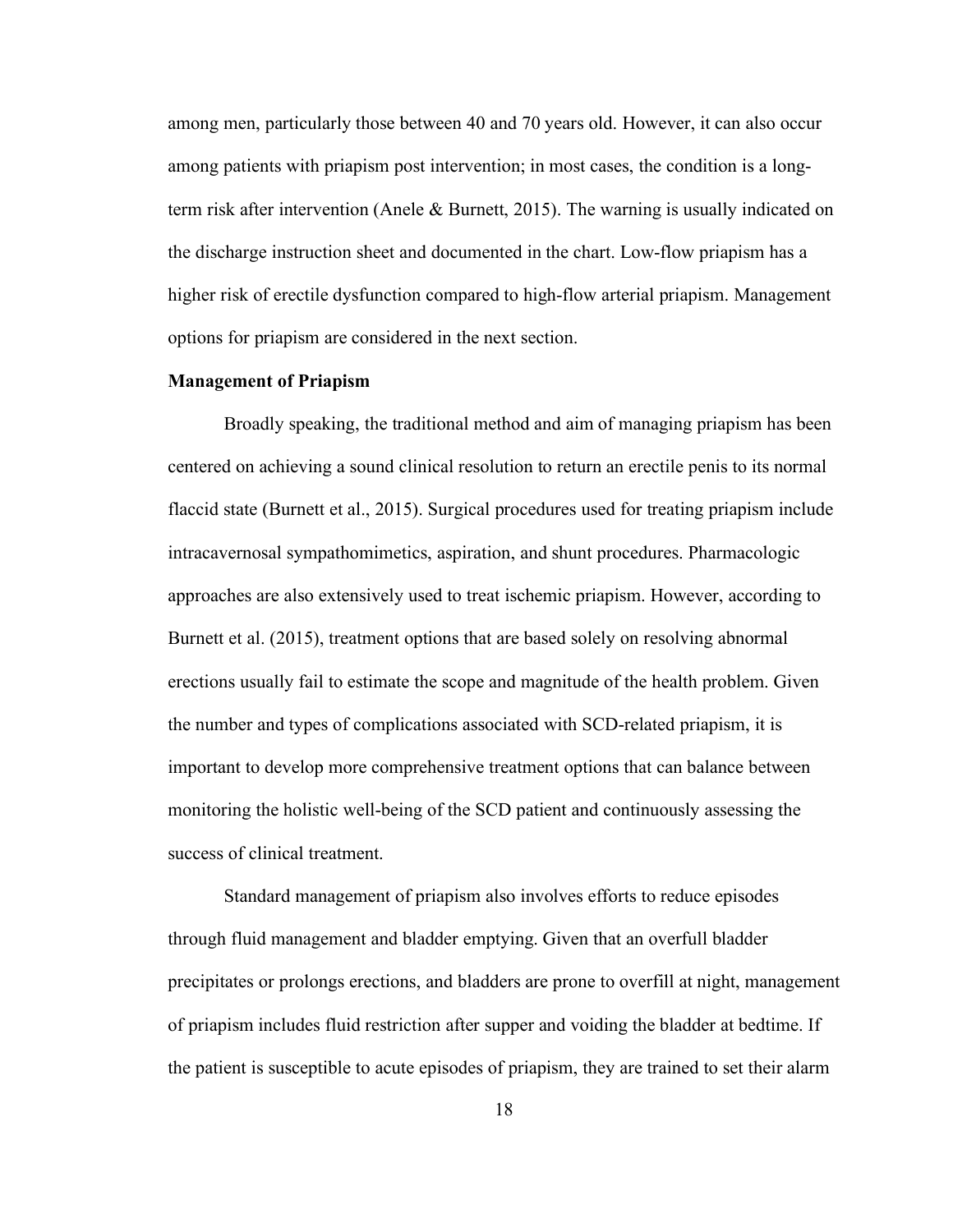among men, particularly those between 40 and 70 years old. However, it can also occur among patients with priapism post intervention; in most cases, the condition is a long-term risk after intervention (Anele & Burnett, 2015). The warning is usually indicated on the discharge instruction sheet and documented in the chart. Low-flow priapism has a higher risk of erectile dysfunction compared to high-flow arterial priapism. Management options for priapism are considered in the next section.

**Management of Priapism**

Broadly speaking, the traditional method and aim of managing priapism has been centered on achieving a sound clinical resolution to return an erectile penis to its normal flaccid state (Burnett et al., 2015). Surgical procedures used for treating priapism include intracavernosal sympathomimetics, aspiration, and shunt procedures. Pharmacologic approaches are also extensively used to treat ischemic priapism. However, according to Burnett et al. (2015), treatment options that are based solely on resolving abnormal erections usually fail to estimate the scope and magnitude of the health problem. Given the number and types of complications associated with SCD-related priapism, it is important to develop more comprehensive treatment options that can balance between monitoring the holistic well-being of the SCD patient and continuously assessing the success of clinical treatment.

Standard management of priapism also involves efforts to reduce episodes through fluid management and bladder emptying. Given that an overfull bladder precipitates or prolongs erections, and bladders are prone to overfill at night, management of priapism includes fluid restriction after supper and voiding the bladder at bedtime. If the patient is susceptible to acute episodes of priapism, they are trained to set their alarm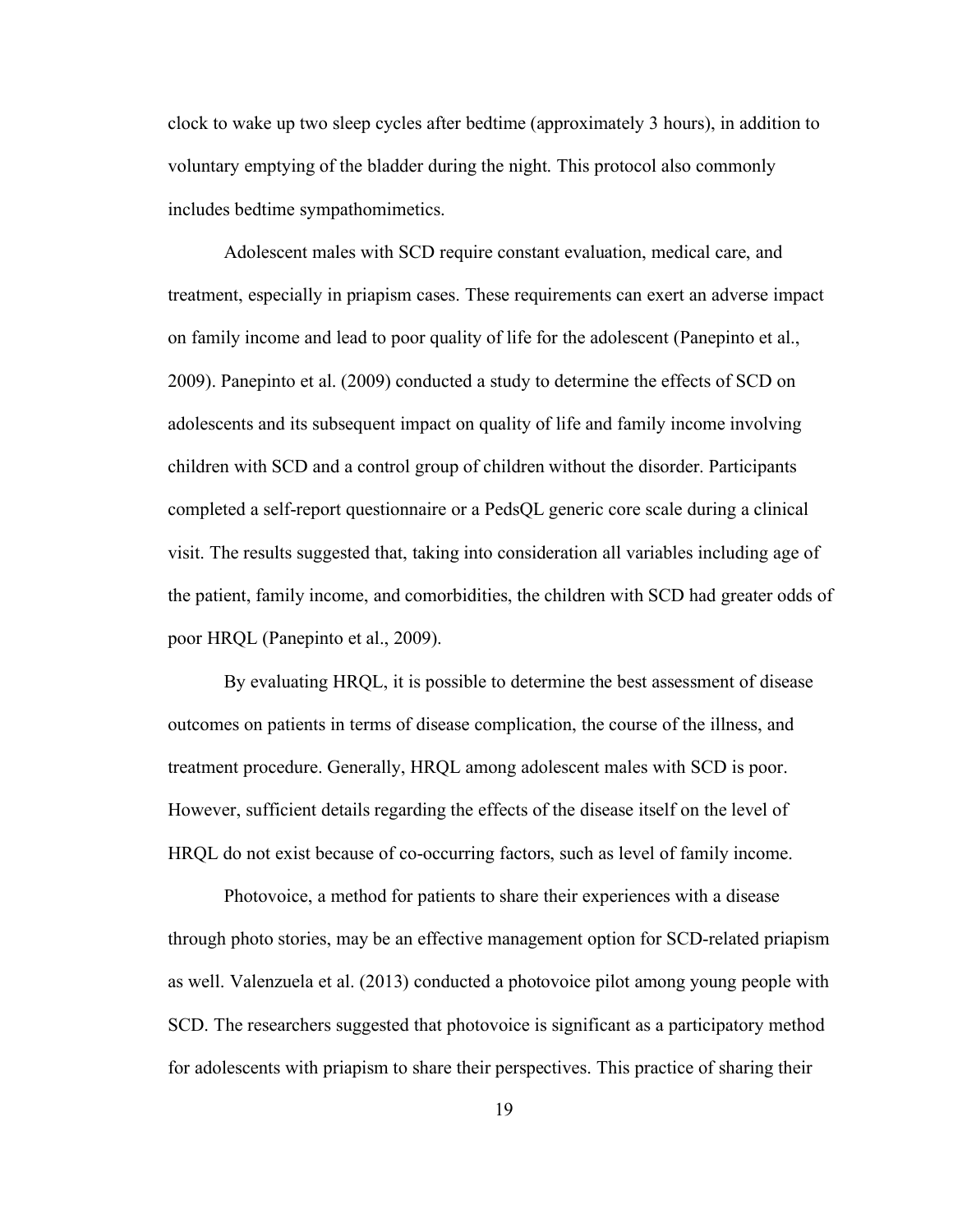clock to wake up two sleep cycles after bedtime (approximately 3 hours), in addition to voluntary emptying of the bladder during the night. This protocol also commonly includes bedtime sympathomimetics.

Adolescent males with SCD require constant evaluation, medical care, and treatment, especially in priapism cases. These requirements can exert an adverse impact on family income and lead to poor quality of life for the adolescent (Panepinto et al., 2009). Panepinto et al. (2009) conducted a study to determine the effects of SCD on adolescents and its subsequent impact on quality of life and family income involving children with SCD and a control group of children without the disorder. Participants completed a self-report questionnaire or a PedsQL generic core scale during a clinical visit. The results suggested that, taking into consideration all variables including age of the patient, family income, and comorbidities, the children with SCD had greater odds of poor HRQL (Panepinto et al., 2009).

By evaluating HRQL, it is possible to determine the best assessment of disease outcomes on patients in terms of disease complication, the course of the illness, and treatment procedure. Generally, HRQL among adolescent males with SCD is poor. However, sufficient details regarding the effects of the disease itself on the level of HRQL do not exist because of co-occurring factors, such as level of family income.

Photovoice, a method for patients to share their experiences with a disease through photo stories, may be an effective management option for SCD-related priapism as well. Valenzuela et al. (2013) conducted a photovoice pilot among young people with SCD. The researchers suggested that photovoice is significant as a participatory method for adolescents with priapism to share their perspectives. This practice of sharing their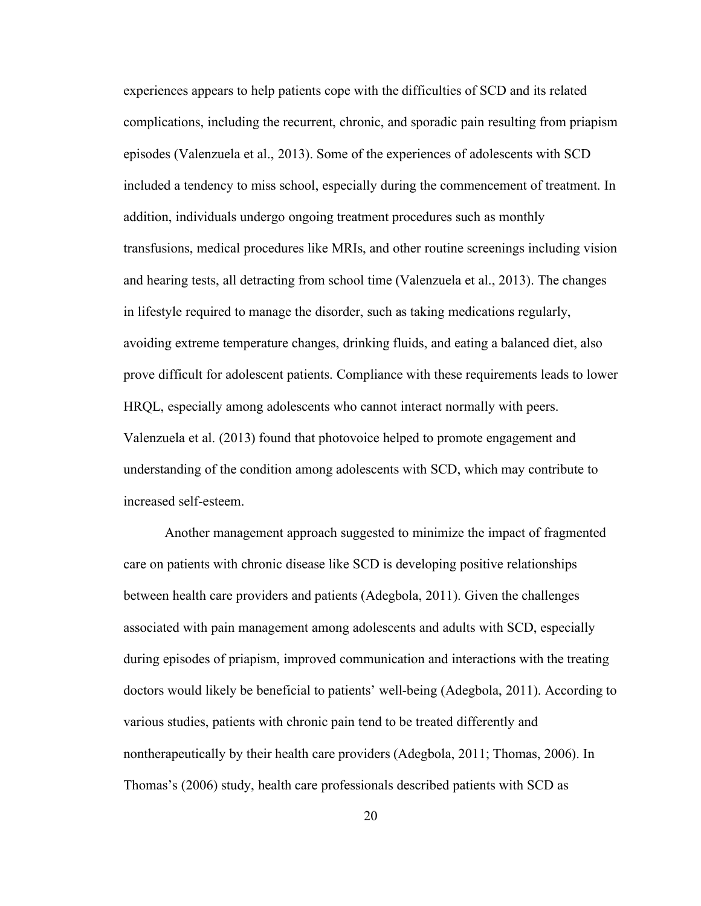experiences appears to help patients cope with the difficulties of SCD and its related complications, including the recurrent, chronic, and sporadic pain resulting from priapism episodes (Valenzuela et al., 2013). Some of the experiences of adolescents with SCD included a tendency to miss school, especially during the commencement of treatment. In addition, individuals undergo ongoing treatment procedures such as monthly transfusions, medical procedures like MRIs, and other routine screenings including vision and hearing tests, all detracting from school time (Valenzuela et al., 2013). The changes in lifestyle required to manage the disorder, such as taking medications regularly, avoiding extreme temperature changes, drinking fluids, and eating a balanced diet, also prove difficult for adolescent patients. Compliance with these requirements leads to lower HRQL, especially among adolescents who cannot interact normally with peers. Valenzuela et al. (2013) found that photovoice helped to promote engagement and understanding of the condition among adolescents with SCD, which may contribute to increased self-esteem.

Another management approach suggested to minimize the impact of fragmented care on patients with chronic disease like SCD is developing positive relationships between health care providers and patients (Adegbola, 2011). Given the challenges associated with pain management among adolescents and adults with SCD, especially during episodes of priapism, improved communication and interactions with the treating doctors would likely be beneficial to patients' well-being (Adegbola, 2011). According to various studies, patients with chronic pain tend to be treated differently and nontherapeutically by their health care providers (Adegbola, 2011; Thomas, 2006). In Thomas's (2006) study, health care professionals described patients with SCD as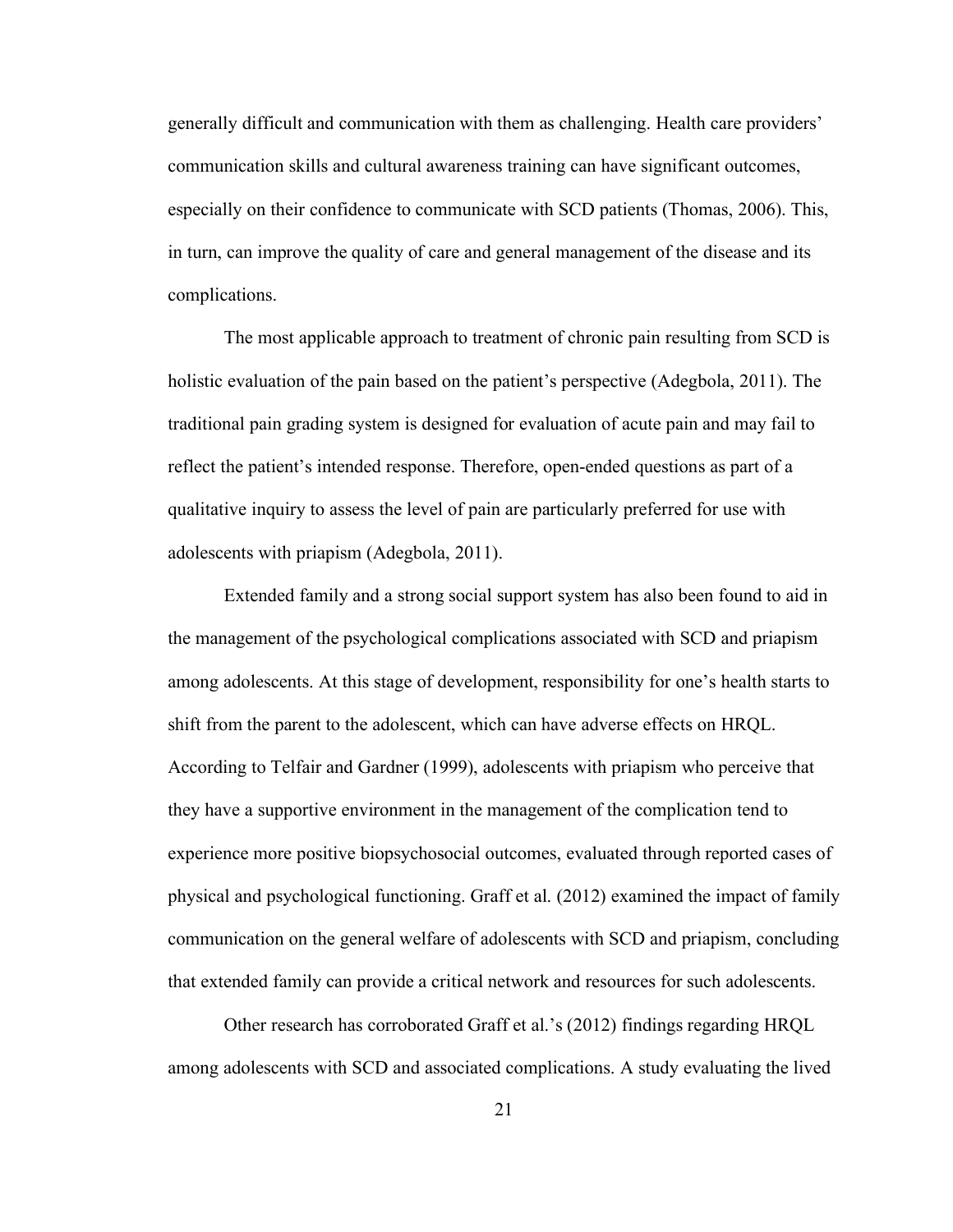generally difficult and communication with them as challenging. Health care providers' communication skills and cultural awareness training can have significant outcomes, especially on their confidence to communicate with SCD patients (Thomas, 2006). This, in turn, can improve the quality of care and general management of the disease and its complications.

The most applicable approach to treatment of chronic pain resulting from SCD is holistic evaluation of the pain based on the patient's perspective (Adegbola, 2011). The traditional pain grading system is designed for evaluation of acute pain and may fail to reflect the patient's intended response. Therefore, open-ended questions as part of a qualitative inquiry to assess the level of pain are particularly preferred for use with adolescents with priapism (Adegbola, 2011).

Extended family and a strong social support system has also been found to aid in the management of the psychological complications associated with SCD and priapism among adolescents. At this stage of development, responsibility for one's health starts to shift from the parent to the adolescent, which can have adverse effects on HRQL. According to Telfair and Gardner (1999), adolescents with priapism who perceive that they have a supportive environment in the management of the complication tend to experience more positive biopsychosocial outcomes, evaluated through reported cases of physical and psychological functioning. Graff et al. (2012) examined the impact of family communication on the general welfare of adolescents with SCD and priapism, concluding that extended family can provide a critical network and resources for such adolescents.

Other research has corroborated Graff et al.'s (2012) findings regarding HRQL among adolescents with SCD and associated complications. A study evaluating the lived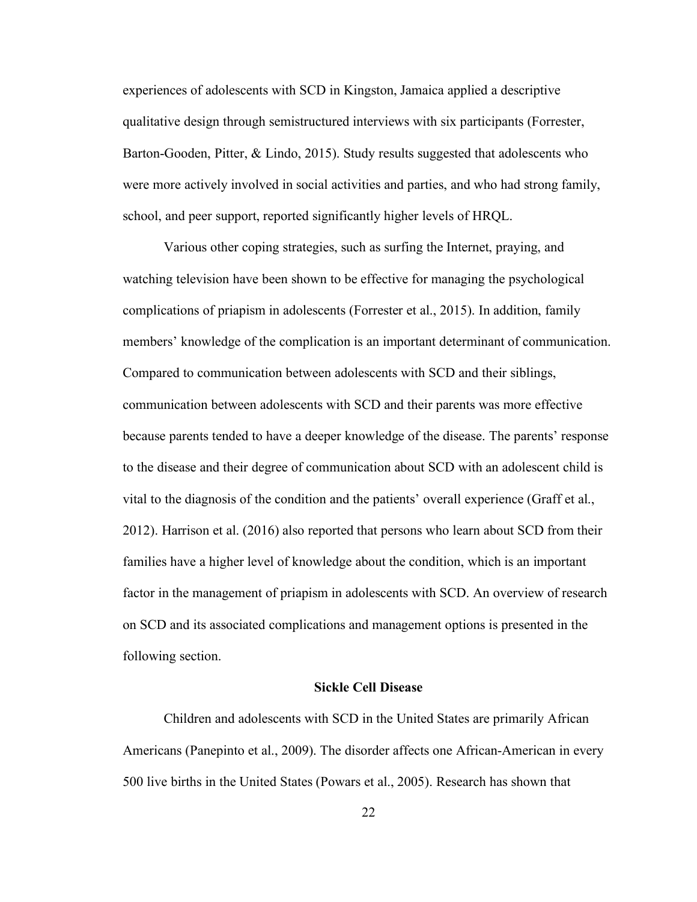experiences of adolescents with SCD in Kingston, Jamaica applied a descriptive qualitative design through semistructured interviews with six participants (Forrester, Barton-Gooden, Pitter, & Lindo, 2015). Study results suggested that adolescents who were more actively involved in social activities and parties, and who had strong family, school, and peer support, reported significantly higher levels of HRQL.

Various other coping strategies, such as surfing the Internet, praying, and watching television have been shown to be effective for managing the psychological complications of priapism in adolescents (Forrester et al., 2015). In addition, family members' knowledge of the complication is an important determinant of communication. Compared to communication between adolescents with SCD and their siblings, communication between adolescents with SCD and their parents was more effective because parents tended to have a deeper knowledge of the disease. The parents' response to the disease and their degree of communication about SCD with an adolescent child is vital to the diagnosis of the condition and the patients' overall experience (Graff et al., 2012). Harrison et al. (2016) also reported that persons who learn about SCD from their families have a higher level of knowledge about the condition, which is an important factor in the management of priapism in adolescents with SCD. An overview of research on SCD and its associated complications and management options is presented in the following section.

## Sickle Cell Disease

Children and adolescents with SCD in the United States are primarily African Americans (Panepinto et al., 2009). The disorder affects one African-American in every 500 live births in the United States (Powars et al., 2005). Research has shown that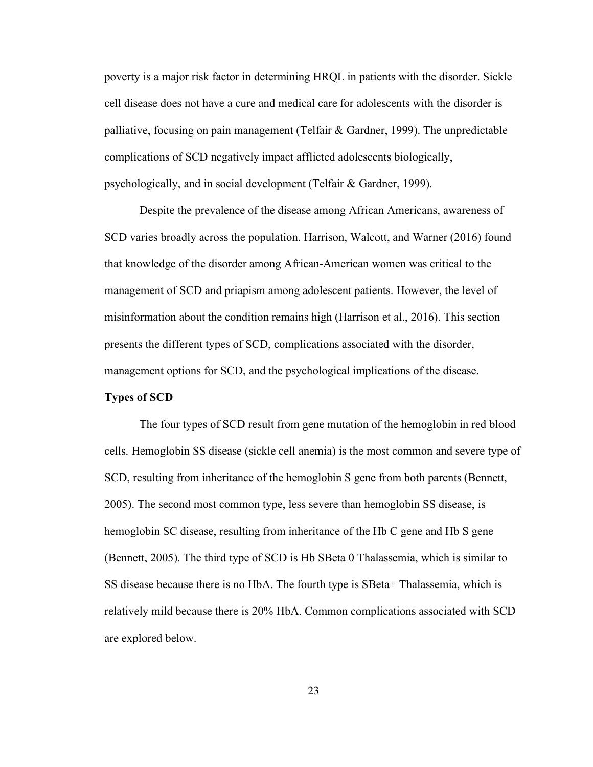poverty is a major risk factor in determining HRQL in patients with the disorder. Sickle cell disease does not have a cure and medical care for adolescents with the disorder is palliative, focusing on pain management (Telfair & Gardner, 1999). The unpredictable complications of SCD negatively impact afflicted adolescents biologically, psychologically, and in social development (Telfair & Gardner, 1999).

Despite the prevalence of the disease among African Americans, awareness of SCD varies broadly across the population. Harrison, Walcott, and Warner (2016) found that knowledge of the disorder among African-American women was critical to the management of SCD and priapism among adolescent patients. However, the level of misinformation about the condition remains high (Harrison et al., 2016). This section presents the different types of SCD, complications associated with the disorder, management options for SCD, and the psychological implications of the disease.

**Types of SCD**

The four types of SCD result from gene mutation of the hemoglobin in red blood cells. Hemoglobin SS disease (sickle cell anemia) is the most common and severe type of SCD, resulting from inheritance of the hemoglobin S gene from both parents (Bennett, 2005). The second most common type, less severe than hemoglobin SS disease, is hemoglobin SC disease, resulting from inheritance of the Hb C gene and Hb S gene (Bennett, 2005). The third type of SCD is Hb SBeta 0 Thalassemia, which is similar to SS disease because there is no HbA. The fourth type is SBeta+ Thalassemia, which is relatively mild because there is 20% HbA. Common complications associated with SCD are explored below.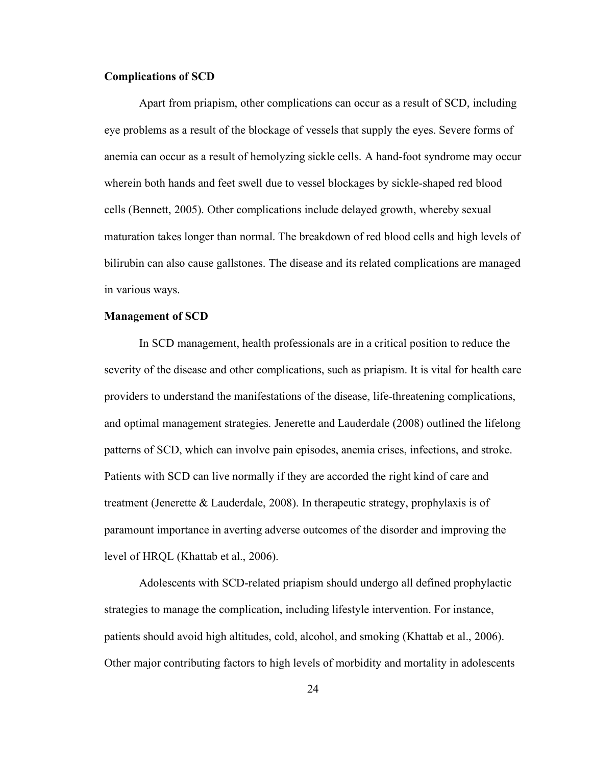### Complications of SCD

Apart from priapism, other complications can occur as a result of SCD, including eye problems as a result of the blockage of vessels that supply the eyes. Severe forms of anemia can occur as a result of hemolyzing sickle cells. A hand-foot syndrome may occur wherein both hands and feet swell due to vessel blockages by sickle-shaped red blood cells (Bennett, 2005). Other complications include delayed growth, whereby sexual maturation takes longer than normal. The breakdown of red blood cells and high levels of bilirubin can also cause gallstones. The disease and its related complications are managed in various ways.

### Management of SCD

In SCD management, health professionals are in a critical position to reduce the severity of the disease and other complications, such as priapism. It is vital for health care providers to understand the manifestations of the disease, life-threatening complications, and optimal management strategies. Jenerette and Lauderdale (2008) outlined the lifelong patterns of SCD, which can involve pain episodes, anemia crises, infections, and stroke. Patients with SCD can live normally if they are accorded the right kind of care and treatment (Jenerette & Lauderdale, 2008). In therapeutic strategy, prophylaxis is of paramount importance in averting adverse outcomes of the disorder and improving the level of HRQL (Khattab et al., 2006).

Adolescents with SCD-related priapism should undergo all defined prophylactic strategies to manage the complication, including lifestyle intervention. For instance, patients should avoid high altitudes, cold, alcohol, and smoking (Khattab et al., 2006). Other major contributing factors to high levels of morbidity and mortality in adolescents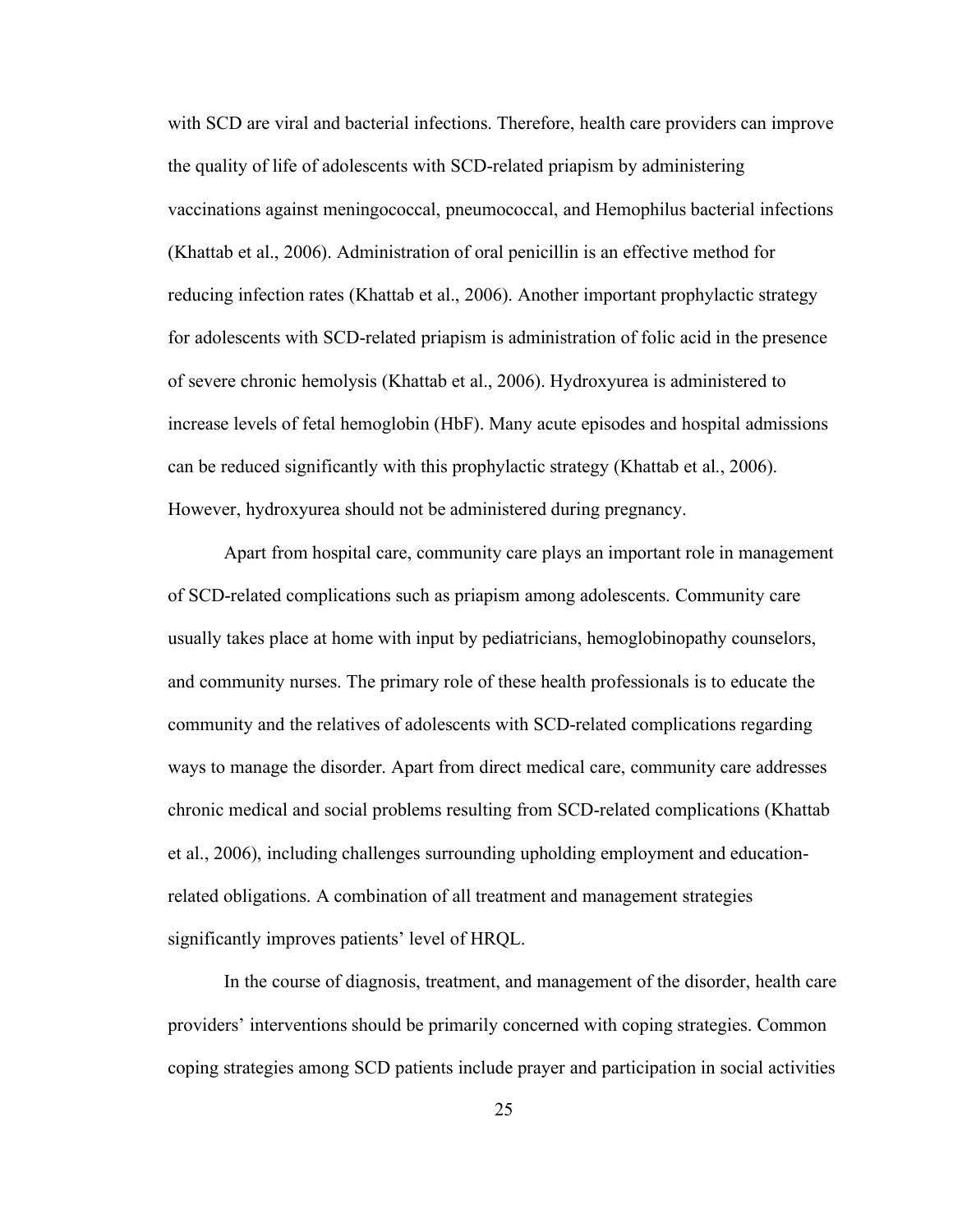with SCD are viral and bacterial infections. Therefore, health care providers can improve the quality of life of adolescents with SCD-related priapism by administering vaccinations against meningococcal, pneumococcal, and Hemophilus bacterial infections (Khattab et al., 2006). Administration of oral penicillin is an effective method for reducing infection rates (Khattab et al., 2006). Another important prophylactic strategy for adolescents with SCD-related priapism is administration of folic acid in the presence of severe chronic hemolysis (Khattab et al., 2006). Hydroxyurea is administered to increase levels of fetal hemoglobin (HbF). Many acute episodes and hospital admissions can be reduced significantly with this prophylactic strategy (Khattab et al., 2006). However, hydroxyurea should not be administered during pregnancy.

Apart from hospital care, community care plays an important role in management of SCD-related complications such as priapism among adolescents. Community care usually takes place at home with input by pediatricians, hemoglobinopathy counselors, and community nurses. The primary role of these health professionals is to educate the community and the relatives of adolescents with SCD-related complications regarding ways to manage the disorder. Apart from direct medical care, community care addresses chronic medical and social problems resulting from SCD-related complications (Khattab et al., 2006), including challenges surrounding upholding employment and education-related obligations. A combination of all treatment and management strategies significantly improves patients' level of HRQL.

In the course of diagnosis, treatment, and management of the disorder, health care providers' interventions should be primarily concerned with coping strategies. Common coping strategies among SCD patients include prayer and participation in social activities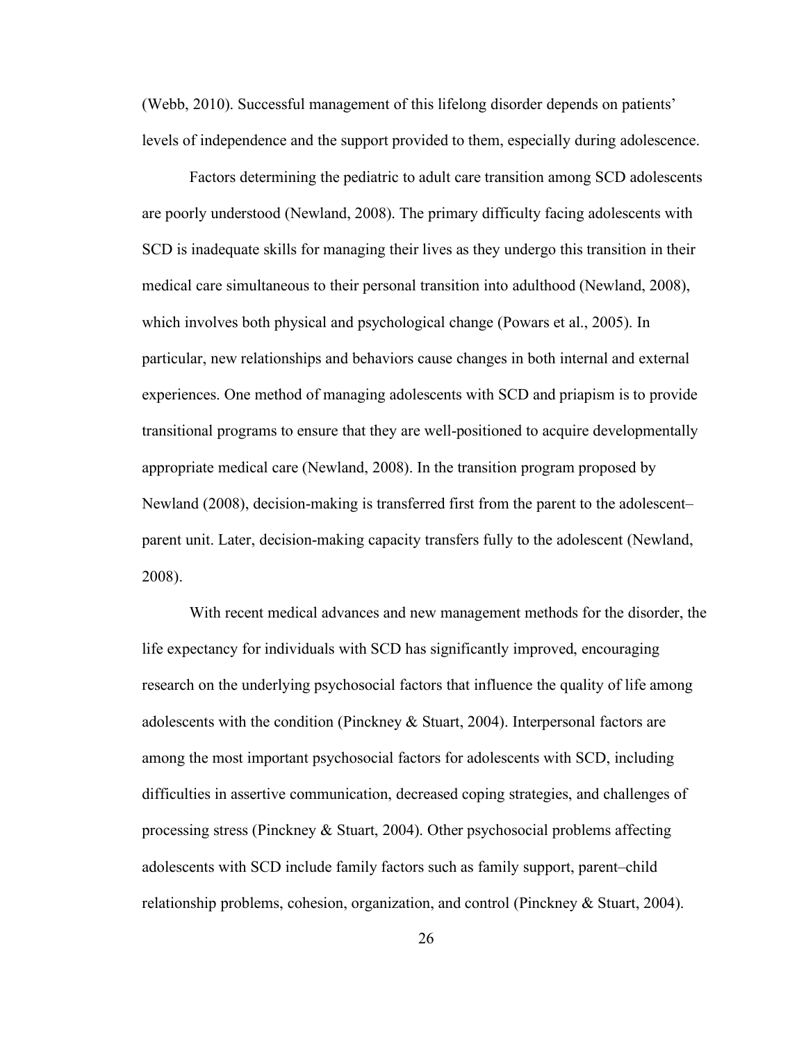(Webb, 2010). Successful management of this lifelong disorder depends on patients' levels of independence and the support provided to them, especially during adolescence.

Factors determining the pediatric to adult care transition among SCD adolescents are poorly understood (Newland, 2008). The primary difficulty facing adolescents with SCD is inadequate skills for managing their lives as they undergo this transition in their medical care simultaneous to their personal transition into adulthood (Newland, 2008), which involves both physical and psychological change (Powars et al., 2005). In particular, new relationships and behaviors cause changes in both internal and external experiences. One method of managing adolescents with SCD and priapism is to provide transitional programs to ensure that they are well-positioned to acquire developmentally appropriate medical care (Newland, 2008). In the transition program proposed by Newland (2008), decision-making is transferred first from the parent to the adolescent–parent unit. Later, decision-making capacity transfers fully to the adolescent (Newland, 2008).

With recent medical advances and new management methods for the disorder, the life expectancy for individuals with SCD has significantly improved, encouraging research on the underlying psychosocial factors that influence the quality of life among adolescents with the condition (Pinckney & Stuart, 2004). Interpersonal factors are among the most important psychosocial factors for adolescents with SCD, including difficulties in assertive communication, decreased coping strategies, and challenges of processing stress (Pinckney & Stuart, 2004). Other psychosocial problems affecting adolescents with SCD include family factors such as family support, parent–child relationship problems, cohesion, organization, and control (Pinckney & Stuart, 2004).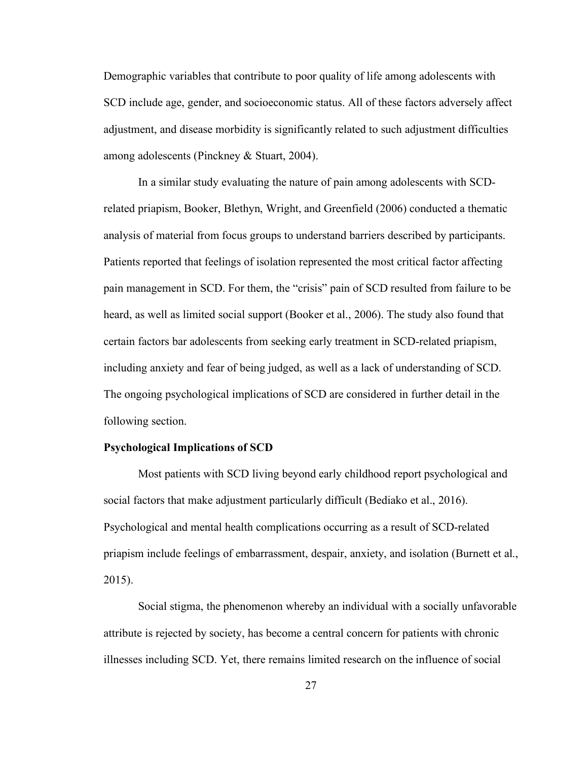Demographic variables that contribute to poor quality of life among adolescents with SCD include age, gender, and socioeconomic status. All of these factors adversely affect adjustment, and disease morbidity is significantly related to such adjustment difficulties among adolescents (Pinckney & Stuart, 2004).

In a similar study evaluating the nature of pain among adolescents with SCD-related priapism, Booker, Blethyn, Wright, and Greenfield (2006) conducted a thematic analysis of material from focus groups to understand barriers described by participants. Patients reported that feelings of isolation represented the most critical factor affecting pain management in SCD. For them, the "crisis" pain of SCD resulted from failure to be heard, as well as limited social support (Booker et al., 2006). The study also found that certain factors bar adolescents from seeking early treatment in SCD-related priapism, including anxiety and fear of being judged, as well as a lack of understanding of SCD. The ongoing psychological implications of SCD are considered in further detail in the following section.

**Psychological Implications of SCD**

Most patients with SCD living beyond early childhood report psychological and social factors that make adjustment particularly difficult (Bediako et al., 2016). Psychological and mental health complications occurring as a result of SCD-related priapism include feelings of embarrassment, despair, anxiety, and isolation (Burnett et al., 2015).

Social stigma, the phenomenon whereby an individual with a socially unfavorable attribute is rejected by society, has become a central concern for patients with chronic illnesses including SCD. Yet, there remains limited research on the influence of social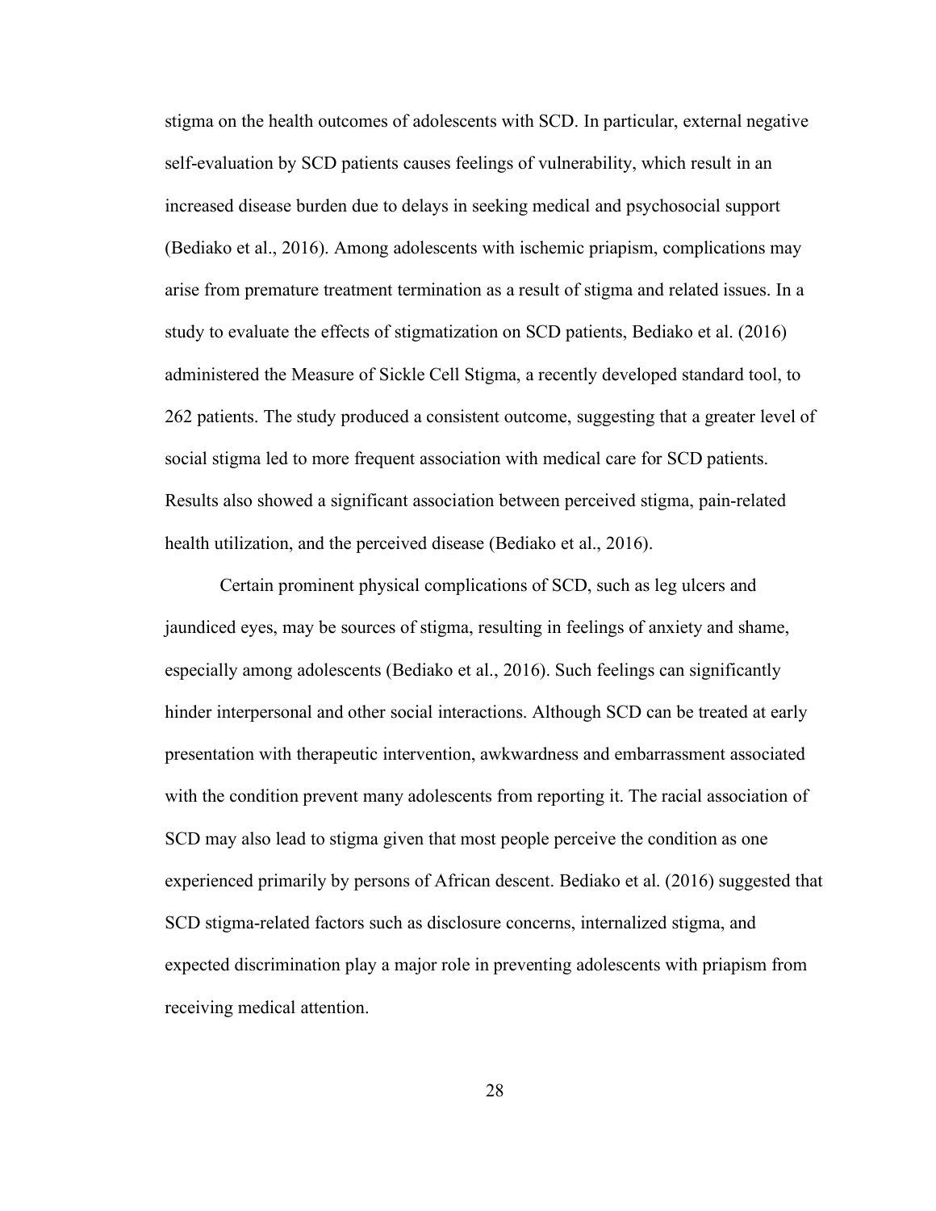stigma on the health outcomes of adolescents with SCD. In particular, external negative self-evaluation by SCD patients causes feelings of vulnerability, which result in an increased disease burden due to delays in seeking medical and psychosocial support (Bediako et al., 2016). Among adolescents with ischemic priapism, complications may arise from premature treatment termination as a result of stigma and related issues. In a study to evaluate the effects of stigmatization on SCD patients, Bediako et al. (2016) administered the Measure of Sickle Cell Stigma, a recently developed standard tool, to 262 patients. The study produced a consistent outcome, suggesting that a greater level of social stigma led to more frequent association with medical care for SCD patients. Results also showed a significant association between perceived stigma, pain-related health utilization, and the perceived disease (Bediako et al., 2016).

Certain prominent physical complications of SCD, such as leg ulcers and jaundiced eyes, may be sources of stigma, resulting in feelings of anxiety and shame, especially among adolescents (Bediako et al., 2016). Such feelings can significantly hinder interpersonal and other social interactions. Although SCD can be treated at early presentation with therapeutic intervention, awkwardness and embarrassment associated with the condition prevent many adolescents from reporting it. The racial association of SCD may also lead to stigma given that most people perceive the condition as one experienced primarily by persons of African descent. Bediako et al. (2016) suggested that SCD stigma-related factors such as disclosure concerns, internalized stigma, and expected discrimination play a major role in preventing adolescents with priapism from receiving medical attention.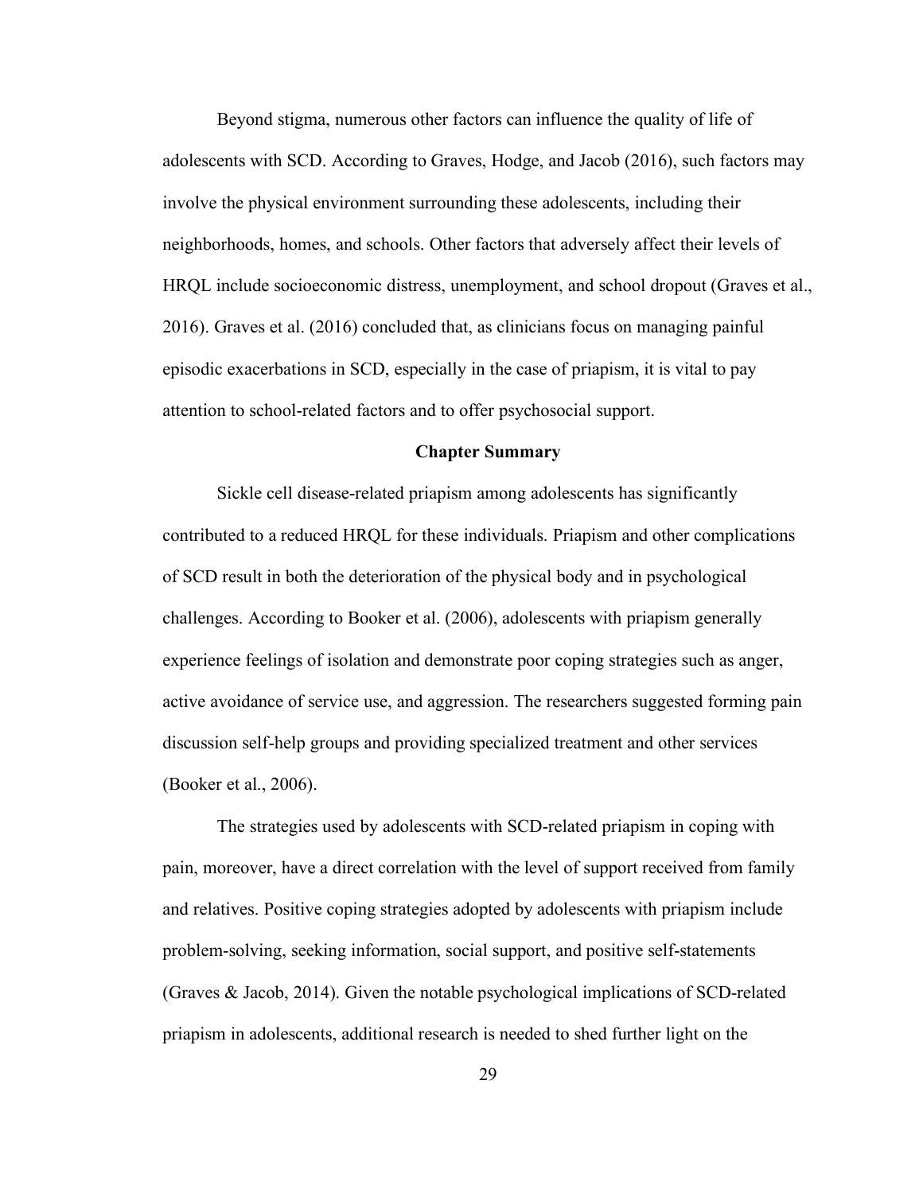Beyond stigma, numerous other factors can influence the quality of life of adolescents with SCD. According to Graves, Hodge, and Jacob (2016), such factors may involve the physical environment surrounding these adolescents, including their neighborhoods, homes, and schools. Other factors that adversely affect their levels of HRQL include socioeconomic distress, unemployment, and school dropout (Graves et al., 2016). Graves et al. (2016) concluded that, as clinicians focus on managing painful episodic exacerbations in SCD, especially in the case of priapism, it is vital to pay attention to school-related factors and to offer psychosocial support.

## Chapter Summary

Sickle cell disease-related priapism among adolescents has significantly contributed to a reduced HRQL for these individuals. Priapism and other complications of SCD result in both the deterioration of the physical body and in psychological challenges. According to Booker et al. (2006), adolescents with priapism generally experience feelings of isolation and demonstrate poor coping strategies such as anger, active avoidance of service use, and aggression. The researchers suggested forming pain discussion self-help groups and providing specialized treatment and other services (Booker et al., 2006).

The strategies used by adolescents with SCD-related priapism in coping with pain, moreover, have a direct correlation with the level of support received from family and relatives. Positive coping strategies adopted by adolescents with priapism include problem-solving, seeking information, social support, and positive self-statements (Graves & Jacob, 2014). Given the notable psychological implications of SCD-related priapism in adolescents, additional research is needed to shed further light on the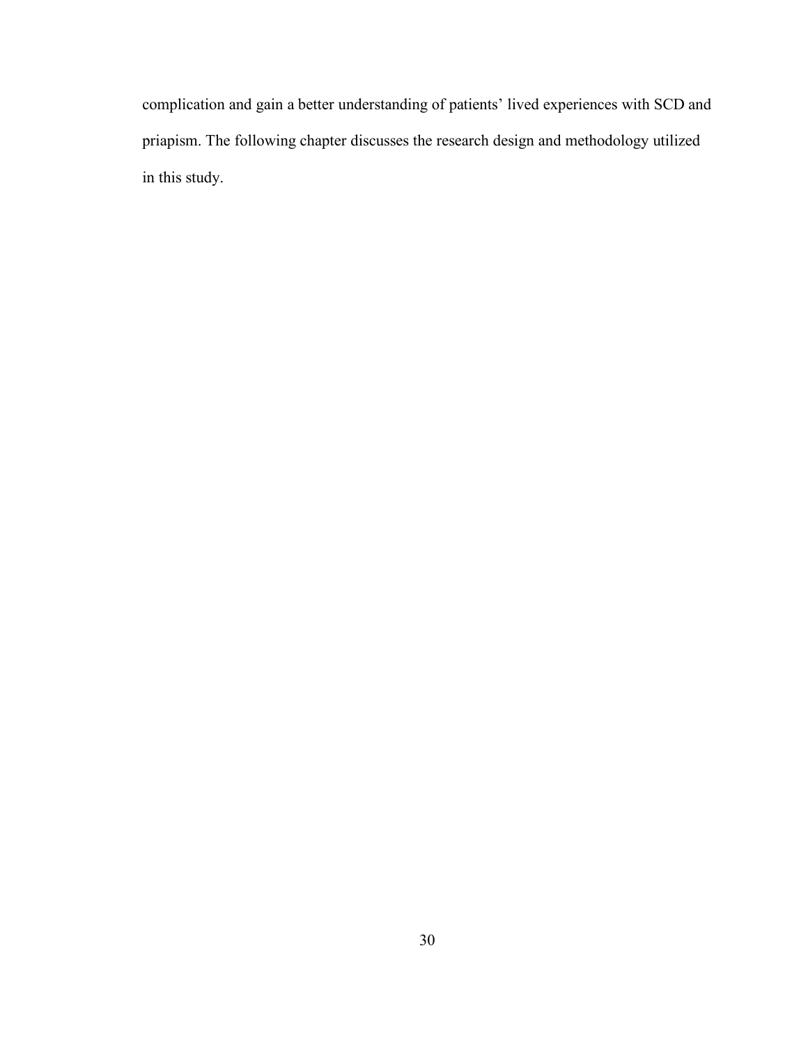complication and gain a better understanding of patients' lived experiences with SCD and priapism. The following chapter discusses the research design and methodology utilized in this study.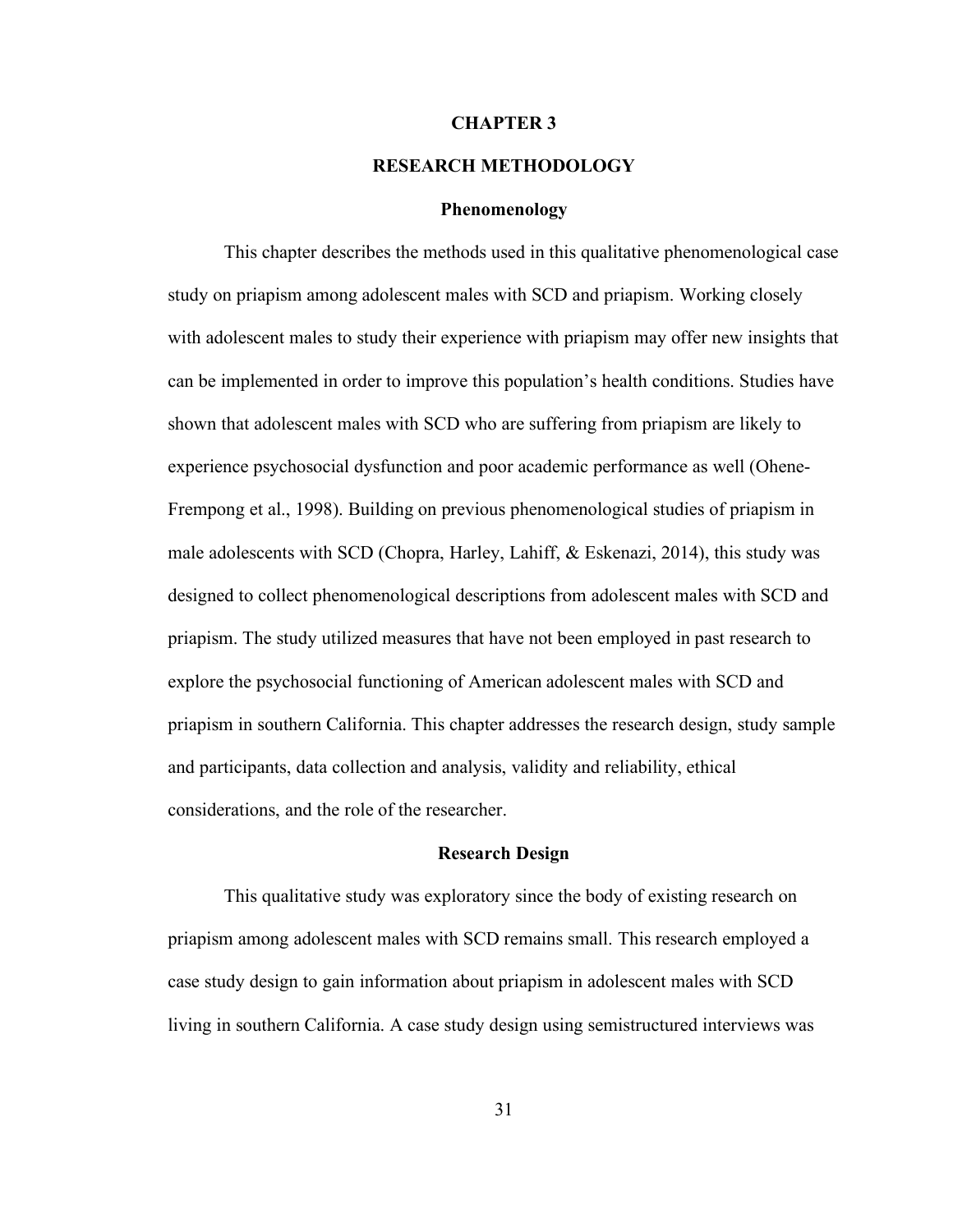# CHAPTER 3

# RESEARCH METHODOLOGY

## Phenomenology

This chapter describes the methods used in this qualitative phenomenological case study on priapism among adolescent males with SCD and priapism. Working closely with adolescent males to study their experience with priapism may offer new insights that can be implemented in order to improve this population's health conditions. Studies have shown that adolescent males with SCD who are suffering from priapism are likely to experience psychosocial dysfunction and poor academic performance as well (Ohene-Frempong et al., 1998). Building on previous phenomenological studies of priapism in male adolescents with SCD (Chopra, Harley, Lahiff, & Eskenazi, 2014), this study was designed to collect phenomenological descriptions from adolescent males with SCD and priapism. The study utilized measures that have not been employed in past research to explore the psychosocial functioning of American adolescent males with SCD and priapism in southern California. This chapter addresses the research design, study sample and participants, data collection and analysis, validity and reliability, ethical considerations, and the role of the researcher.

## Research Design

This qualitative study was exploratory since the body of existing research on priapism among adolescent males with SCD remains small. This research employed a case study design to gain information about priapism in adolescent males with SCD living in southern California. A case study design using semistructured interviews was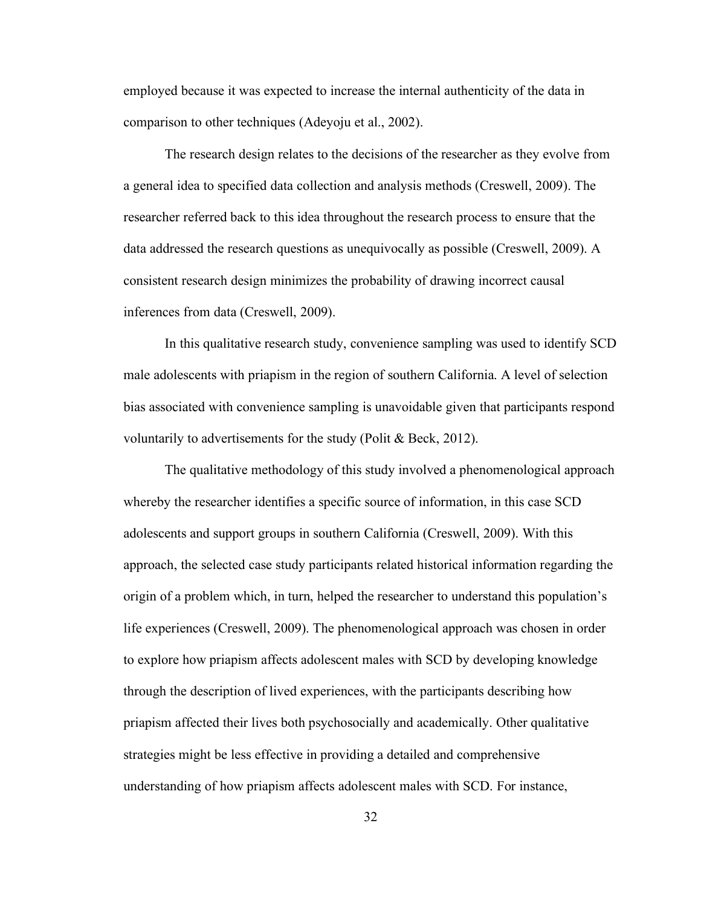employed because it was expected to increase the internal authenticity of the data in comparison to other techniques (Adeyoju et al., 2002).

The research design relates to the decisions of the researcher as they evolve from a general idea to specified data collection and analysis methods (Creswell, 2009). The researcher referred back to this idea throughout the research process to ensure that the data addressed the research questions as unequivocally as possible (Creswell, 2009). A consistent research design minimizes the probability of drawing incorrect causal inferences from data (Creswell, 2009).

In this qualitative research study, convenience sampling was used to identify SCD male adolescents with priapism in the region of southern California. A level of selection bias associated with convenience sampling is unavoidable given that participants respond voluntarily to advertisements for the study (Polit & Beck, 2012).

The qualitative methodology of this study involved a phenomenological approach whereby the researcher identifies a specific source of information, in this case SCD adolescents and support groups in southern California (Creswell, 2009). With this approach, the selected case study participants related historical information regarding the origin of a problem which, in turn, helped the researcher to understand this population's life experiences (Creswell, 2009). The phenomenological approach was chosen in order to explore how priapism affects adolescent males with SCD by developing knowledge through the description of lived experiences, with the participants describing how priapism affected their lives both psychosocially and academically. Other qualitative strategies might be less effective in providing a detailed and comprehensive understanding of how priapism affects adolescent males with SCD. For instance,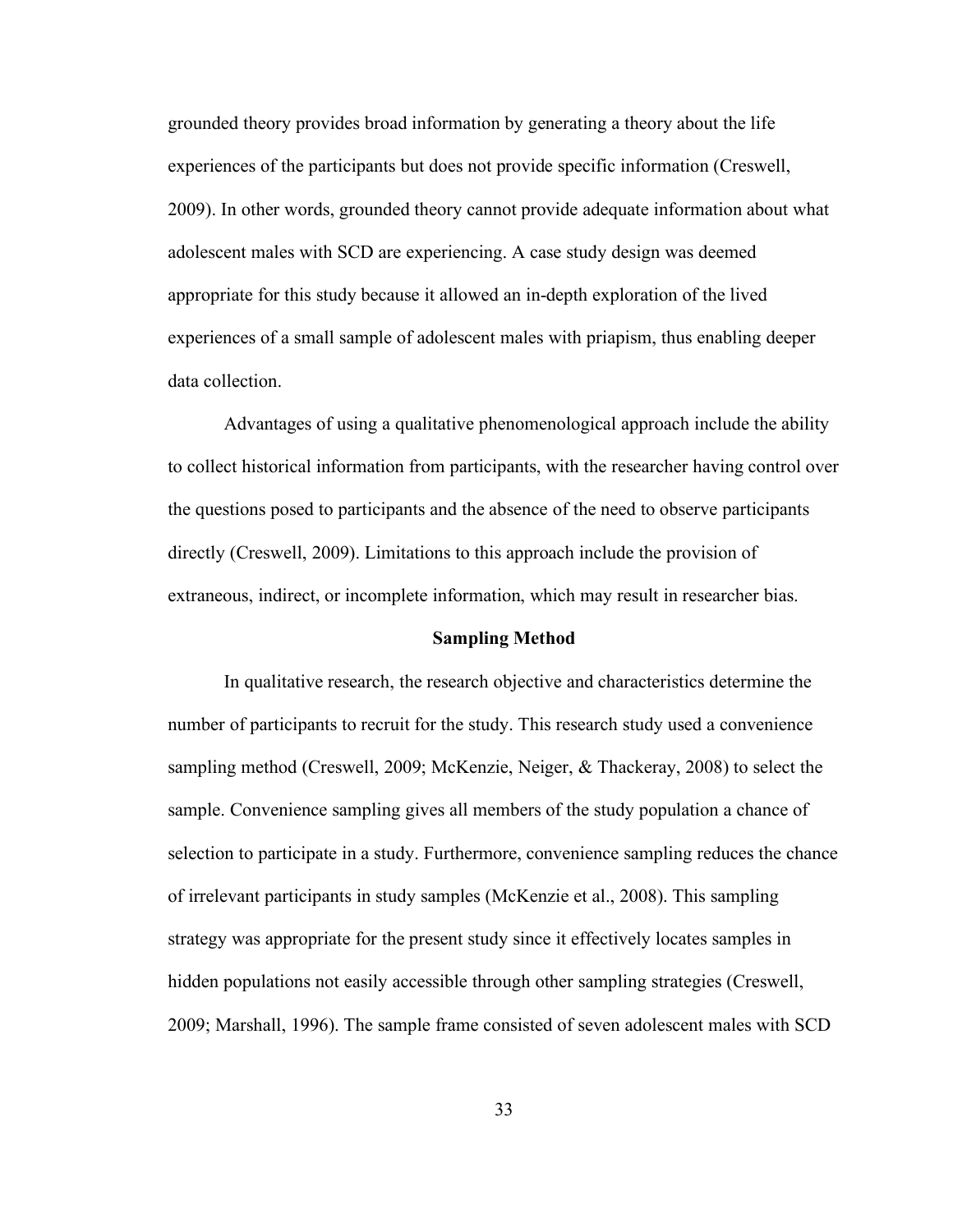grounded theory provides broad information by generating a theory about the life experiences of the participants but does not provide specific information (Creswell, 2009). In other words, grounded theory cannot provide adequate information about what adolescent males with SCD are experiencing. A case study design was deemed appropriate for this study because it allowed an in-depth exploration of the lived experiences of a small sample of adolescent males with priapism, thus enabling deeper data collection.

Advantages of using a qualitative phenomenological approach include the ability to collect historical information from participants, with the researcher having control over the questions posed to participants and the absence of the need to observe participants directly (Creswell, 2009). Limitations to this approach include the provision of extraneous, indirect, or incomplete information, which may result in researcher bias.

## Sampling Method

In qualitative research, the research objective and characteristics determine the number of participants to recruit for the study. This research study used a convenience sampling method (Creswell, 2009; McKenzie, Neiger, & Thackeray, 2008) to select the sample. Convenience sampling gives all members of the study population a chance of selection to participate in a study. Furthermore, convenience sampling reduces the chance of irrelevant participants in study samples (McKenzie et al., 2008). This sampling strategy was appropriate for the present study since it effectively locates samples in hidden populations not easily accessible through other sampling strategies (Creswell, 2009; Marshall, 1996). The sample frame consisted of seven adolescent males with SCD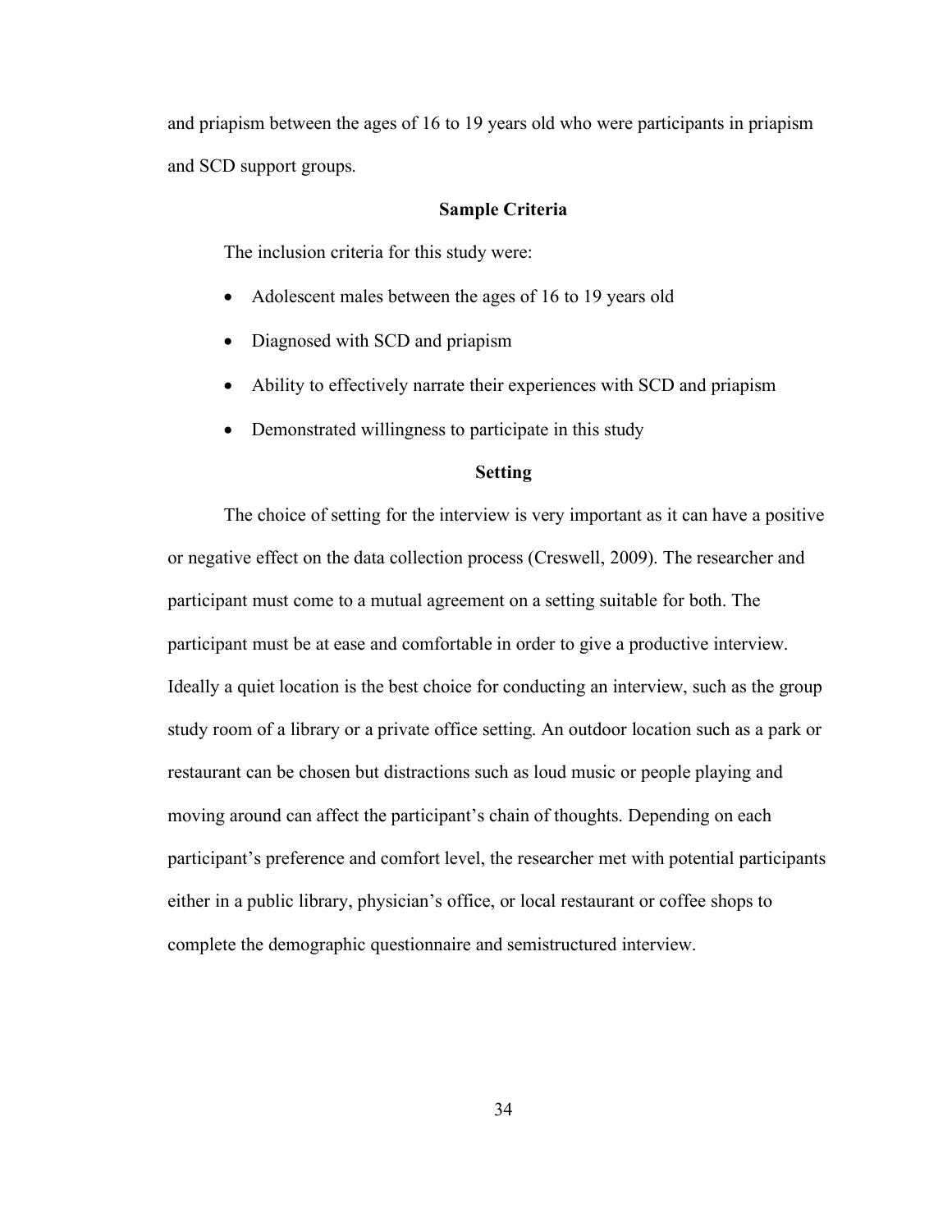and priapism between the ages of 16 to 19 years old who were participants in priapism and SCD support groups.

## Sample Criteria

The inclusion criteria for this study were:

- Adolescent males between the ages of 16 to 19 years old
- Diagnosed with SCD and priapism
- Ability to effectively narrate their experiences with SCD and priapism
- Demonstrated willingness to participate in this study

## Setting

The choice of setting for the interview is very important as it can have a positive or negative effect on the data collection process (Creswell, 2009). The researcher and participant must come to a mutual agreement on a setting suitable for both. The participant must be at ease and comfortable in order to give a productive interview. Ideally a quiet location is the best choice for conducting an interview, such as the group study room of a library or a private office setting. An outdoor location such as a park or restaurant can be chosen but distractions such as loud music or people playing and moving around can affect the participant's chain of thoughts. Depending on each participant's preference and comfort level, the researcher met with potential participants either in a public library, physician's office, or local restaurant or coffee shops to complete the demographic questionnaire and semistructured interview.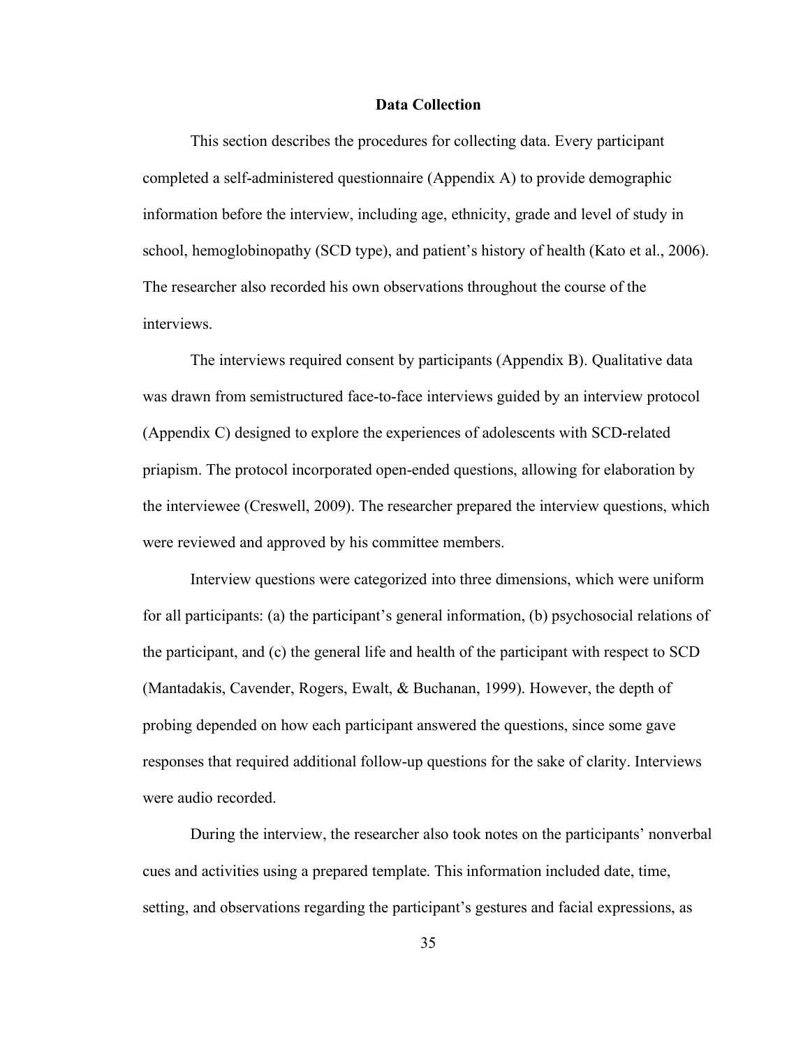## Data Collection

This section describes the procedures for collecting data. Every participant completed a self-administered questionnaire (Appendix A) to provide demographic information before the interview, including age, ethnicity, grade and level of study in school, hemoglobinopathy (SCD type), and patient's history of health (Kato et al., 2006). The researcher also recorded his own observations throughout the course of the interviews.

The interviews required consent by participants (Appendix B). Qualitative data was drawn from semistructured face-to-face interviews guided by an interview protocol (Appendix C) designed to explore the experiences of adolescents with SCD-related priapism. The protocol incorporated open-ended questions, allowing for elaboration by the interviewee (Creswell, 2009). The researcher prepared the interview questions, which were reviewed and approved by his committee members.

Interview questions were categorized into three dimensions, which were uniform for all participants: (a) the participant's general information, (b) psychosocial relations of the participant, and (c) the general life and health of the participant with respect to SCD (Mantadakis, Cavender, Rogers, Ewalt, & Buchanan, 1999). However, the depth of probing depended on how each participant answered the questions, since some gave responses that required additional follow-up questions for the sake of clarity. Interviews were audio recorded.

During the interview, the researcher also took notes on the participants' nonverbal cues and activities using a prepared template. This information included date, time, setting, and observations regarding the participant's gestures and facial expressions, as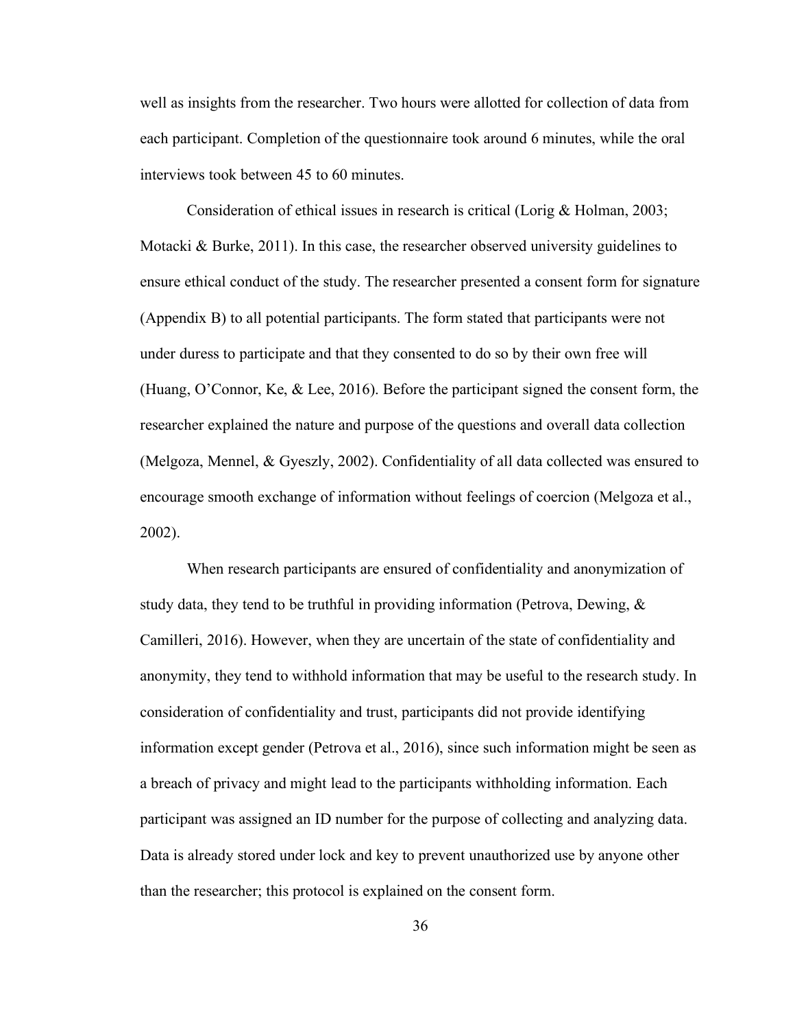well as insights from the researcher. Two hours were allotted for collection of data from each participant. Completion of the questionnaire took around 6 minutes, while the oral interviews took between 45 to 60 minutes.

Consideration of ethical issues in research is critical (Lorig & Holman, 2003; Motacki & Burke, 2011). In this case, the researcher observed university guidelines to ensure ethical conduct of the study. The researcher presented a consent form for signature (Appendix B) to all potential participants. The form stated that participants were not under duress to participate and that they consented to do so by their own free will (Huang, O'Connor, Ke, & Lee, 2016). Before the participant signed the consent form, the researcher explained the nature and purpose of the questions and overall data collection (Melgoza, Mennel, & Gyeszly, 2002). Confidentiality of all data collected was ensured to encourage smooth exchange of information without feelings of coercion (Melgoza et al., 2002).

When research participants are ensured of confidentiality and anonymization of study data, they tend to be truthful in providing information (Petrova, Dewing, & Camilleri, 2016). However, when they are uncertain of the state of confidentiality and anonymity, they tend to withhold information that may be useful to the research study. In consideration of confidentiality and trust, participants did not provide identifying information except gender (Petrova et al., 2016), since such information might be seen as a breach of privacy and might lead to the participants withholding information. Each participant was assigned an ID number for the purpose of collecting and analyzing data. Data is already stored under lock and key to prevent unauthorized use by anyone other than the researcher; this protocol is explained on the consent form.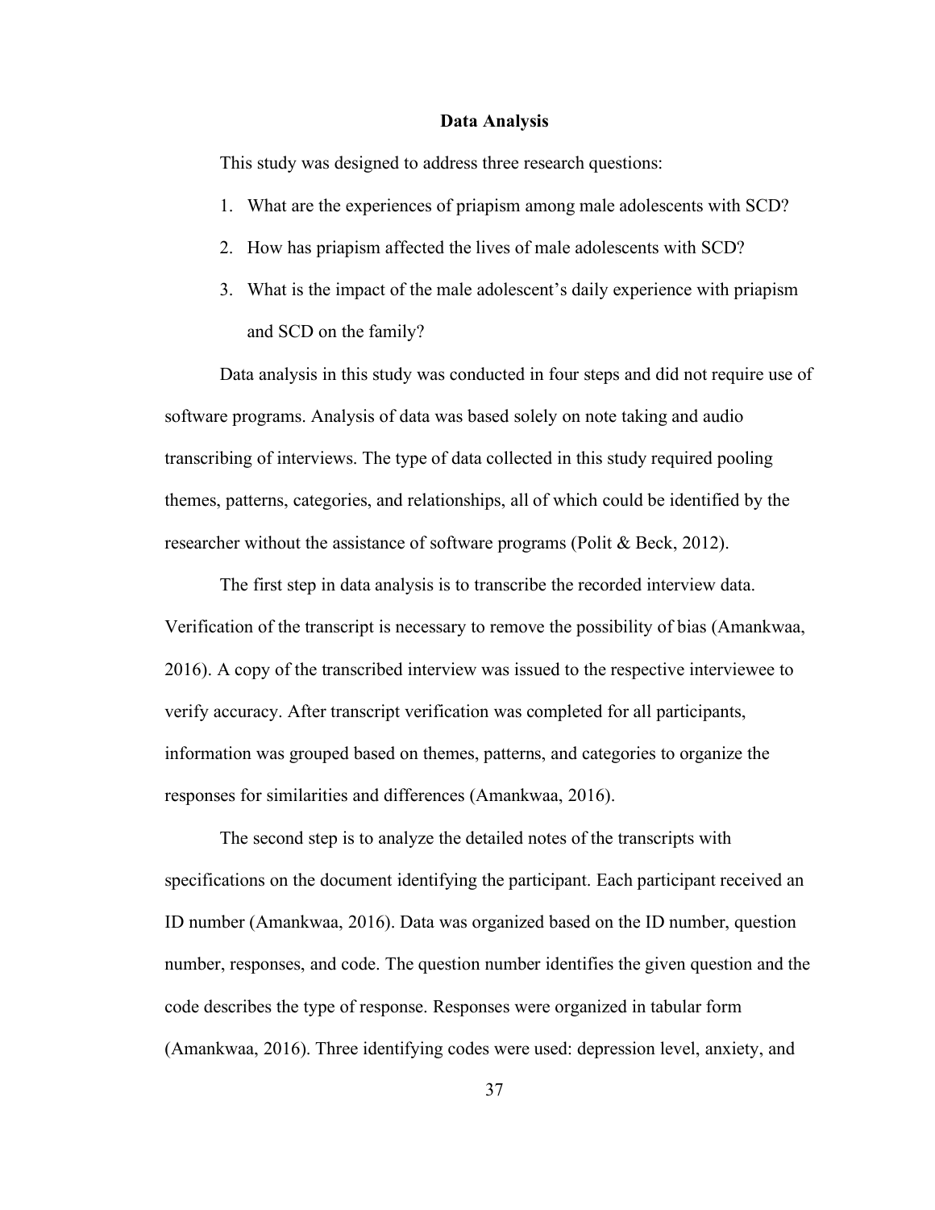## Data Analysis

This study was designed to address three research questions:

1. What are the experiences of priapism among male adolescents with SCD?
2. How has priapism affected the lives of male adolescents with SCD?
3. What is the impact of the male adolescent's daily experience with priapism and SCD on the family?

Data analysis in this study was conducted in four steps and did not require use of software programs. Analysis of data was based solely on note taking and audio transcribing of interviews. The type of data collected in this study required pooling themes, patterns, categories, and relationships, all of which could be identified by the researcher without the assistance of software programs (Polit & Beck, 2012).

The first step in data analysis is to transcribe the recorded interview data. Verification of the transcript is necessary to remove the possibility of bias (Amankwaa, 2016). A copy of the transcribed interview was issued to the respective interviewee to verify accuracy. After transcript verification was completed for all participants, information was grouped based on themes, patterns, and categories to organize the responses for similarities and differences (Amankwaa, 2016).

The second step is to analyze the detailed notes of the transcripts with specifications on the document identifying the participant. Each participant received an ID number (Amankwaa, 2016). Data was organized based on the ID number, question number, responses, and code. The question number identifies the given question and the code describes the type of response. Responses were organized in tabular form (Amankwaa, 2016). Three identifying codes were used: depression level, anxiety, and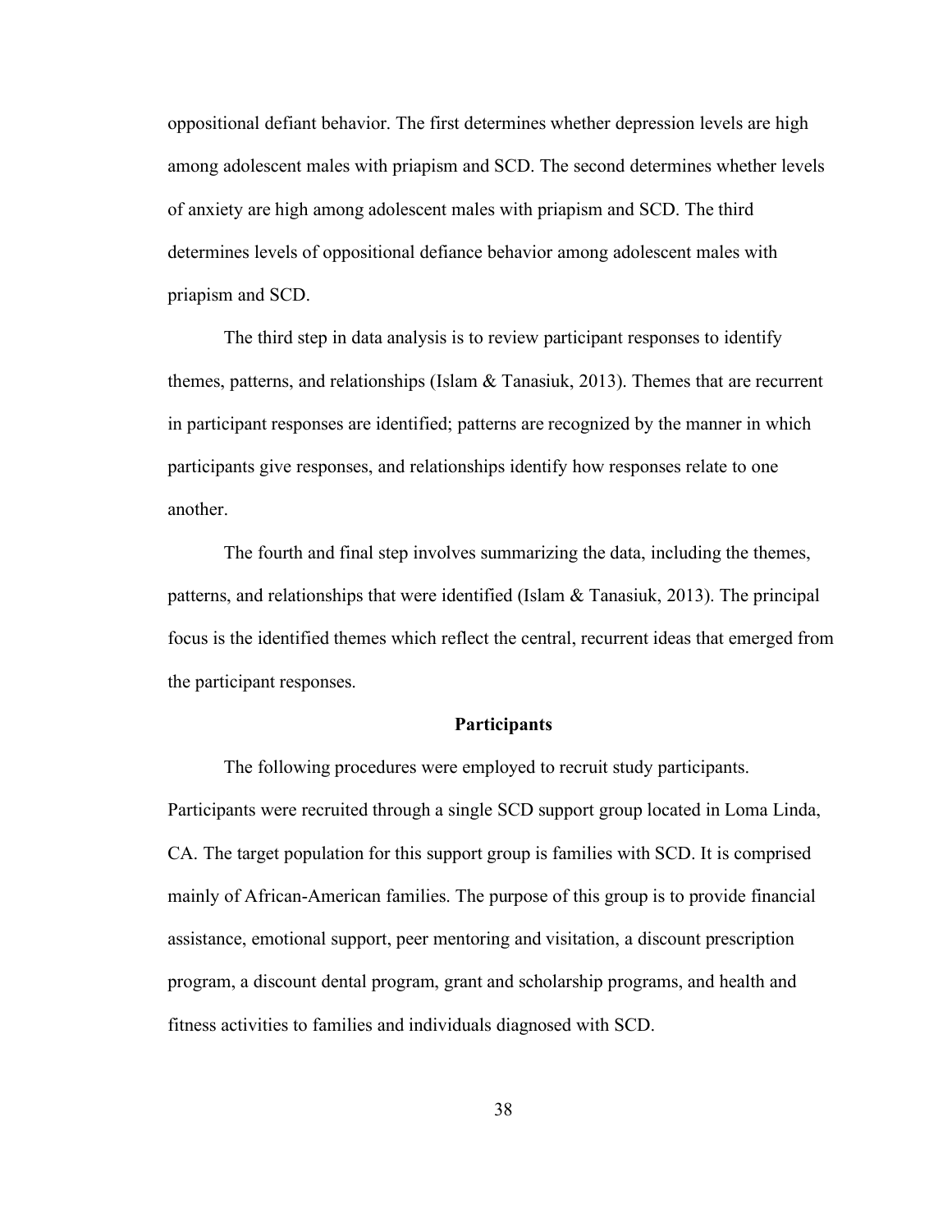oppositional defiant behavior. The first determines whether depression levels are high among adolescent males with priapism and SCD. The second determines whether levels of anxiety are high among adolescent males with priapism and SCD. The third determines levels of oppositional defiance behavior among adolescent males with priapism and SCD.

The third step in data analysis is to review participant responses to identify themes, patterns, and relationships (Islam & Tanasiuk, 2013). Themes that are recurrent in participant responses are identified; patterns are recognized by the manner in which participants give responses, and relationships identify how responses relate to one another.

The fourth and final step involves summarizing the data, including the themes, patterns, and relationships that were identified (Islam & Tanasiuk, 2013). The principal focus is the identified themes which reflect the central, recurrent ideas that emerged from the participant responses.

## Participants

The following procedures were employed to recruit study participants. Participants were recruited through a single SCD support group located in Loma Linda, CA. The target population for this support group is families with SCD. It is comprised mainly of African-American families. The purpose of this group is to provide financial assistance, emotional support, peer mentoring and visitation, a discount prescription program, a discount dental program, grant and scholarship programs, and health and fitness activities to families and individuals diagnosed with SCD.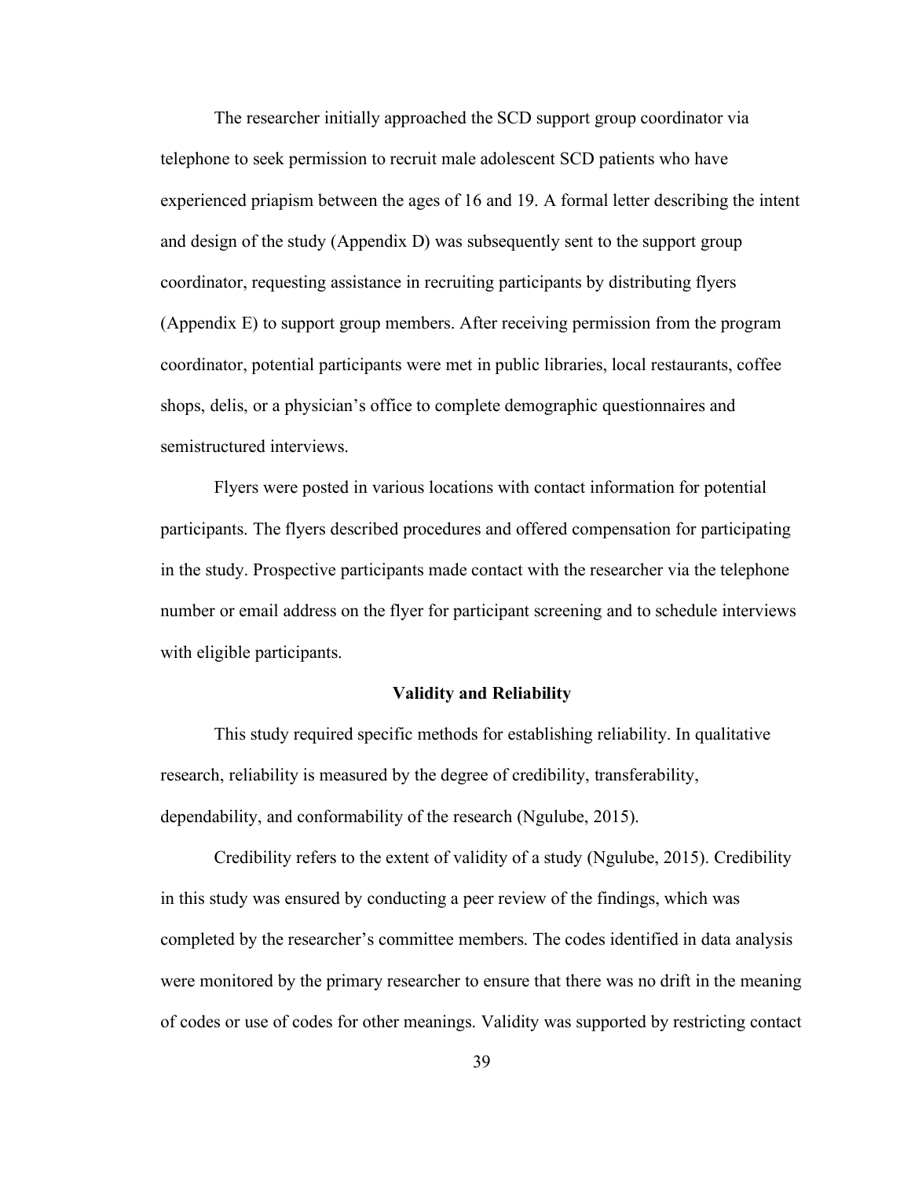The researcher initially approached the SCD support group coordinator via telephone to seek permission to recruit male adolescent SCD patients who have experienced priapism between the ages of 16 and 19. A formal letter describing the intent and design of the study (Appendix D) was subsequently sent to the support group coordinator, requesting assistance in recruiting participants by distributing flyers (Appendix E) to support group members. After receiving permission from the program coordinator, potential participants were met in public libraries, local restaurants, coffee shops, delis, or a physician's office to complete demographic questionnaires and semistructured interviews.

Flyers were posted in various locations with contact information for potential participants. The flyers described procedures and offered compensation for participating in the study. Prospective participants made contact with the researcher via the telephone number or email address on the flyer for participant screening and to schedule interviews with eligible participants.

## Validity and Reliability

This study required specific methods for establishing reliability. In qualitative research, reliability is measured by the degree of credibility, transferability, dependability, and conformability of the research (Ngulube, 2015).

Credibility refers to the extent of validity of a study (Ngulube, 2015). Credibility in this study was ensured by conducting a peer review of the findings, which was completed by the researcher's committee members. The codes identified in data analysis were monitored by the primary researcher to ensure that there was no drift in the meaning of codes or use of codes for other meanings. Validity was supported by restricting contact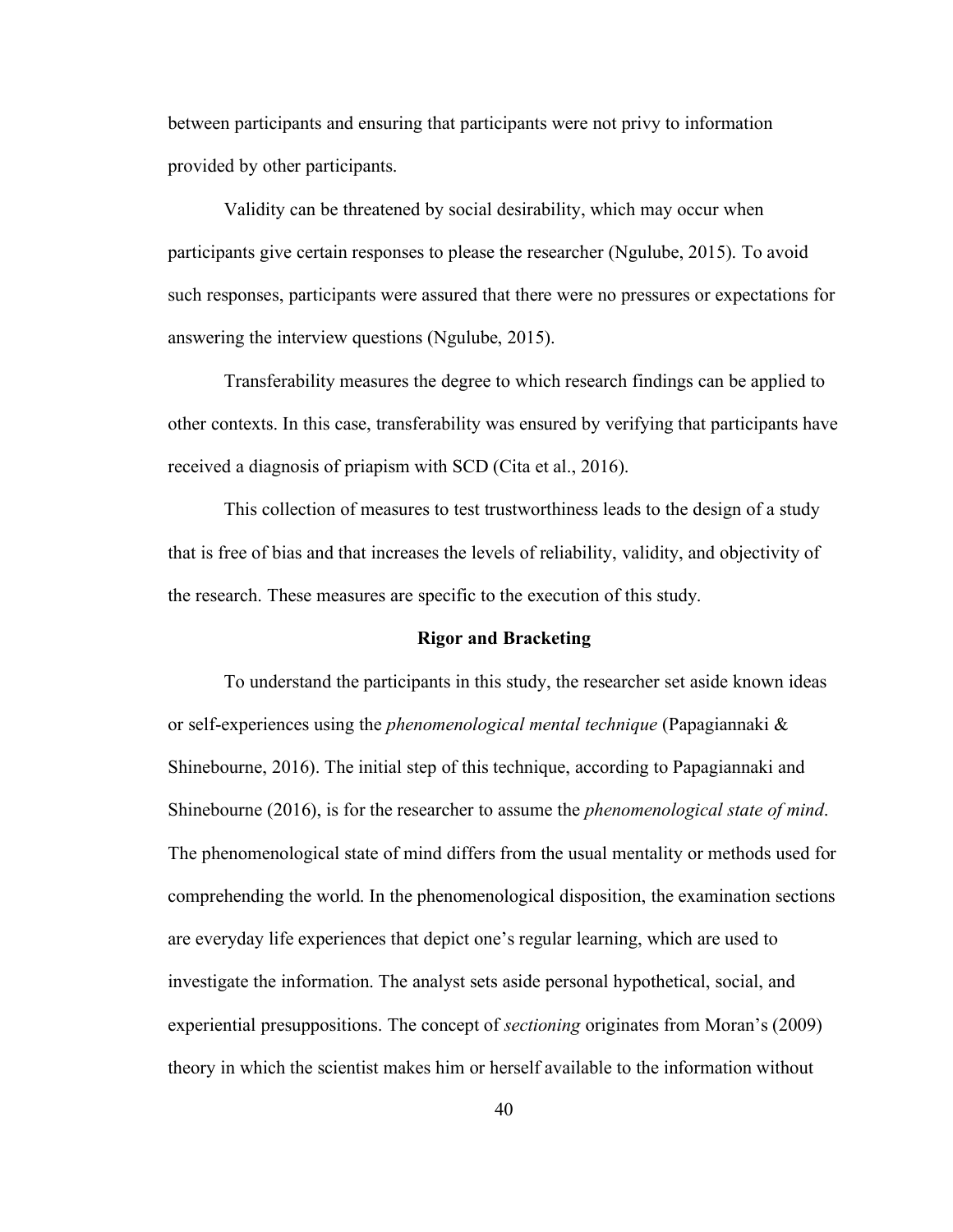between participants and ensuring that participants were not privy to information provided by other participants.

Validity can be threatened by social desirability, which may occur when participants give certain responses to please the researcher (Ngulube, 2015). To avoid such responses, participants were assured that there were no pressures or expectations for answering the interview questions (Ngulube, 2015).

Transferability measures the degree to which research findings can be applied to other contexts. In this case, transferability was ensured by verifying that participants have received a diagnosis of priapism with SCD (Cita et al., 2016).

This collection of measures to test trustworthiness leads to the design of a study that is free of bias and that increases the levels of reliability, validity, and objectivity of the research. These measures are specific to the execution of this study.

## Rigor and Bracketing

To understand the participants in this study, the researcher set aside known ideas or self-experiences using the *phenomenological mental technique* (Papagiannaki & Shinebourne, 2016). The initial step of this technique, according to Papagiannaki and Shinebourne (2016), is for the researcher to assume the *phenomenological state of mind*. The phenomenological state of mind differs from the usual mentality or methods used for comprehending the world. In the phenomenological disposition, the examination sections are everyday life experiences that depict one's regular learning, which are used to investigate the information. The analyst sets aside personal hypothetical, social, and experiential presuppositions. The concept of *sectioning* originates from Moran's (2009) theory in which the scientist makes him or herself available to the information without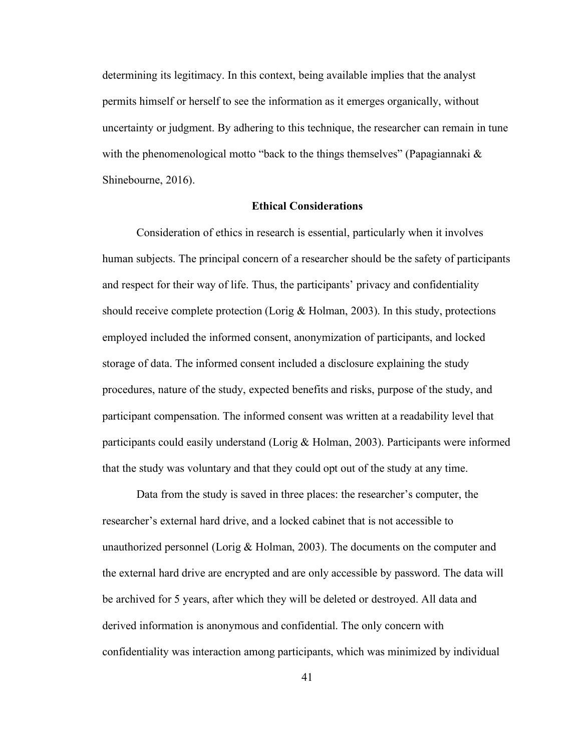determining its legitimacy. In this context, being available implies that the analyst permits himself or herself to see the information as it emerges organically, without uncertainty or judgment. By adhering to this technique, the researcher can remain in tune with the phenomenological motto "back to the things themselves" (Papagiannaki & Shinebourne, 2016).

## Ethical Considerations

Consideration of ethics in research is essential, particularly when it involves human subjects. The principal concern of a researcher should be the safety of participants and respect for their way of life. Thus, the participants' privacy and confidentiality should receive complete protection (Lorig & Holman, 2003). In this study, protections employed included the informed consent, anonymization of participants, and locked storage of data. The informed consent included a disclosure explaining the study procedures, nature of the study, expected benefits and risks, purpose of the study, and participant compensation. The informed consent was written at a readability level that participants could easily understand (Lorig & Holman, 2003). Participants were informed that the study was voluntary and that they could opt out of the study at any time.

Data from the study is saved in three places: the researcher's computer, the researcher's external hard drive, and a locked cabinet that is not accessible to unauthorized personnel (Lorig & Holman, 2003). The documents on the computer and the external hard drive are encrypted and are only accessible by password. The data will be archived for 5 years, after which they will be deleted or destroyed. All data and derived information is anonymous and confidential. The only concern with confidentiality was interaction among participants, which was minimized by individual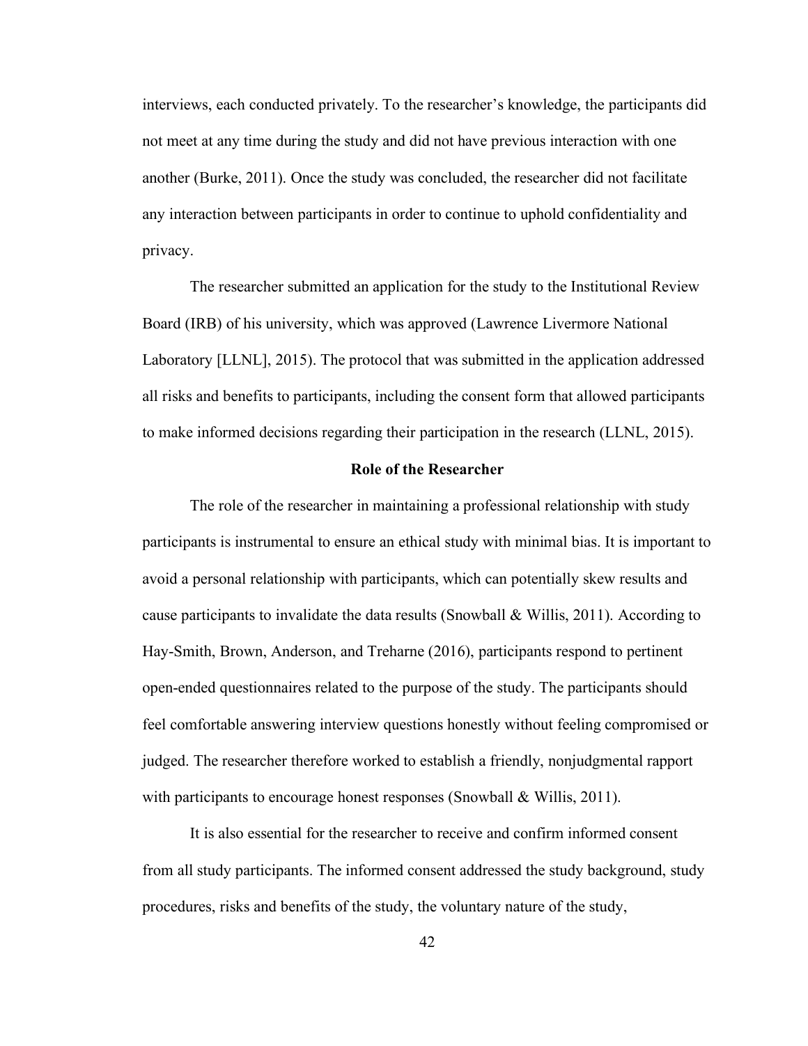interviews, each conducted privately. To the researcher's knowledge, the participants did not meet at any time during the study and did not have previous interaction with one another (Burke, 2011). Once the study was concluded, the researcher did not facilitate any interaction between participants in order to continue to uphold confidentiality and privacy.

The researcher submitted an application for the study to the Institutional Review Board (IRB) of his university, which was approved (Lawrence Livermore National Laboratory [LLNL], 2015). The protocol that was submitted in the application addressed all risks and benefits to participants, including the consent form that allowed participants to make informed decisions regarding their participation in the research (LLNL, 2015).

## Role of the Researcher

The role of the researcher in maintaining a professional relationship with study participants is instrumental to ensure an ethical study with minimal bias. It is important to avoid a personal relationship with participants, which can potentially skew results and cause participants to invalidate the data results (Snowball & Willis, 2011). According to Hay-Smith, Brown, Anderson, and Treharne (2016), participants respond to pertinent open-ended questionnaires related to the purpose of the study. The participants should feel comfortable answering interview questions honestly without feeling compromised or judged. The researcher therefore worked to establish a friendly, nonjudgmental rapport with participants to encourage honest responses (Snowball & Willis, 2011).

It is also essential for the researcher to receive and confirm informed consent from all study participants. The informed consent addressed the study background, study procedures, risks and benefits of the study, the voluntary nature of the study,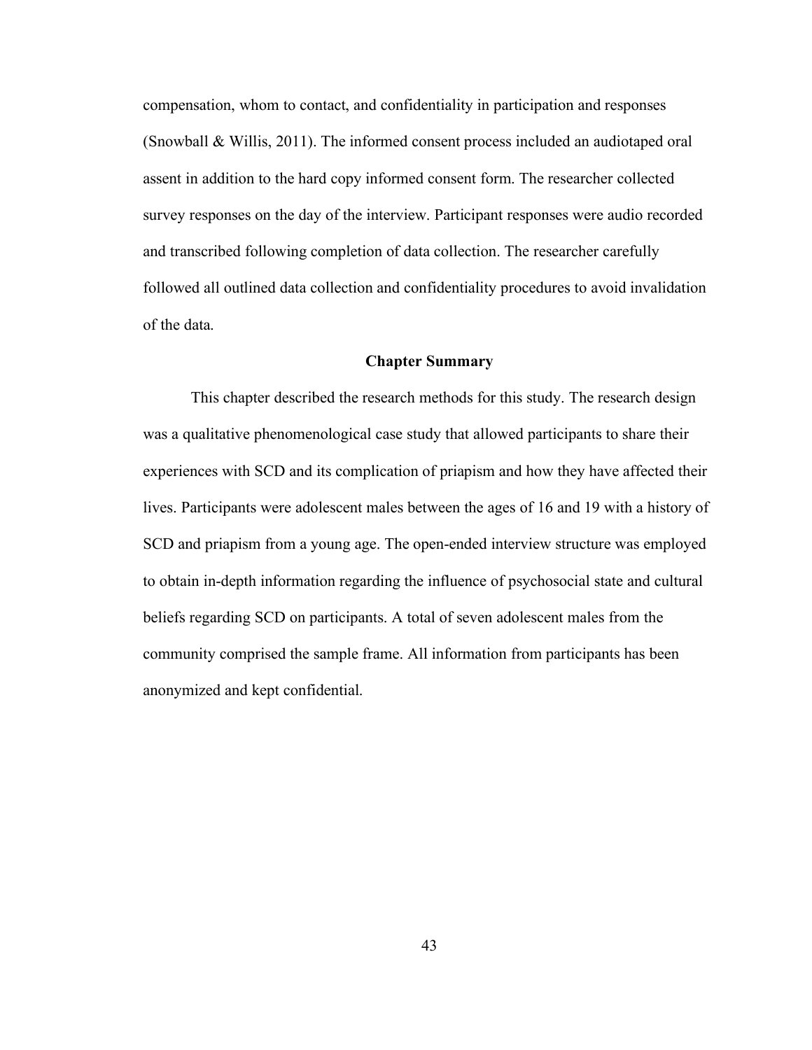compensation, whom to contact, and confidentiality in participation and responses (Snowball & Willis, 2011). The informed consent process included an audiotaped oral assent in addition to the hard copy informed consent form. The researcher collected survey responses on the day of the interview. Participant responses were audio recorded and transcribed following completion of data collection. The researcher carefully followed all outlined data collection and confidentiality procedures to avoid invalidation of the data.

## Chapter Summary

This chapter described the research methods for this study. The research design was a qualitative phenomenological case study that allowed participants to share their experiences with SCD and its complication of priapism and how they have affected their lives. Participants were adolescent males between the ages of 16 and 19 with a history of SCD and priapism from a young age. The open-ended interview structure was employed to obtain in-depth information regarding the influence of psychosocial state and cultural beliefs regarding SCD on participants. A total of seven adolescent males from the community comprised the sample frame. All information from participants has been anonymized and kept confidential.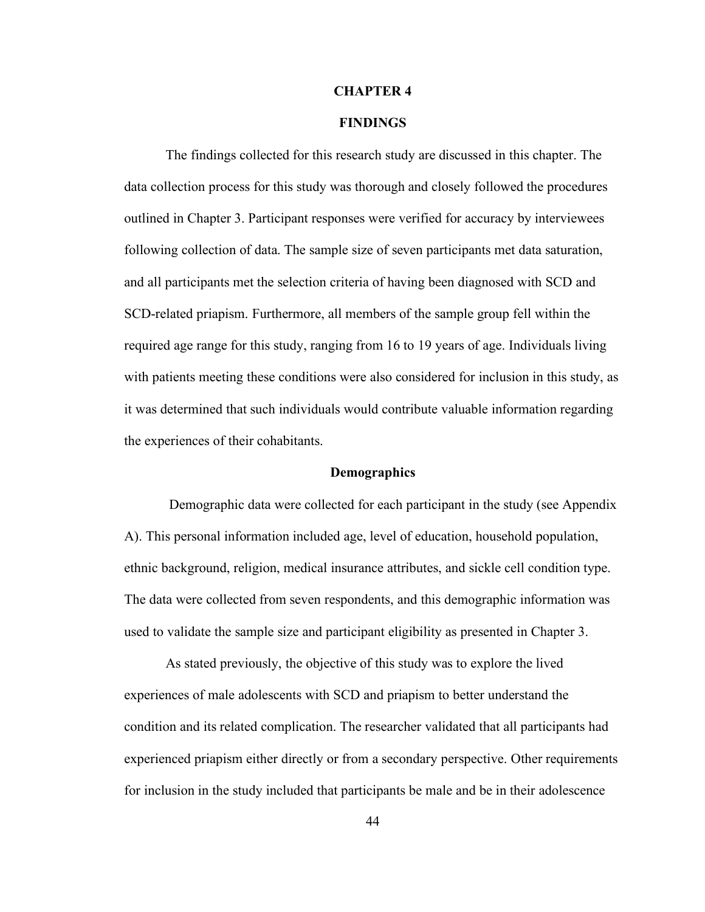# CHAPTER 4

# FINDINGS

The findings collected for this research study are discussed in this chapter. The data collection process for this study was thorough and closely followed the procedures outlined in Chapter 3. Participant responses were verified for accuracy by interviewees following collection of data. The sample size of seven participants met data saturation, and all participants met the selection criteria of having been diagnosed with SCD and SCD-related priapism. Furthermore, all members of the sample group fell within the required age range for this study, ranging from 16 to 19 years of age. Individuals living with patients meeting these conditions were also considered for inclusion in this study, as it was determined that such individuals would contribute valuable information regarding the experiences of their cohabitants.

## Demographics

Demographic data were collected for each participant in the study (see Appendix A). This personal information included age, level of education, household population, ethnic background, religion, medical insurance attributes, and sickle cell condition type. The data were collected from seven respondents, and this demographic information was used to validate the sample size and participant eligibility as presented in Chapter 3.

As stated previously, the objective of this study was to explore the lived experiences of male adolescents with SCD and priapism to better understand the condition and its related complication. The researcher validated that all participants had experienced priapism either directly or from a secondary perspective. Other requirements for inclusion in the study included that participants be male and be in their adolescence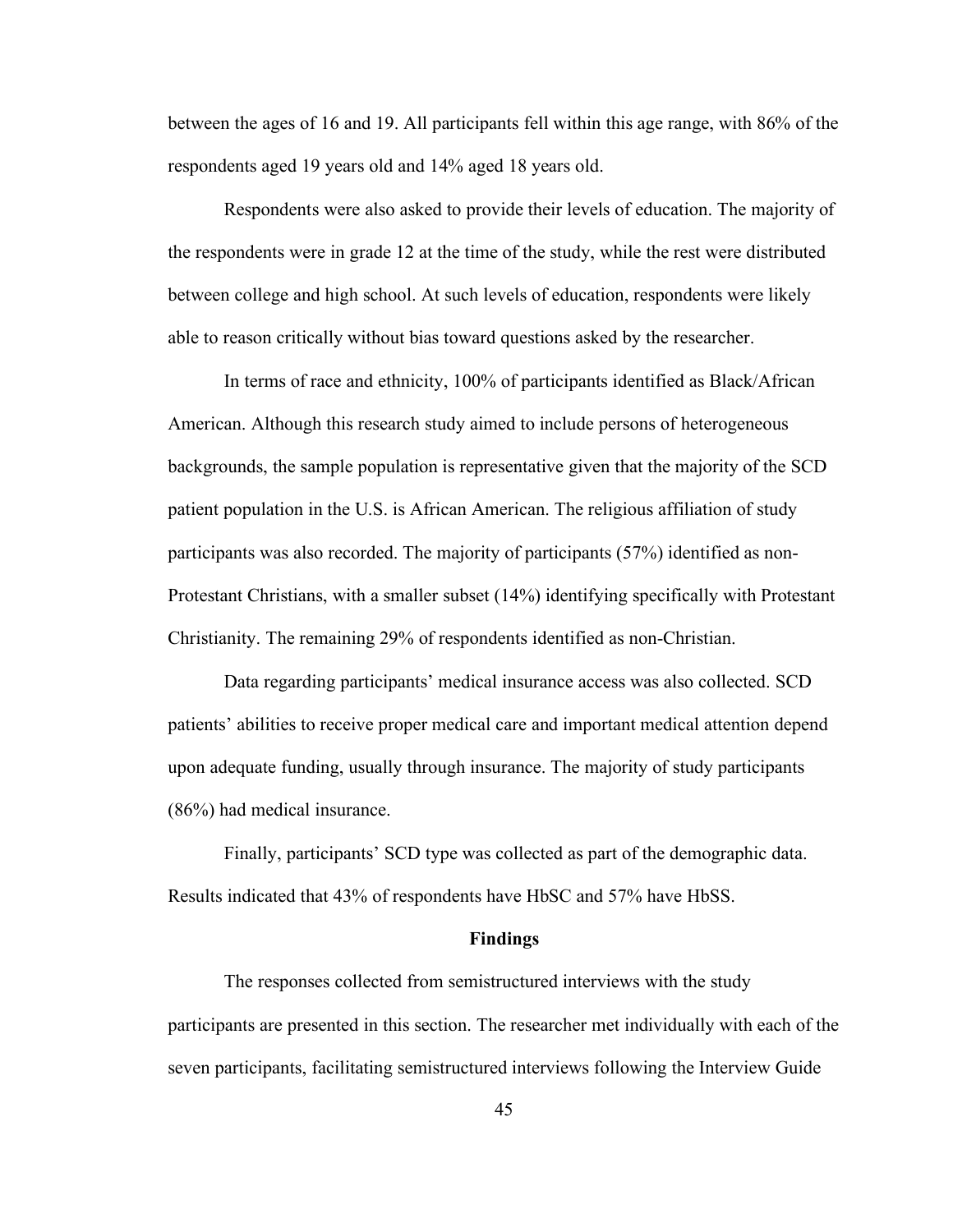between the ages of 16 and 19. All participants fell within this age range, with 86% of the respondents aged 19 years old and 14% aged 18 years old.

Respondents were also asked to provide their levels of education. The majority of the respondents were in grade 12 at the time of the study, while the rest were distributed between college and high school. At such levels of education, respondents were likely able to reason critically without bias toward questions asked by the researcher.

In terms of race and ethnicity, 100% of participants identified as Black/African American. Although this research study aimed to include persons of heterogeneous backgrounds, the sample population is representative given that the majority of the SCD patient population in the U.S. is African American. The religious affiliation of study participants was also recorded. The majority of participants (57%) identified as non-Protestant Christians, with a smaller subset (14%) identifying specifically with Protestant Christianity. The remaining 29% of respondents identified as non-Christian.

Data regarding participants' medical insurance access was also collected. SCD patients' abilities to receive proper medical care and important medical attention depend upon adequate funding, usually through insurance. The majority of study participants (86%) had medical insurance.

Finally, participants' SCD type was collected as part of the demographic data. Results indicated that 43% of respondents have HbSC and 57% have HbSS.

## Findings

The responses collected from semistructured interviews with the study participants are presented in this section. The researcher met individually with each of the seven participants, facilitating semistructured interviews following the Interview Guide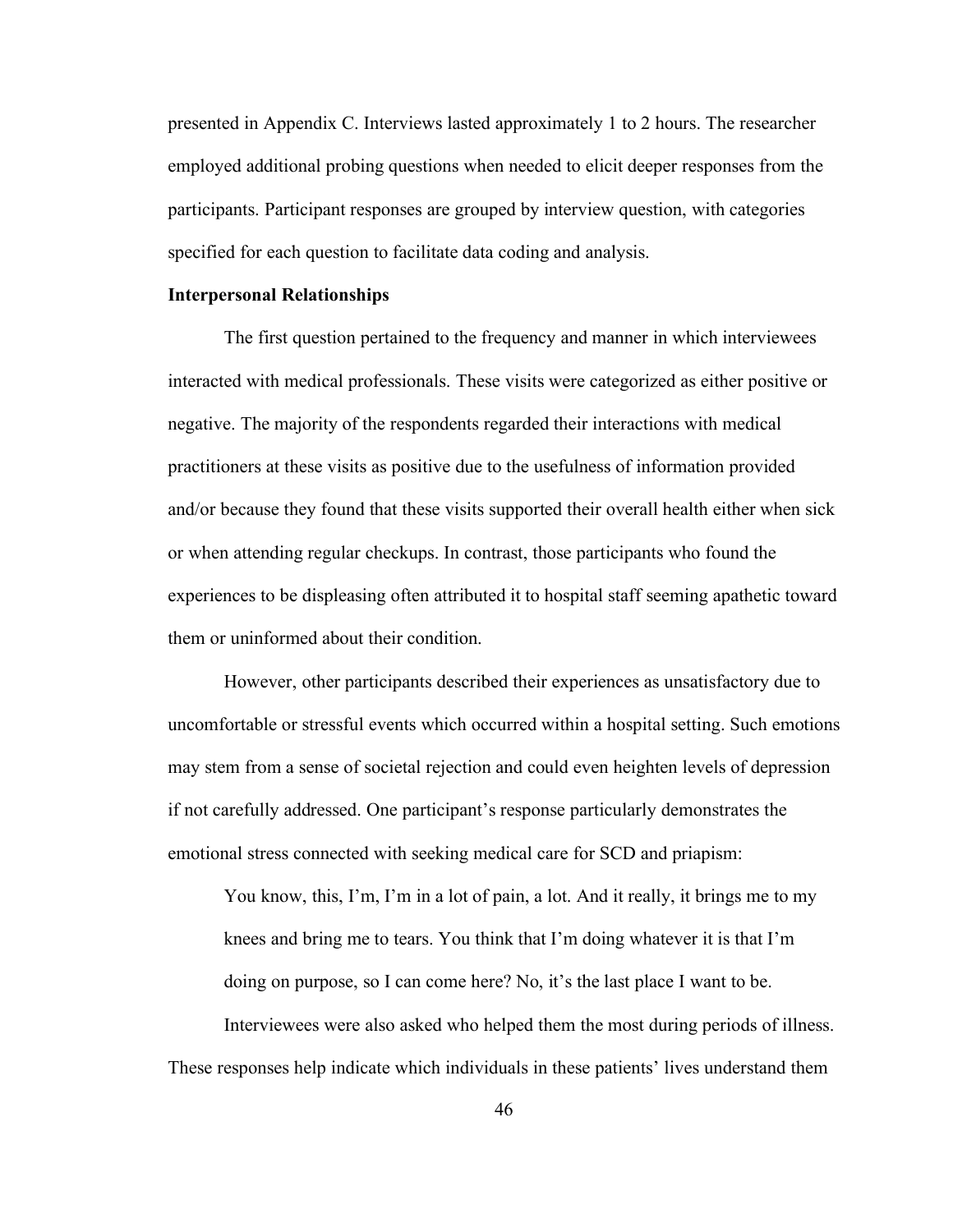presented in Appendix C. Interviews lasted approximately 1 to 2 hours. The researcher employed additional probing questions when needed to elicit deeper responses from the participants. Participant responses are grouped by interview question, with categories specified for each question to facilitate data coding and analysis.

**Interpersonal Relationships**

The first question pertained to the frequency and manner in which interviewees interacted with medical professionals. These visits were categorized as either positive or negative. The majority of the respondents regarded their interactions with medical practitioners at these visits as positive due to the usefulness of information provided and/or because they found that these visits supported their overall health either when sick or when attending regular checkups. In contrast, those participants who found the experiences to be displeasing often attributed it to hospital staff seeming apathetic toward them or uninformed about their condition.

However, other participants described their experiences as unsatisfactory due to uncomfortable or stressful events which occurred within a hospital setting. Such emotions may stem from a sense of societal rejection and could even heighten levels of depression if not carefully addressed. One participant's response particularly demonstrates the emotional stress connected with seeking medical care for SCD and priapism:

> You know, this, I'm, I'm in a lot of pain, a lot. And it really, it brings me to my knees and bring me to tears. You think that I'm doing whatever it is that I'm doing on purpose, so I can come here? No, it's the last place I want to be.

Interviewees were also asked who helped them the most during periods of illness. These responses help indicate which individuals in these patients' lives understand them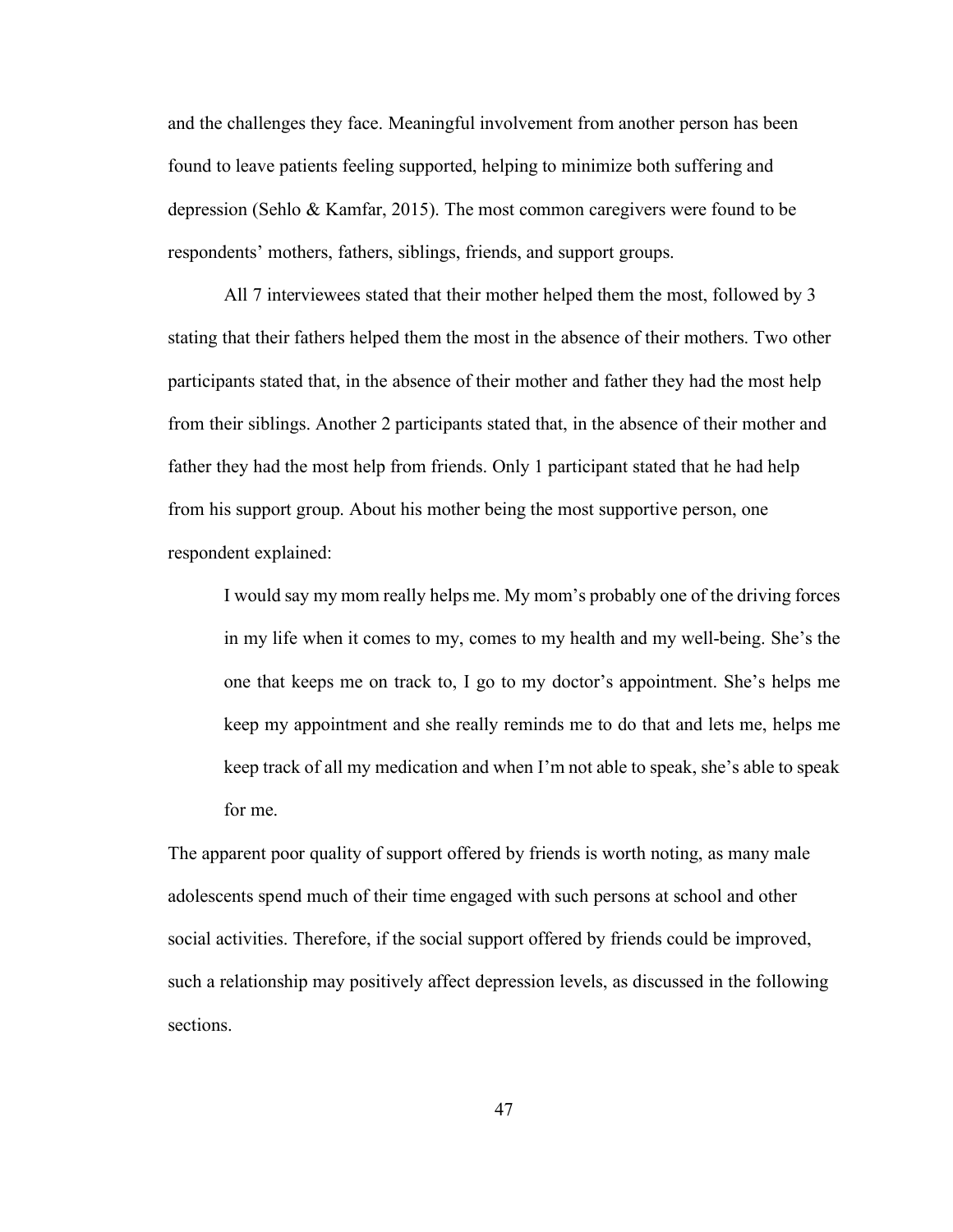and the challenges they face. Meaningful involvement from another person has been found to leave patients feeling supported, helping to minimize both suffering and depression (Sehlo & Kamfar, 2015). The most common caregivers were found to be respondents' mothers, fathers, siblings, friends, and support groups.

All 7 interviewees stated that their mother helped them the most, followed by 3 stating that their fathers helped them the most in the absence of their mothers. Two other participants stated that, in the absence of their mother and father they had the most help from their siblings. Another 2 participants stated that, in the absence of their mother and father they had the most help from friends. Only 1 participant stated that he had help from his support group. About his mother being the most supportive person, one respondent explained:

> I would say my mom really helps me. My mom's probably one of the driving forces in my life when it comes to my, comes to my health and my well-being. She's the one that keeps me on track to, I go to my doctor's appointment. She's helps me keep my appointment and she really reminds me to do that and lets me, helps me keep track of all my medication and when I'm not able to speak, she's able to speak for me.

The apparent poor quality of support offered by friends is worth noting, as many male adolescents spend much of their time engaged with such persons at school and other social activities. Therefore, if the social support offered by friends could be improved, such a relationship may positively affect depression levels, as discussed in the following sections.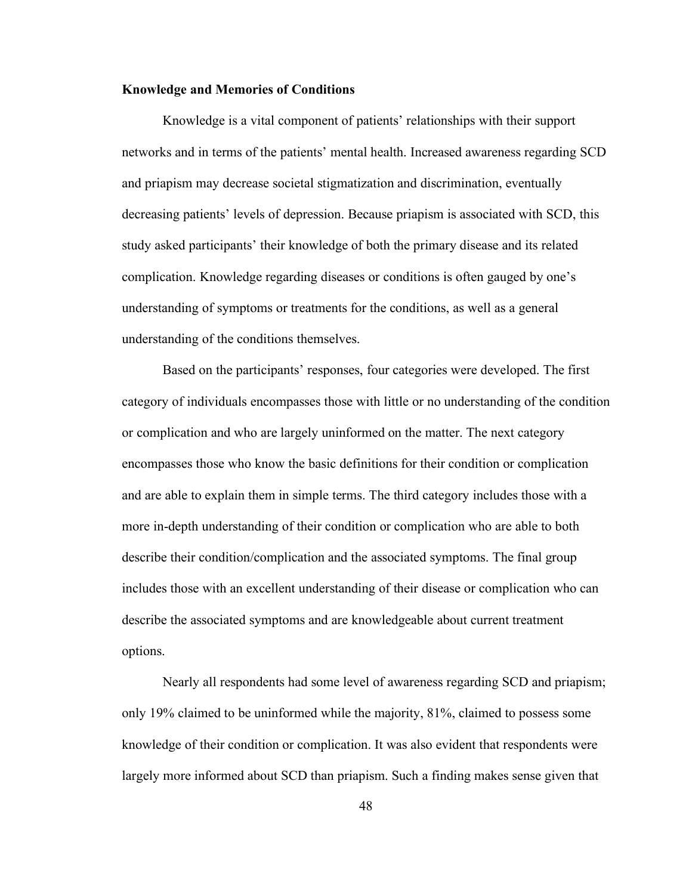**Knowledge and Memories of Conditions**

Knowledge is a vital component of patients' relationships with their support networks and in terms of the patients' mental health. Increased awareness regarding SCD and priapism may decrease societal stigmatization and discrimination, eventually decreasing patients' levels of depression. Because priapism is associated with SCD, this study asked participants' their knowledge of both the primary disease and its related complication. Knowledge regarding diseases or conditions is often gauged by one's understanding of symptoms or treatments for the conditions, as well as a general understanding of the conditions themselves.

Based on the participants' responses, four categories were developed. The first category of individuals encompasses those with little or no understanding of the condition or complication and who are largely uninformed on the matter. The next category encompasses those who know the basic definitions for their condition or complication and are able to explain them in simple terms. The third category includes those with a more in-depth understanding of their condition or complication who are able to both describe their condition/complication and the associated symptoms. The final group includes those with an excellent understanding of their disease or complication who can describe the associated symptoms and are knowledgeable about current treatment options.

Nearly all respondents had some level of awareness regarding SCD and priapism; only 19% claimed to be uninformed while the majority, 81%, claimed to possess some knowledge of their condition or complication. It was also evident that respondents were largely more informed about SCD than priapism. Such a finding makes sense given that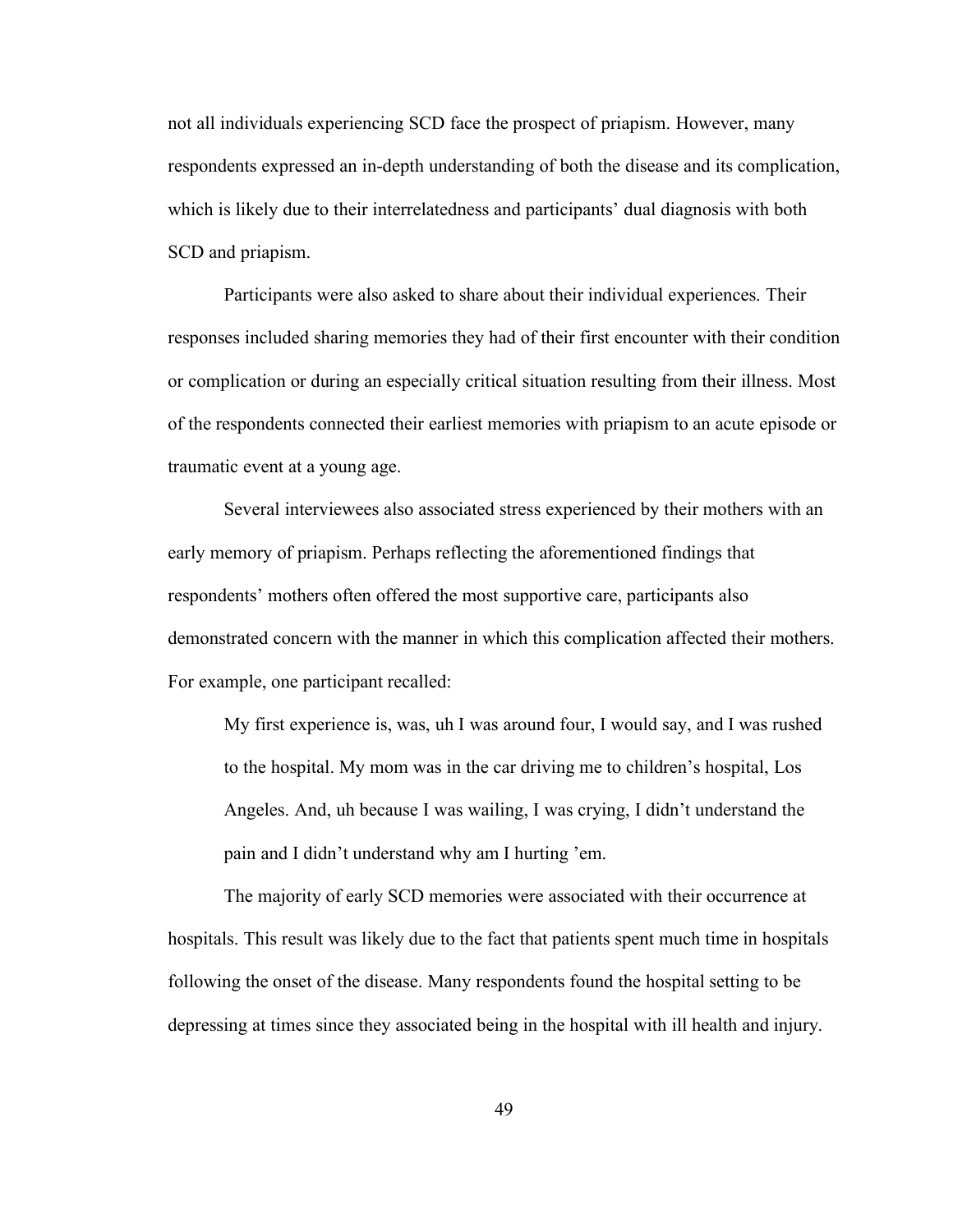not all individuals experiencing SCD face the prospect of priapism. However, many respondents expressed an in-depth understanding of both the disease and its complication, which is likely due to their interrelatedness and participants' dual diagnosis with both SCD and priapism.

Participants were also asked to share about their individual experiences. Their responses included sharing memories they had of their first encounter with their condition or complication or during an especially critical situation resulting from their illness. Most of the respondents connected their earliest memories with priapism to an acute episode or traumatic event at a young age.

Several interviewees also associated stress experienced by their mothers with an early memory of priapism. Perhaps reflecting the aforementioned findings that respondents' mothers often offered the most supportive care, participants also demonstrated concern with the manner in which this complication affected their mothers. For example, one participant recalled:

> My first experience is, was, uh I was around four, I would say, and I was rushed to the hospital. My mom was in the car driving me to children's hospital, Los Angeles. And, uh because I was wailing, I was crying, I didn't understand the pain and I didn't understand why am I hurting 'em.

The majority of early SCD memories were associated with their occurrence at hospitals. This result was likely due to the fact that patients spent much time in hospitals following the onset of the disease. Many respondents found the hospital setting to be depressing at times since they associated being in the hospital with ill health and injury.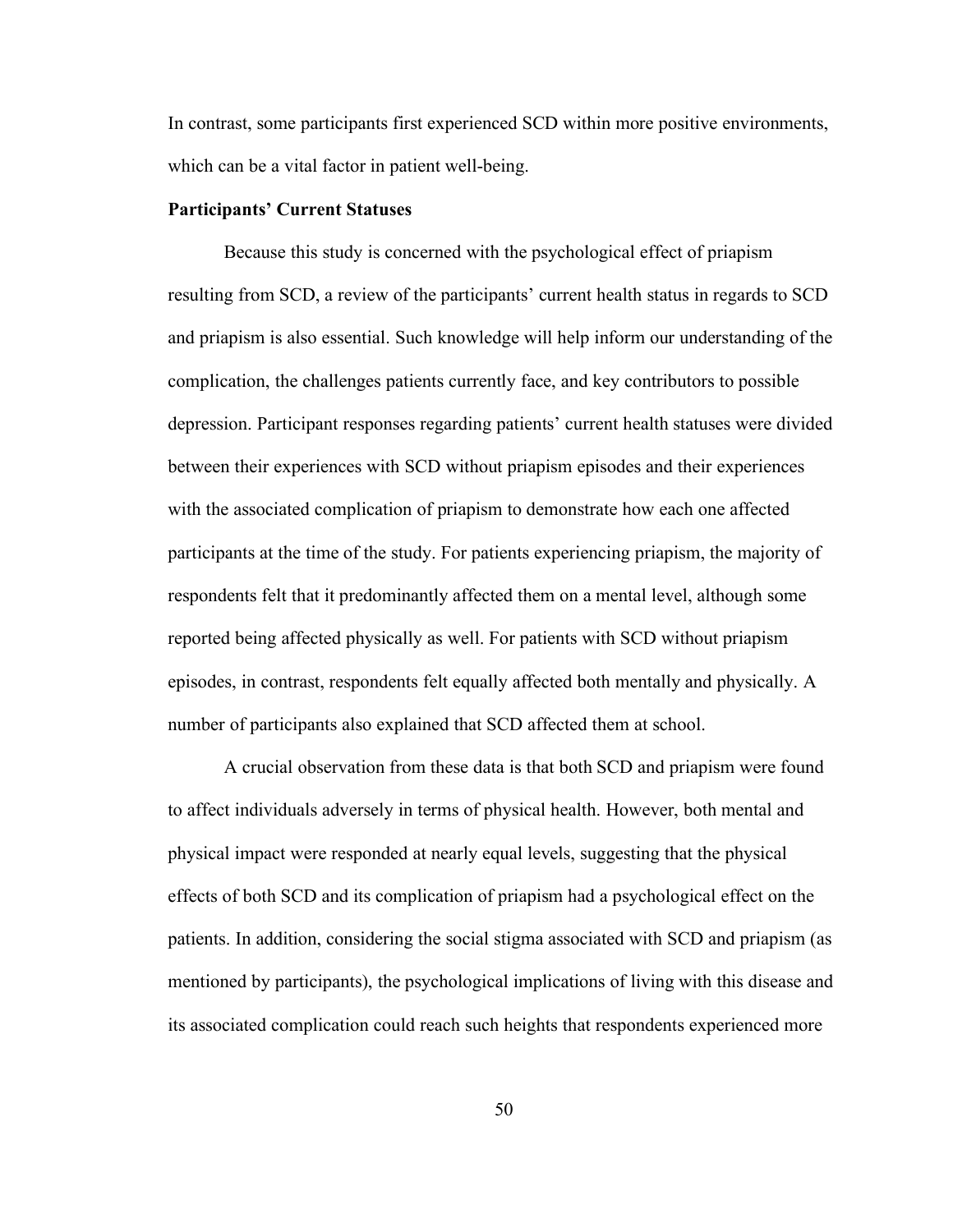In contrast, some participants first experienced SCD within more positive environments, which can be a vital factor in patient well-being.

**Participants' Current Statuses**

Because this study is concerned with the psychological effect of priapism resulting from SCD, a review of the participants' current health status in regards to SCD and priapism is also essential. Such knowledge will help inform our understanding of the complication, the challenges patients currently face, and key contributors to possible depression. Participant responses regarding patients' current health statuses were divided between their experiences with SCD without priapism episodes and their experiences with the associated complication of priapism to demonstrate how each one affected participants at the time of the study. For patients experiencing priapism, the majority of respondents felt that it predominantly affected them on a mental level, although some reported being affected physically as well. For patients with SCD without priapism episodes, in contrast, respondents felt equally affected both mentally and physically. A number of participants also explained that SCD affected them at school.

A crucial observation from these data is that both SCD and priapism were found to affect individuals adversely in terms of physical health. However, both mental and physical impact were responded at nearly equal levels, suggesting that the physical effects of both SCD and its complication of priapism had a psychological effect on the patients. In addition, considering the social stigma associated with SCD and priapism (as mentioned by participants), the psychological implications of living with this disease and its associated complication could reach such heights that respondents experienced more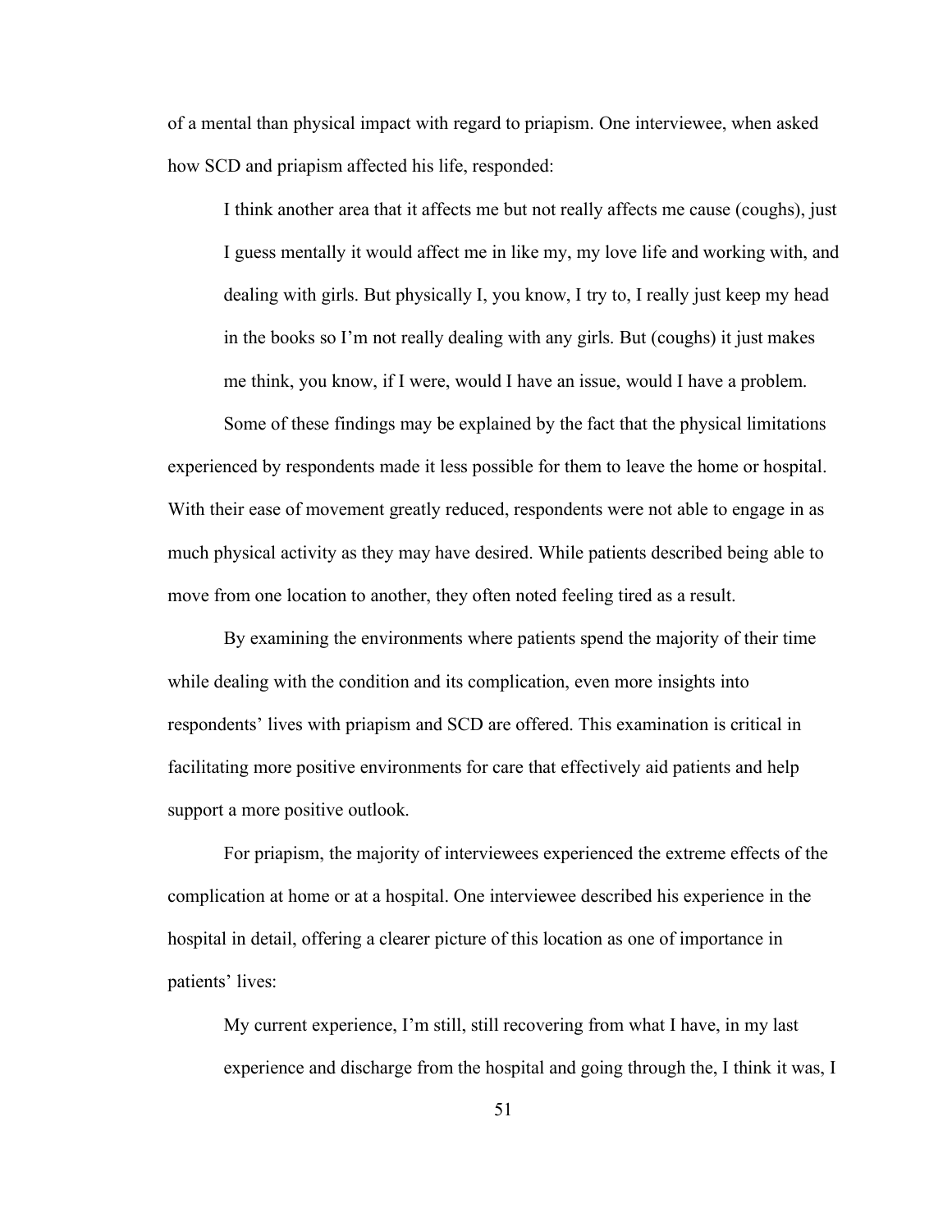of a mental than physical impact with regard to priapism. One interviewee, when asked how SCD and priapism affected his life, responded:

> I think another area that it affects me but not really affects me cause (coughs), just I guess mentally it would affect me in like my, my love life and working with, and dealing with girls. But physically I, you know, I try to, I really just keep my head in the books so I'm not really dealing with any girls. But (coughs) it just makes me think, you know, if I were, would I have an issue, would I have a problem.

Some of these findings may be explained by the fact that the physical limitations experienced by respondents made it less possible for them to leave the home or hospital. With their ease of movement greatly reduced, respondents were not able to engage in as much physical activity as they may have desired. While patients described being able to move from one location to another, they often noted feeling tired as a result.

By examining the environments where patients spend the majority of their time while dealing with the condition and its complication, even more insights into respondents' lives with priapism and SCD are offered. This examination is critical in facilitating more positive environments for care that effectively aid patients and help support a more positive outlook.

For priapism, the majority of interviewees experienced the extreme effects of the complication at home or at a hospital. One interviewee described his experience in the hospital in detail, offering a clearer picture of this location as one of importance in patients' lives:

> My current experience, I'm still, still recovering from what I have, in my last experience and discharge from the hospital and going through the, I think it was, I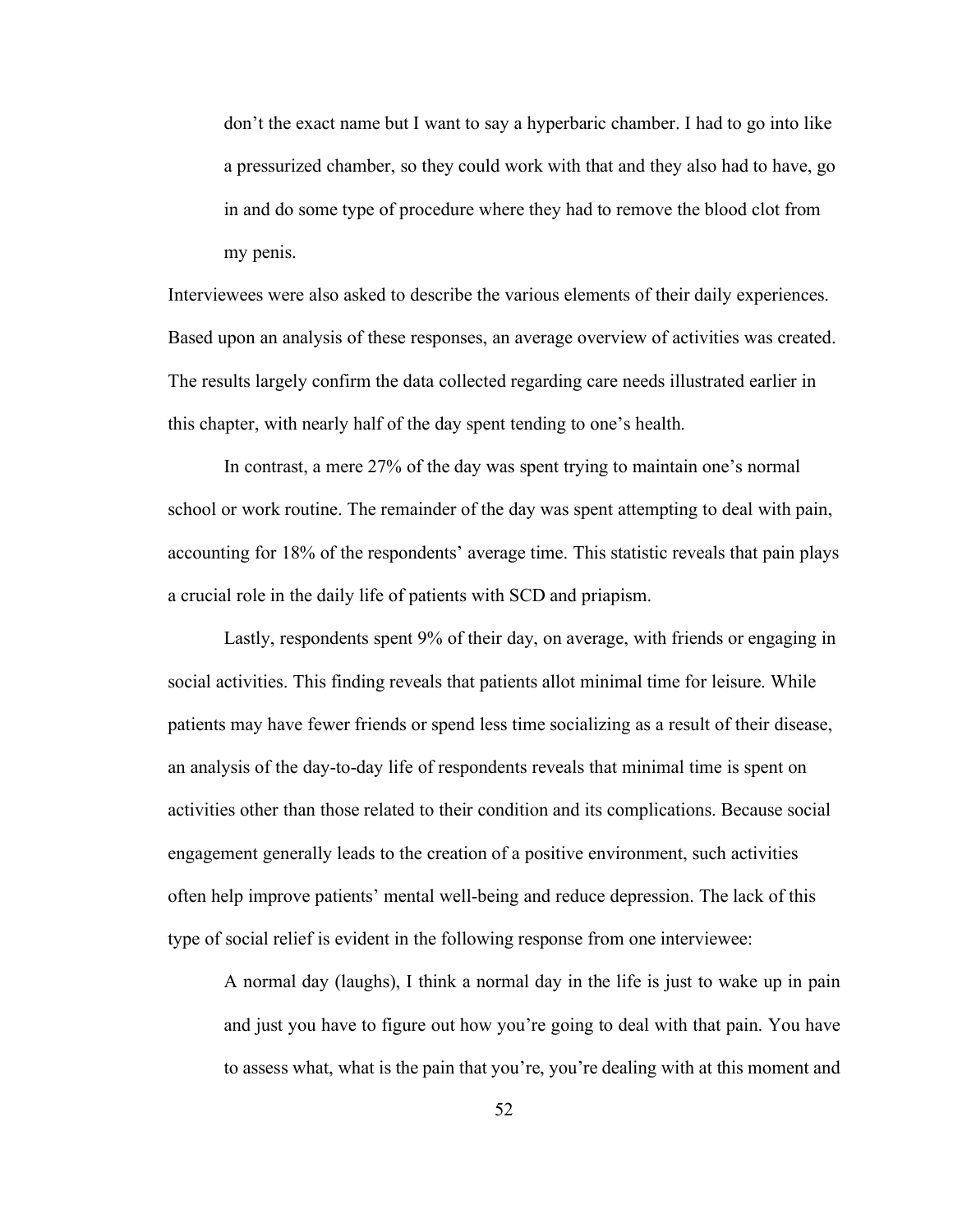> don't the exact name but I want to say a hyperbaric chamber. I had to go into like a pressurized chamber, so they could work with that and they also had to have, go in and do some type of procedure where they had to remove the blood clot from my penis.

Interviewees were also asked to describe the various elements of their daily experiences. Based upon an analysis of these responses, an average overview of activities was created. The results largely confirm the data collected regarding care needs illustrated earlier in this chapter, with nearly half of the day spent tending to one's health.

In contrast, a mere 27% of the day was spent trying to maintain one's normal school or work routine. The remainder of the day was spent attempting to deal with pain, accounting for 18% of the respondents' average time. This statistic reveals that pain plays a crucial role in the daily life of patients with SCD and priapism.

Lastly, respondents spent 9% of their day, on average, with friends or engaging in social activities. This finding reveals that patients allot minimal time for leisure. While patients may have fewer friends or spend less time socializing as a result of their disease, an analysis of the day-to-day life of respondents reveals that minimal time is spent on activities other than those related to their condition and its complications. Because social engagement generally leads to the creation of a positive environment, such activities often help improve patients' mental well-being and reduce depression. The lack of this type of social relief is evident in the following response from one interviewee:

> A normal day (laughs), I think a normal day in the life is just to wake up in pain and just you have to figure out how you're going to deal with that pain. You have to assess what, what is the pain that you're, you're dealing with at this moment and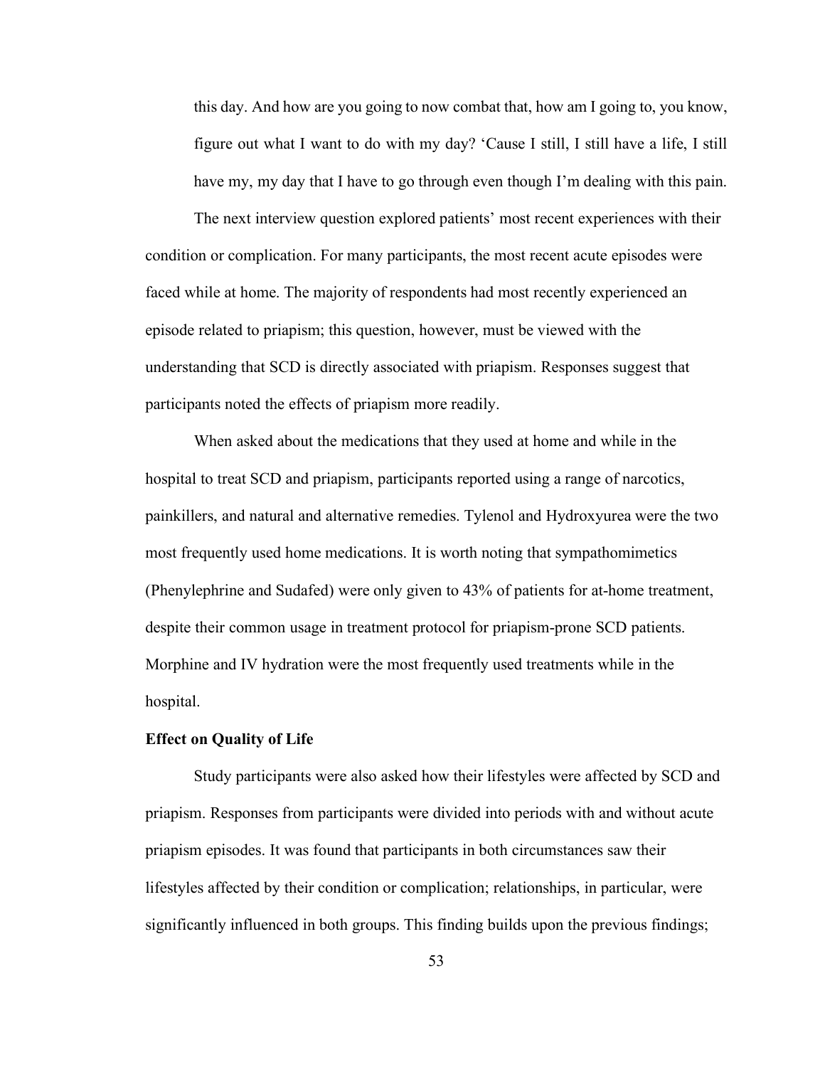this day. And how are you going to now combat that, how am I going to, you know, figure out what I want to do with my day? 'Cause I still, I still have a life, I still have my, my day that I have to go through even though I'm dealing with this pain.

The next interview question explored patients' most recent experiences with their condition or complication. For many participants, the most recent acute episodes were faced while at home. The majority of respondents had most recently experienced an episode related to priapism; this question, however, must be viewed with the understanding that SCD is directly associated with priapism. Responses suggest that participants noted the effects of priapism more readily.

When asked about the medications that they used at home and while in the hospital to treat SCD and priapism, participants reported using a range of narcotics, painkillers, and natural and alternative remedies. Tylenol and Hydroxyurea were the two most frequently used home medications. It is worth noting that sympathomimetics (Phenylephrine and Sudafed) were only given to 43% of patients for at-home treatment, despite their common usage in treatment protocol for priapism-prone SCD patients. Morphine and IV hydration were the most frequently used treatments while in the hospital.

**Effect on Quality of Life**

Study participants were also asked how their lifestyles were affected by SCD and priapism. Responses from participants were divided into periods with and without acute priapism episodes. It was found that participants in both circumstances saw their lifestyles affected by their condition or complication; relationships, in particular, were significantly influenced in both groups. This finding builds upon the previous findings;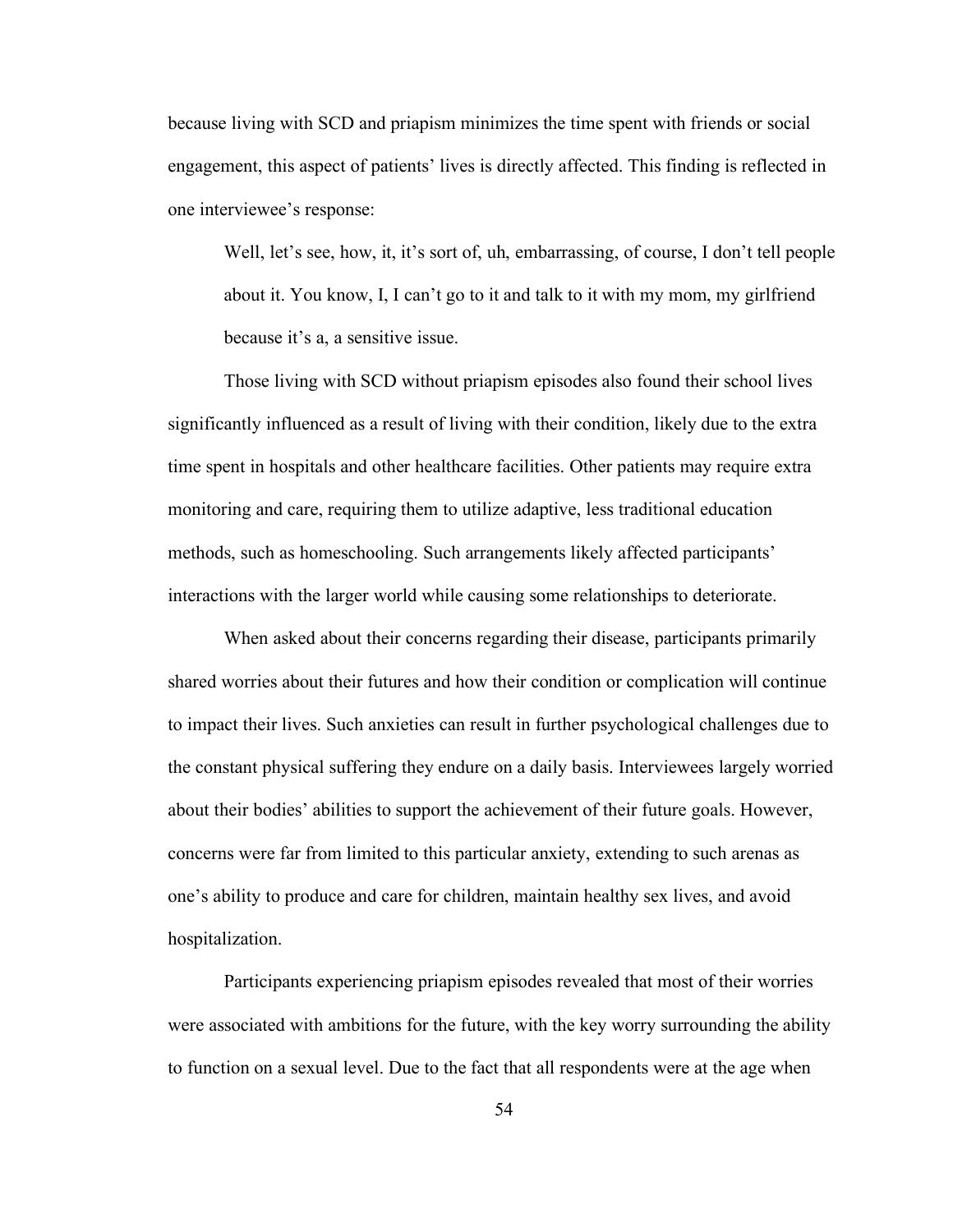because living with SCD and priapism minimizes the time spent with friends or social engagement, this aspect of patients' lives is directly affected. This finding is reflected in one interviewee's response:

> Well, let's see, how, it, it's sort of, uh, embarrassing, of course, I don't tell people about it. You know, I, I can't go to it and talk to it with my mom, my girlfriend because it's a, a sensitive issue.

Those living with SCD without priapism episodes also found their school lives significantly influenced as a result of living with their condition, likely due to the extra time spent in hospitals and other healthcare facilities. Other patients may require extra monitoring and care, requiring them to utilize adaptive, less traditional education methods, such as homeschooling. Such arrangements likely affected participants' interactions with the larger world while causing some relationships to deteriorate.

When asked about their concerns regarding their disease, participants primarily shared worries about their futures and how their condition or complication will continue to impact their lives. Such anxieties can result in further psychological challenges due to the constant physical suffering they endure on a daily basis. Interviewees largely worried about their bodies' abilities to support the achievement of their future goals. However, concerns were far from limited to this particular anxiety, extending to such arenas as one's ability to produce and care for children, maintain healthy sex lives, and avoid hospitalization.

Participants experiencing priapism episodes revealed that most of their worries were associated with ambitions for the future, with the key worry surrounding the ability to function on a sexual level. Due to the fact that all respondents were at the age when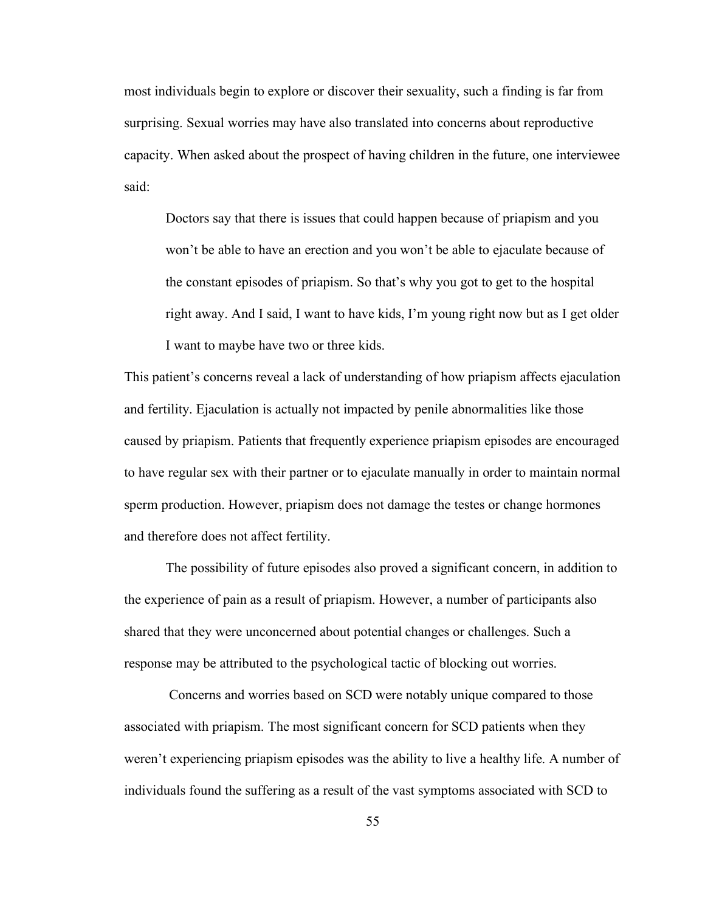most individuals begin to explore or discover their sexuality, such a finding is far from surprising. Sexual worries may have also translated into concerns about reproductive capacity. When asked about the prospect of having children in the future, one interviewee said:

> Doctors say that there is issues that could happen because of priapism and you won't be able to have an erection and you won't be able to ejaculate because of the constant episodes of priapism. So that's why you got to get to the hospital right away. And I said, I want to have kids, I'm young right now but as I get older I want to maybe have two or three kids.

This patient's concerns reveal a lack of understanding of how priapism affects ejaculation and fertility. Ejaculation is actually not impacted by penile abnormalities like those caused by priapism. Patients that frequently experience priapism episodes are encouraged to have regular sex with their partner or to ejaculate manually in order to maintain normal sperm production. However, priapism does not damage the testes or change hormones and therefore does not affect fertility.

The possibility of future episodes also proved a significant concern, in addition to the experience of pain as a result of priapism. However, a number of participants also shared that they were unconcerned about potential changes or challenges. Such a response may be attributed to the psychological tactic of blocking out worries.

Concerns and worries based on SCD were notably unique compared to those associated with priapism. The most significant concern for SCD patients when they weren't experiencing priapism episodes was the ability to live a healthy life. A number of individuals found the suffering as a result of the vast symptoms associated with SCD to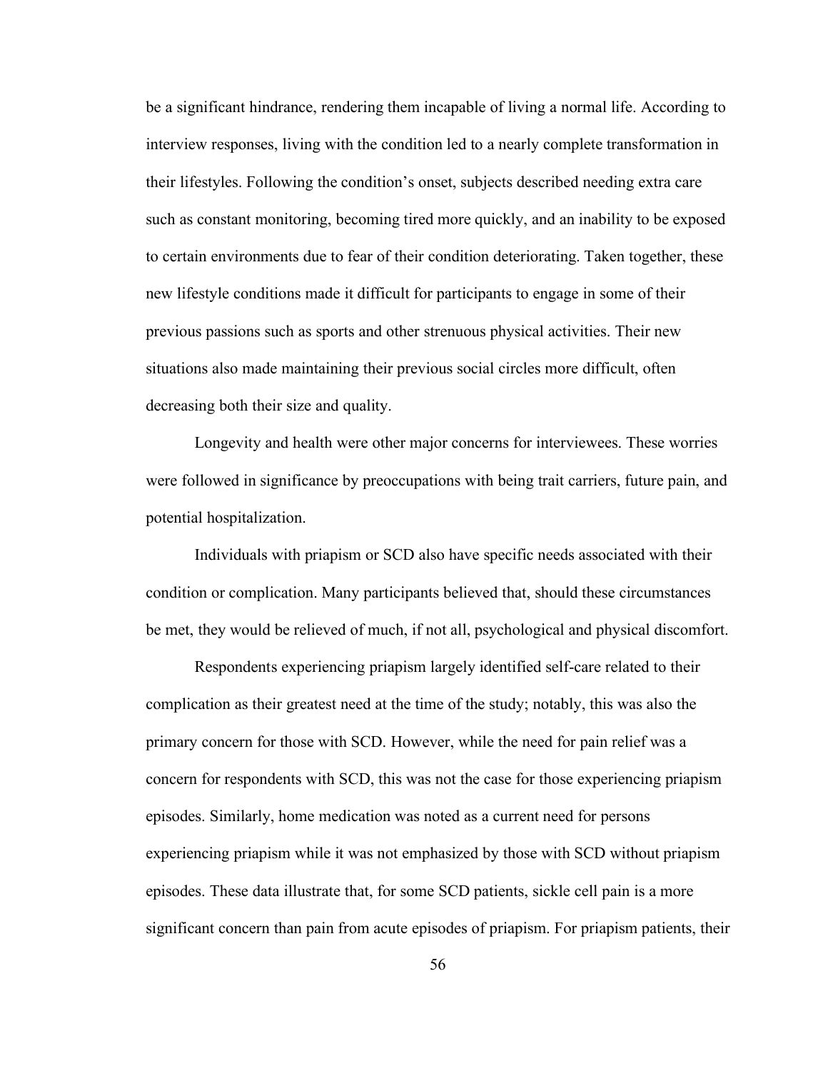be a significant hindrance, rendering them incapable of living a normal life. According to interview responses, living with the condition led to a nearly complete transformation in their lifestyles. Following the condition's onset, subjects described needing extra care such as constant monitoring, becoming tired more quickly, and an inability to be exposed to certain environments due to fear of their condition deteriorating. Taken together, these new lifestyle conditions made it difficult for participants to engage in some of their previous passions such as sports and other strenuous physical activities. Their new situations also made maintaining their previous social circles more difficult, often decreasing both their size and quality.

Longevity and health were other major concerns for interviewees. These worries were followed in significance by preoccupations with being trait carriers, future pain, and potential hospitalization.

Individuals with priapism or SCD also have specific needs associated with their condition or complication. Many participants believed that, should these circumstances be met, they would be relieved of much, if not all, psychological and physical discomfort.

Respondents experiencing priapism largely identified self-care related to their complication as their greatest need at the time of the study; notably, this was also the primary concern for those with SCD. However, while the need for pain relief was a concern for respondents with SCD, this was not the case for those experiencing priapism episodes. Similarly, home medication was noted as a current need for persons experiencing priapism while it was not emphasized by those with SCD without priapism episodes. These data illustrate that, for some SCD patients, sickle cell pain is a more significant concern than pain from acute episodes of priapism. For priapism patients, their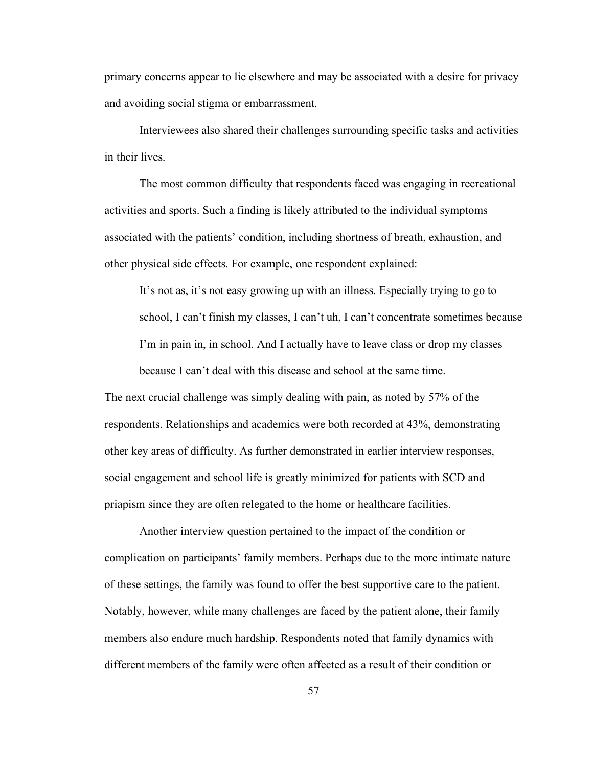primary concerns appear to lie elsewhere and may be associated with a desire for privacy and avoiding social stigma or embarrassment.

Interviewees also shared their challenges surrounding specific tasks and activities in their lives.

The most common difficulty that respondents faced was engaging in recreational activities and sports. Such a finding is likely attributed to the individual symptoms associated with the patients' condition, including shortness of breath, exhaustion, and other physical side effects. For example, one respondent explained:

> It's not as, it's not easy growing up with an illness. Especially trying to go to school, I can't finish my classes, I can't uh, I can't concentrate sometimes because I'm in pain in, in school. And I actually have to leave class or drop my classes because I can't deal with this disease and school at the same time.

The next crucial challenge was simply dealing with pain, as noted by 57% of the respondents. Relationships and academics were both recorded at 43%, demonstrating other key areas of difficulty. As further demonstrated in earlier interview responses, social engagement and school life is greatly minimized for patients with SCD and priapism since they are often relegated to the home or healthcare facilities.

Another interview question pertained to the impact of the condition or complication on participants' family members. Perhaps due to the more intimate nature of these settings, the family was found to offer the best supportive care to the patient. Notably, however, while many challenges are faced by the patient alone, their family members also endure much hardship. Respondents noted that family dynamics with different members of the family were often affected as a result of their condition or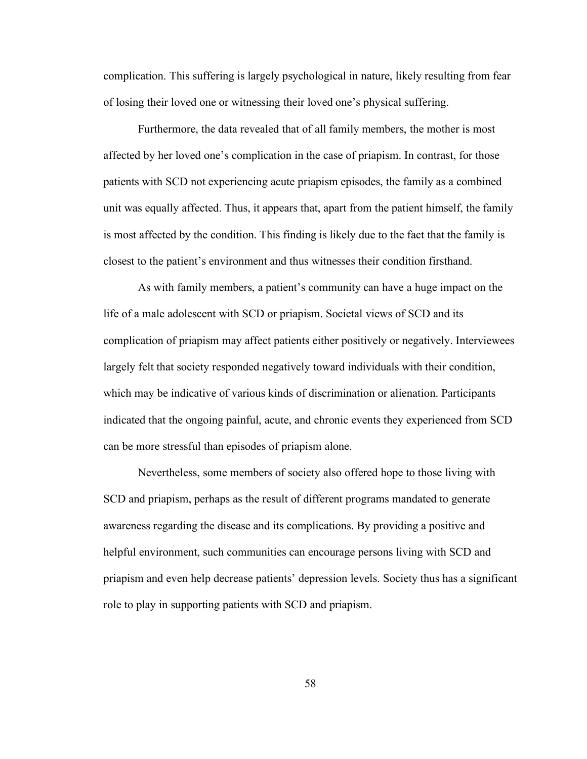complication. This suffering is largely psychological in nature, likely resulting from fear of losing their loved one or witnessing their loved one's physical suffering.

Furthermore, the data revealed that of all family members, the mother is most affected by her loved one's complication in the case of priapism. In contrast, for those patients with SCD not experiencing acute priapism episodes, the family as a combined unit was equally affected. Thus, it appears that, apart from the patient himself, the family is most affected by the condition. This finding is likely due to the fact that the family is closest to the patient's environment and thus witnesses their condition firsthand.

As with family members, a patient's community can have a huge impact on the life of a male adolescent with SCD or priapism. Societal views of SCD and its complication of priapism may affect patients either positively or negatively. Interviewees largely felt that society responded negatively toward individuals with their condition, which may be indicative of various kinds of discrimination or alienation. Participants indicated that the ongoing painful, acute, and chronic events they experienced from SCD can be more stressful than episodes of priapism alone.

Nevertheless, some members of society also offered hope to those living with SCD and priapism, perhaps as the result of different programs mandated to generate awareness regarding the disease and its complications. By providing a positive and helpful environment, such communities can encourage persons living with SCD and priapism and even help decrease patients' depression levels. Society thus has a significant role to play in supporting patients with SCD and priapism.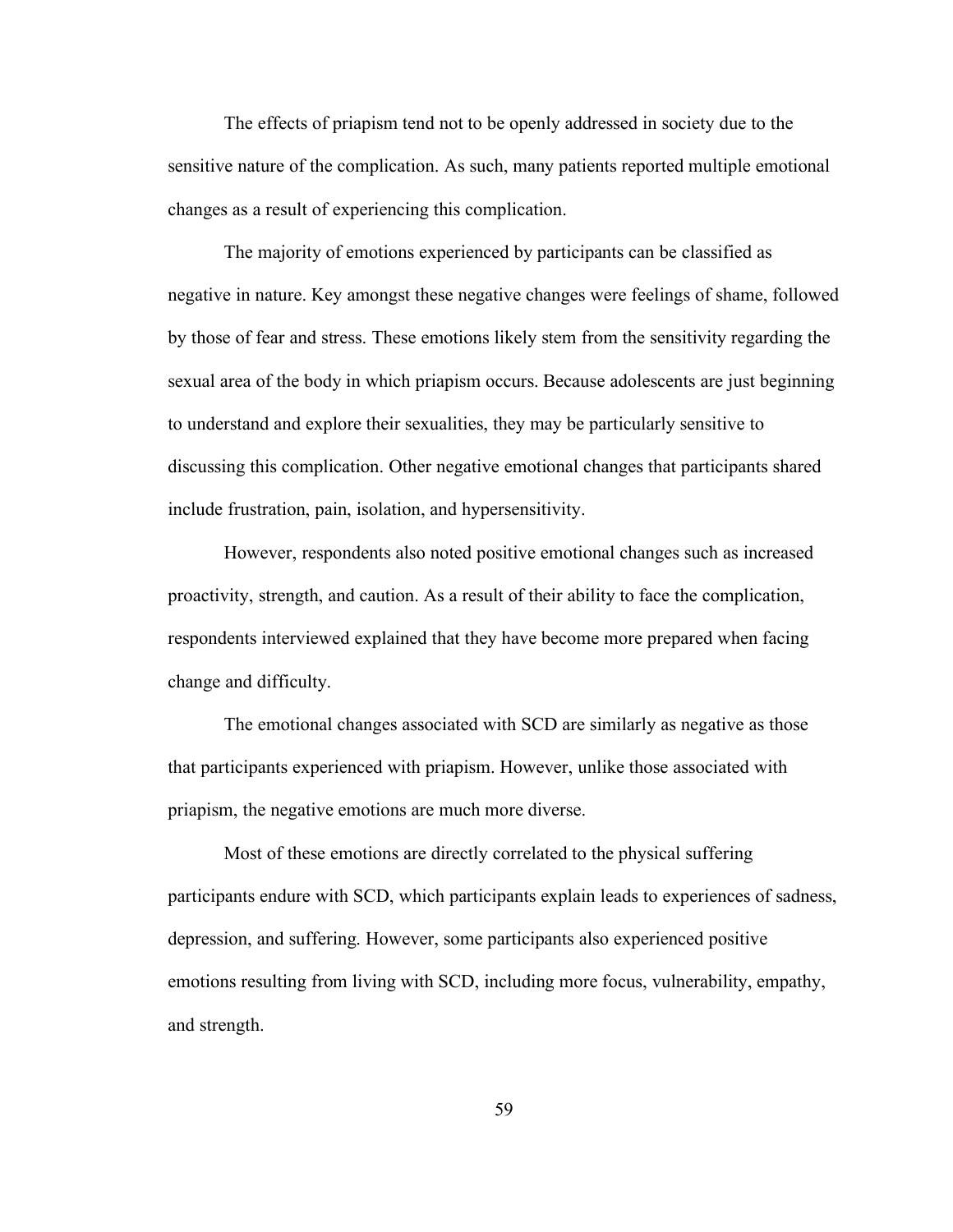The effects of priapism tend not to be openly addressed in society due to the sensitive nature of the complication. As such, many patients reported multiple emotional changes as a result of experiencing this complication.

The majority of emotions experienced by participants can be classified as negative in nature. Key amongst these negative changes were feelings of shame, followed by those of fear and stress. These emotions likely stem from the sensitivity regarding the sexual area of the body in which priapism occurs. Because adolescents are just beginning to understand and explore their sexualities, they may be particularly sensitive to discussing this complication. Other negative emotional changes that participants shared include frustration, pain, isolation, and hypersensitivity.

However, respondents also noted positive emotional changes such as increased proactivity, strength, and caution. As a result of their ability to face the complication, respondents interviewed explained that they have become more prepared when facing change and difficulty.

The emotional changes associated with SCD are similarly as negative as those that participants experienced with priapism. However, unlike those associated with priapism, the negative emotions are much more diverse.

Most of these emotions are directly correlated to the physical suffering participants endure with SCD, which participants explain leads to experiences of sadness, depression, and suffering. However, some participants also experienced positive emotions resulting from living with SCD, including more focus, vulnerability, empathy, and strength.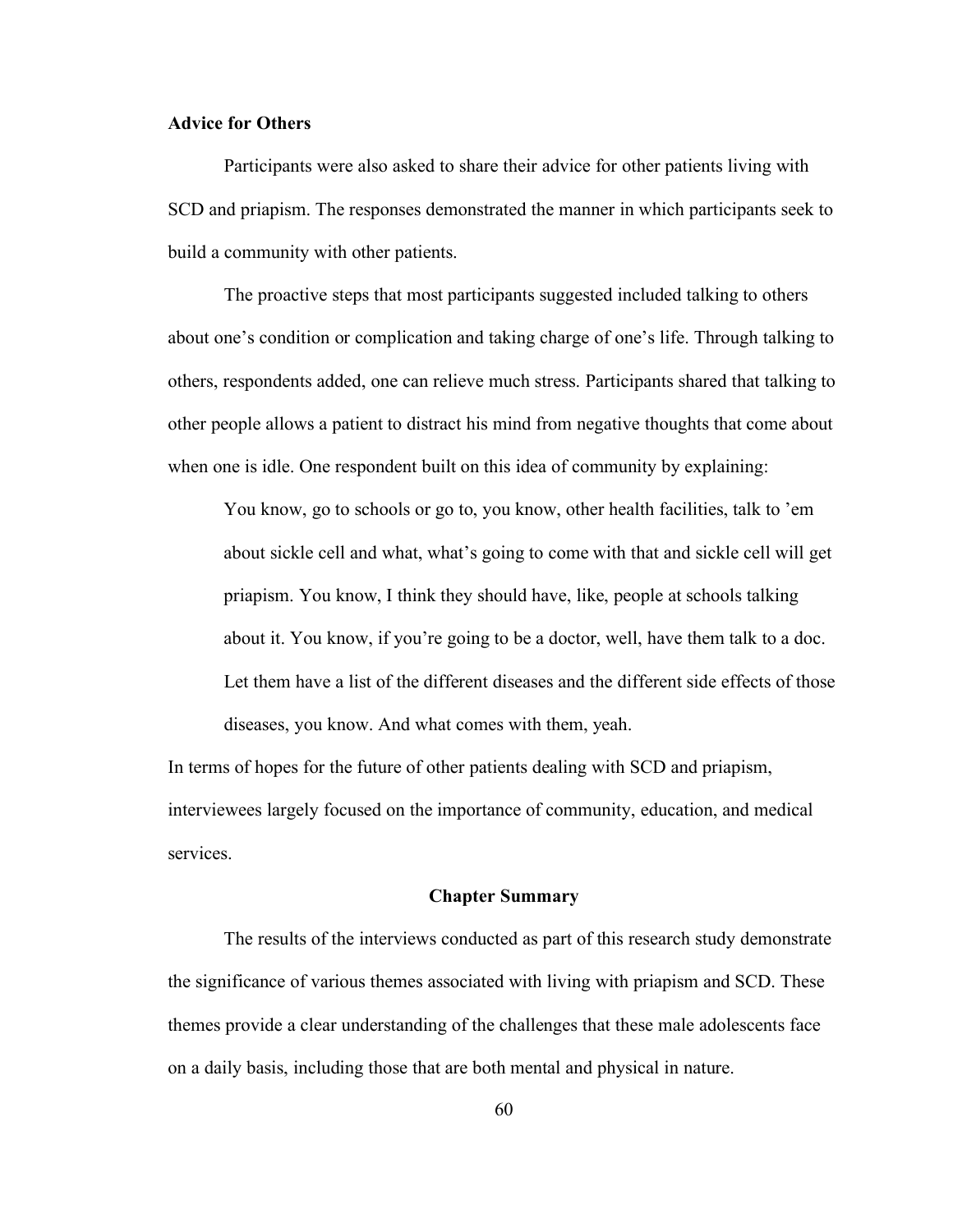### Advice for Others

Participants were also asked to share their advice for other patients living with SCD and priapism. The responses demonstrated the manner in which participants seek to build a community with other patients.

The proactive steps that most participants suggested included talking to others about one's condition or complication and taking charge of one's life. Through talking to others, respondents added, one can relieve much stress. Participants shared that talking to other people allows a patient to distract his mind from negative thoughts that come about when one is idle. One respondent built on this idea of community by explaining:

> You know, go to schools or go to, you know, other health facilities, talk to 'em about sickle cell and what, what's going to come with that and sickle cell will get priapism. You know, I think they should have, like, people at schools talking about it. You know, if you're going to be a doctor, well, have them talk to a doc. Let them have a list of the different diseases and the different side effects of those diseases, you know. And what comes with them, yeah.

In terms of hopes for the future of other patients dealing with SCD and priapism, interviewees largely focused on the importance of community, education, and medical services.

## Chapter Summary

The results of the interviews conducted as part of this research study demonstrate the significance of various themes associated with living with priapism and SCD. These themes provide a clear understanding of the challenges that these male adolescents face on a daily basis, including those that are both mental and physical in nature.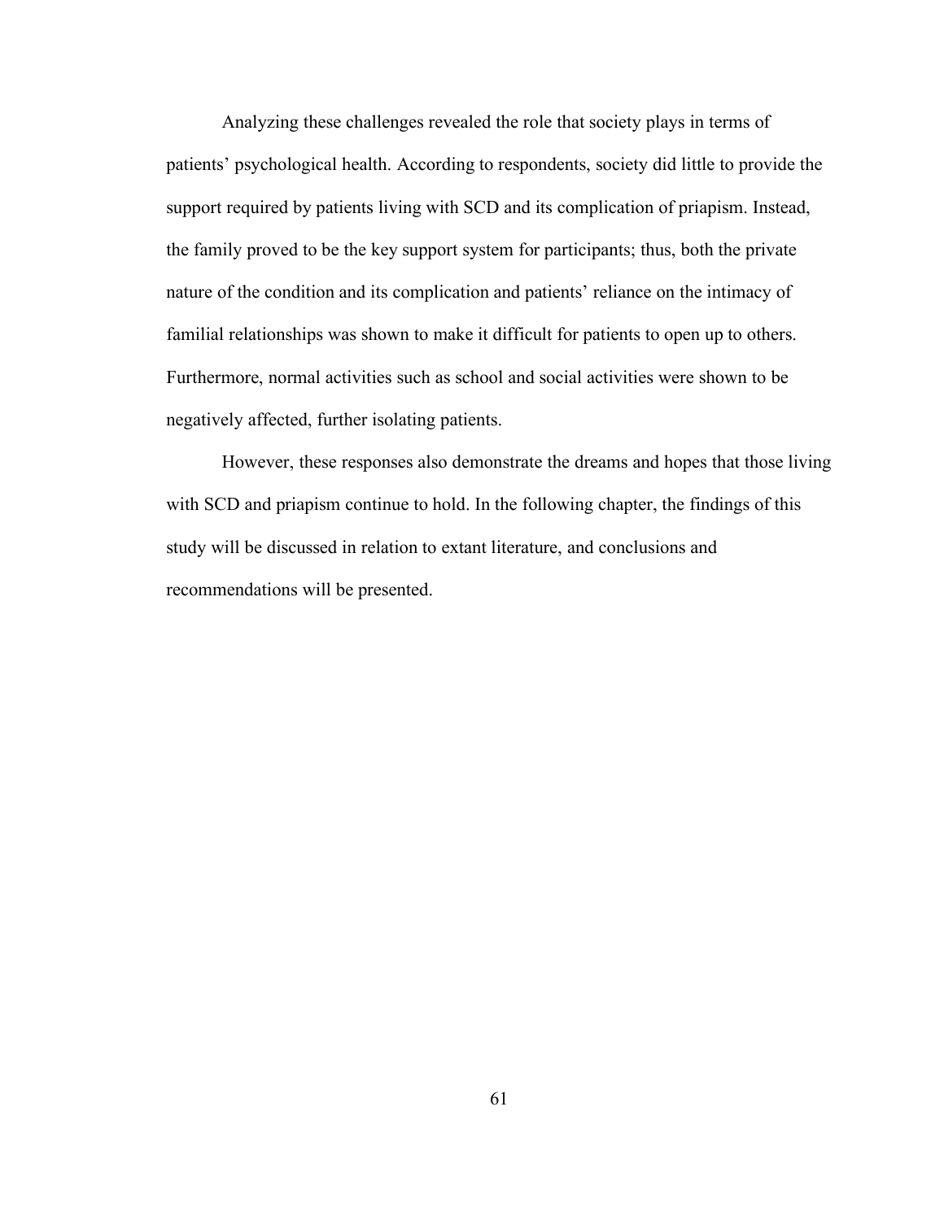Analyzing these challenges revealed the role that society plays in terms of patients' psychological health. According to respondents, society did little to provide the support required by patients living with SCD and its complication of priapism. Instead, the family proved to be the key support system for participants; thus, both the private nature of the condition and its complication and patients' reliance on the intimacy of familial relationships was shown to make it difficult for patients to open up to others. Furthermore, normal activities such as school and social activities were shown to be negatively affected, further isolating patients.

However, these responses also demonstrate the dreams and hopes that those living with SCD and priapism continue to hold. In the following chapter, the findings of this study will be discussed in relation to extant literature, and conclusions and recommendations will be presented.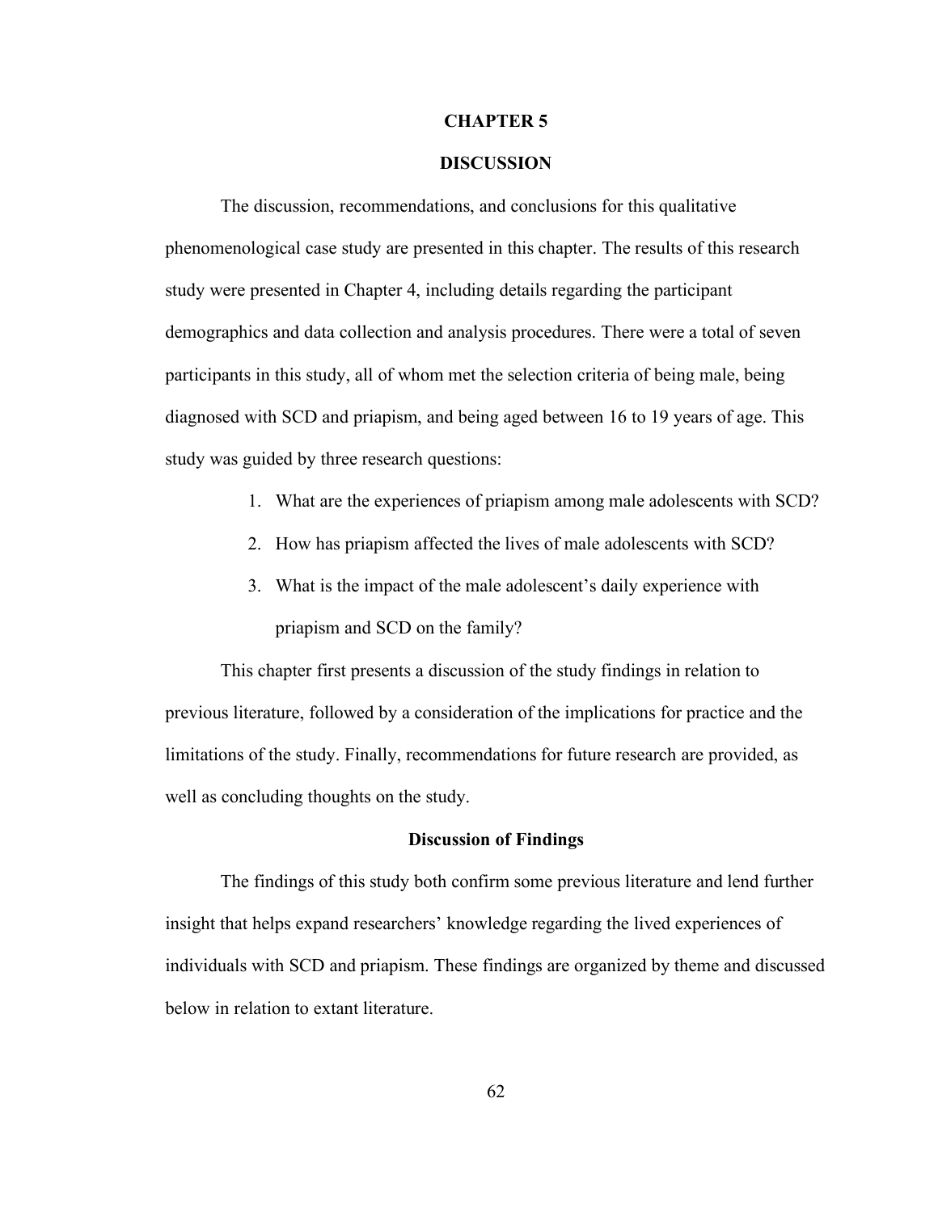# CHAPTER 5

# DISCUSSION

The discussion, recommendations, and conclusions for this qualitative phenomenological case study are presented in this chapter. The results of this research study were presented in Chapter 4, including details regarding the participant demographics and data collection and analysis procedures. There were a total of seven participants in this study, all of whom met the selection criteria of being male, being diagnosed with SCD and priapism, and being aged between 16 to 19 years of age. This study was guided by three research questions:

1. What are the experiences of priapism among male adolescents with SCD?
2. How has priapism affected the lives of male adolescents with SCD?
3. What is the impact of the male adolescent's daily experience with priapism and SCD on the family?

This chapter first presents a discussion of the study findings in relation to previous literature, followed by a consideration of the implications for practice and the limitations of the study. Finally, recommendations for future research are provided, as well as concluding thoughts on the study.

## Discussion of Findings

The findings of this study both confirm some previous literature and lend further insight that helps expand researchers' knowledge regarding the lived experiences of individuals with SCD and priapism. These findings are organized by theme and discussed below in relation to extant literature.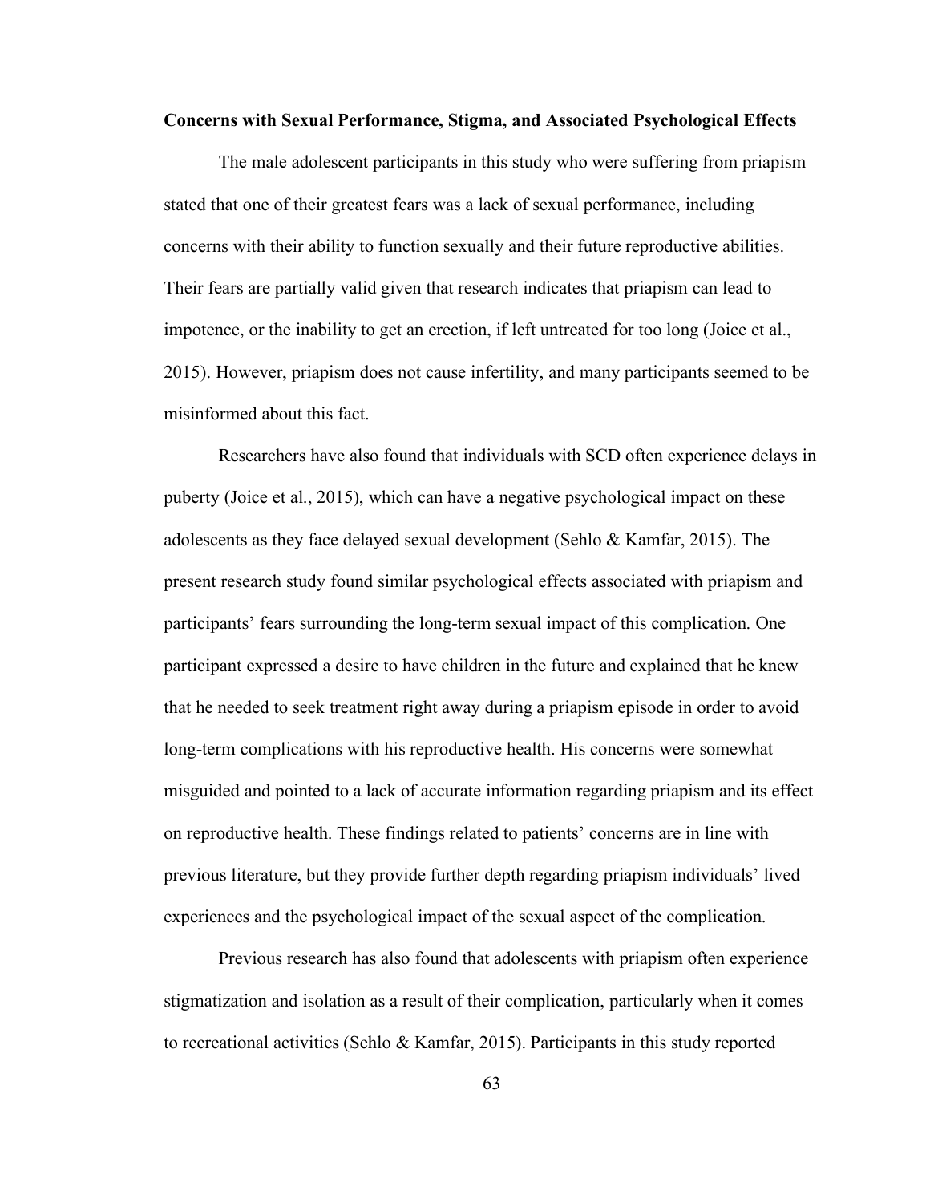**Concerns with Sexual Performance, Stigma, and Associated Psychological Effects**

The male adolescent participants in this study who were suffering from priapism stated that one of their greatest fears was a lack of sexual performance, including concerns with their ability to function sexually and their future reproductive abilities. Their fears are partially valid given that research indicates that priapism can lead to impotence, or the inability to get an erection, if left untreated for too long (Joice et al., 2015). However, priapism does not cause infertility, and many participants seemed to be misinformed about this fact.

Researchers have also found that individuals with SCD often experience delays in puberty (Joice et al., 2015), which can have a negative psychological impact on these adolescents as they face delayed sexual development (Sehlo & Kamfar, 2015). The present research study found similar psychological effects associated with priapism and participants' fears surrounding the long-term sexual impact of this complication. One participant expressed a desire to have children in the future and explained that he knew that he needed to seek treatment right away during a priapism episode in order to avoid long-term complications with his reproductive health. His concerns were somewhat misguided and pointed to a lack of accurate information regarding priapism and its effect on reproductive health. These findings related to patients' concerns are in line with previous literature, but they provide further depth regarding priapism individuals' lived experiences and the psychological impact of the sexual aspect of the complication.

Previous research has also found that adolescents with priapism often experience stigmatization and isolation as a result of their complication, particularly when it comes to recreational activities (Sehlo & Kamfar, 2015). Participants in this study reported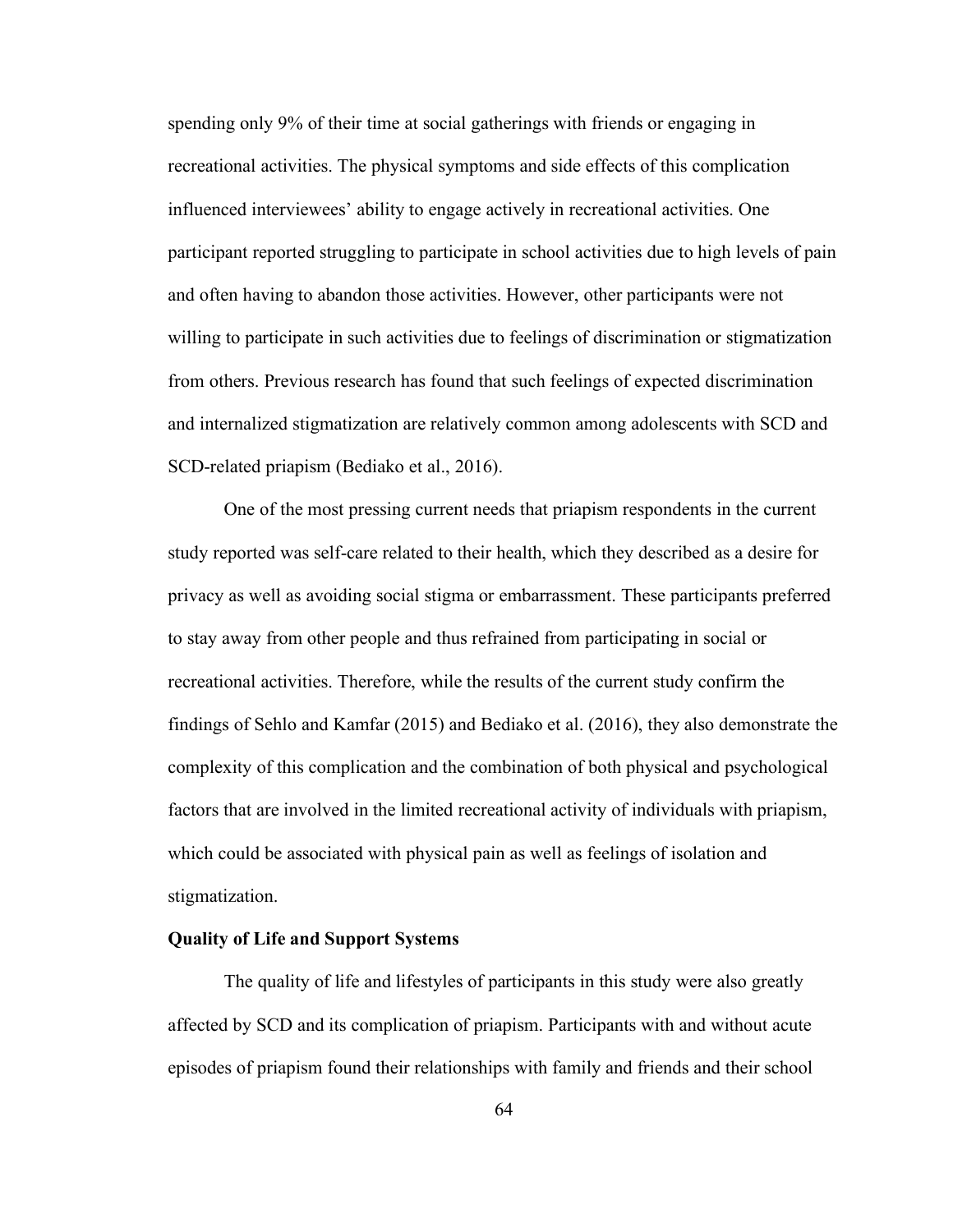spending only 9% of their time at social gatherings with friends or engaging in recreational activities. The physical symptoms and side effects of this complication influenced interviewees' ability to engage actively in recreational activities. One participant reported struggling to participate in school activities due to high levels of pain and often having to abandon those activities. However, other participants were not willing to participate in such activities due to feelings of discrimination or stigmatization from others. Previous research has found that such feelings of expected discrimination and internalized stigmatization are relatively common among adolescents with SCD and SCD-related priapism (Bediako et al., 2016).

One of the most pressing current needs that priapism respondents in the current study reported was self-care related to their health, which they described as a desire for privacy as well as avoiding social stigma or embarrassment. These participants preferred to stay away from other people and thus refrained from participating in social or recreational activities. Therefore, while the results of the current study confirm the findings of Sehlo and Kamfar (2015) and Bediako et al. (2016), they also demonstrate the complexity of this complication and the combination of both physical and psychological factors that are involved in the limited recreational activity of individuals with priapism, which could be associated with physical pain as well as feelings of isolation and stigmatization.

**Quality of Life and Support Systems**

The quality of life and lifestyles of participants in this study were also greatly affected by SCD and its complication of priapism. Participants with and without acute episodes of priapism found their relationships with family and friends and their school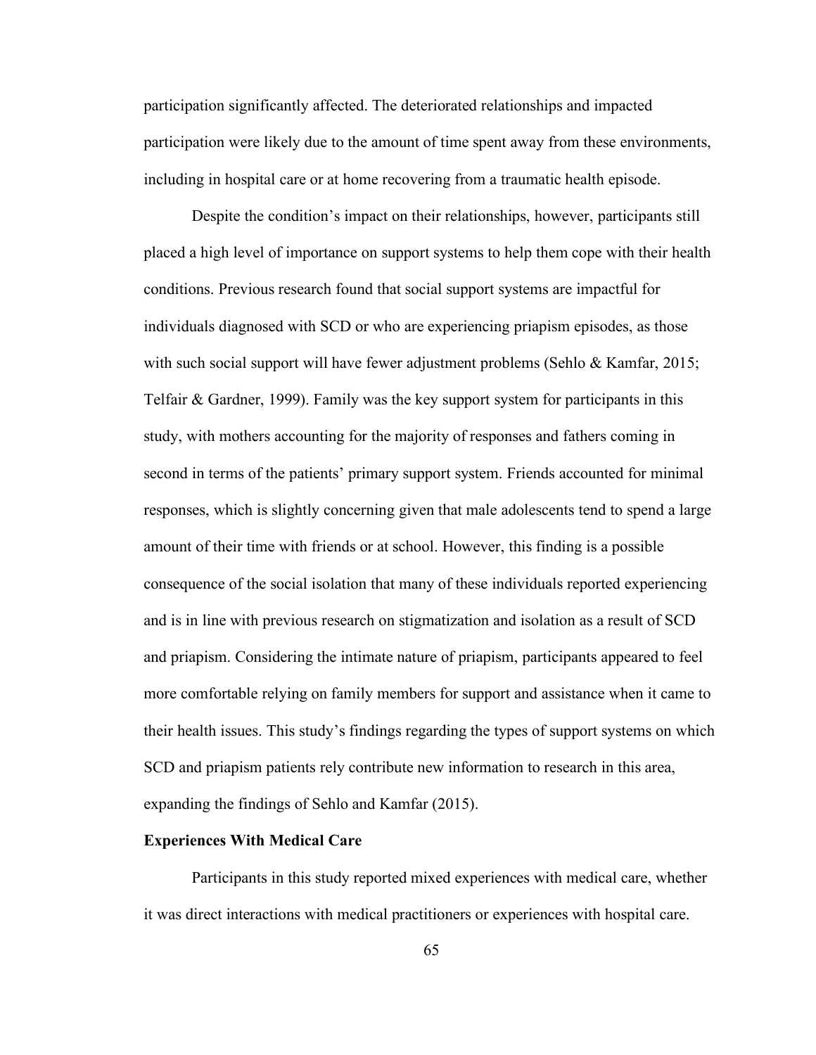participation significantly affected. The deteriorated relationships and impacted participation were likely due to the amount of time spent away from these environments, including in hospital care or at home recovering from a traumatic health episode.

Despite the condition's impact on their relationships, however, participants still placed a high level of importance on support systems to help them cope with their health conditions. Previous research found that social support systems are impactful for individuals diagnosed with SCD or who are experiencing priapism episodes, as those with such social support will have fewer adjustment problems (Sehlo & Kamfar, 2015; Telfair & Gardner, 1999). Family was the key support system for participants in this study, with mothers accounting for the majority of responses and fathers coming in second in terms of the patients' primary support system. Friends accounted for minimal responses, which is slightly concerning given that male adolescents tend to spend a large amount of their time with friends or at school. However, this finding is a possible consequence of the social isolation that many of these individuals reported experiencing and is in line with previous research on stigmatization and isolation as a result of SCD and priapism. Considering the intimate nature of priapism, participants appeared to feel more comfortable relying on family members for support and assistance when it came to their health issues. This study's findings regarding the types of support systems on which SCD and priapism patients rely contribute new information to research in this area, expanding the findings of Sehlo and Kamfar (2015).

**Experiences With Medical Care**

Participants in this study reported mixed experiences with medical care, whether it was direct interactions with medical practitioners or experiences with hospital care.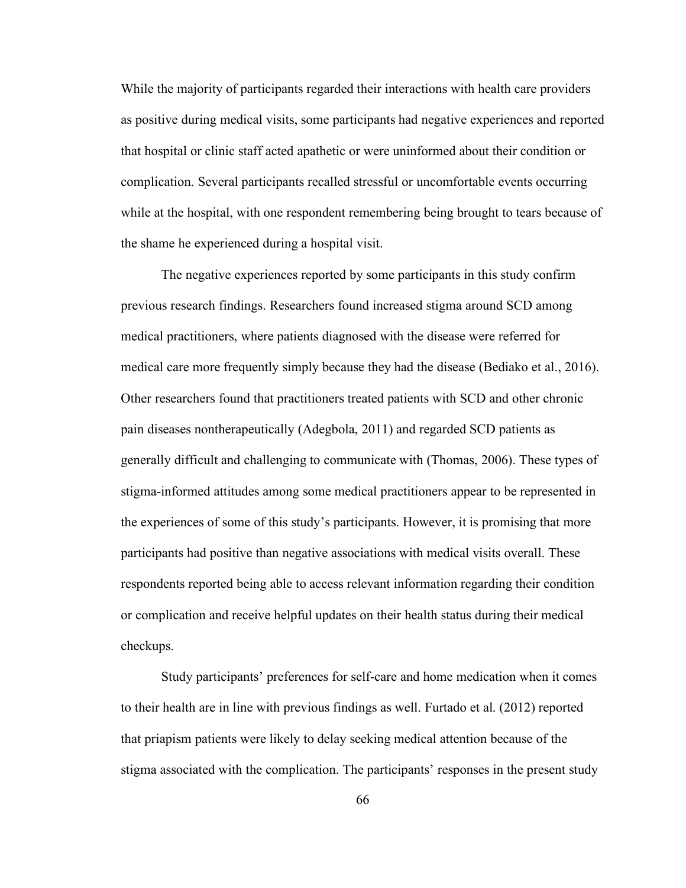While the majority of participants regarded their interactions with health care providers as positive during medical visits, some participants had negative experiences and reported that hospital or clinic staff acted apathetic or were uninformed about their condition or complication. Several participants recalled stressful or uncomfortable events occurring while at the hospital, with one respondent remembering being brought to tears because of the shame he experienced during a hospital visit.

The negative experiences reported by some participants in this study confirm previous research findings. Researchers found increased stigma around SCD among medical practitioners, where patients diagnosed with the disease were referred for medical care more frequently simply because they had the disease (Bediako et al., 2016). Other researchers found that practitioners treated patients with SCD and other chronic pain diseases nontherapeutically (Adegbola, 2011) and regarded SCD patients as generally difficult and challenging to communicate with (Thomas, 2006). These types of stigma-informed attitudes among some medical practitioners appear to be represented in the experiences of some of this study's participants. However, it is promising that more participants had positive than negative associations with medical visits overall. These respondents reported being able to access relevant information regarding their condition or complication and receive helpful updates on their health status during their medical checkups.

Study participants' preferences for self-care and home medication when it comes to their health are in line with previous findings as well. Furtado et al. (2012) reported that priapism patients were likely to delay seeking medical attention because of the stigma associated with the complication. The participants' responses in the present study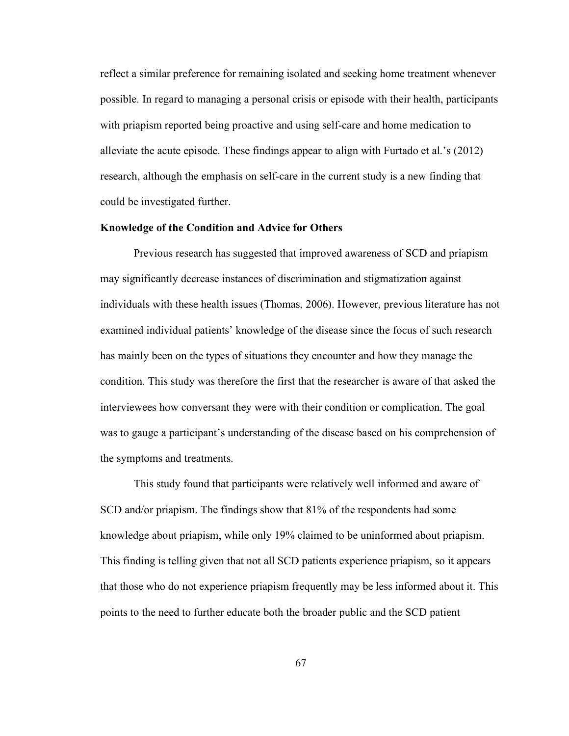reflect a similar preference for remaining isolated and seeking home treatment whenever possible. In regard to managing a personal crisis or episode with their health, participants with priapism reported being proactive and using self-care and home medication to alleviate the acute episode. These findings appear to align with Furtado et al.'s (2012) research, although the emphasis on self-care in the current study is a new finding that could be investigated further.

### Knowledge of the Condition and Advice for Others

Previous research has suggested that improved awareness of SCD and priapism may significantly decrease instances of discrimination and stigmatization against individuals with these health issues (Thomas, 2006). However, previous literature has not examined individual patients' knowledge of the disease since the focus of such research has mainly been on the types of situations they encounter and how they manage the condition. This study was therefore the first that the researcher is aware of that asked the interviewees how conversant they were with their condition or complication. The goal was to gauge a participant's understanding of the disease based on his comprehension of the symptoms and treatments.

This study found that participants were relatively well informed and aware of SCD and/or priapism. The findings show that 81% of the respondents had some knowledge about priapism, while only 19% claimed to be uninformed about priapism. This finding is telling given that not all SCD patients experience priapism, so it appears that those who do not experience priapism frequently may be less informed about it. This points to the need to further educate both the broader public and the SCD patient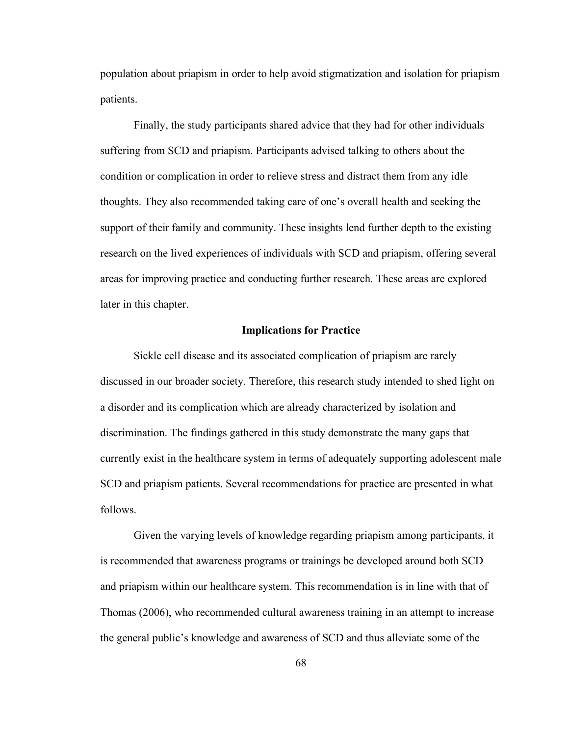population about priapism in order to help avoid stigmatization and isolation for priapism patients.

Finally, the study participants shared advice that they had for other individuals suffering from SCD and priapism. Participants advised talking to others about the condition or complication in order to relieve stress and distract them from any idle thoughts. They also recommended taking care of one's overall health and seeking the support of their family and community. These insights lend further depth to the existing research on the lived experiences of individuals with SCD and priapism, offering several areas for improving practice and conducting further research. These areas are explored later in this chapter.

## Implications for Practice

Sickle cell disease and its associated complication of priapism are rarely discussed in our broader society. Therefore, this research study intended to shed light on a disorder and its complication which are already characterized by isolation and discrimination. The findings gathered in this study demonstrate the many gaps that currently exist in the healthcare system in terms of adequately supporting adolescent male SCD and priapism patients. Several recommendations for practice are presented in what follows.

Given the varying levels of knowledge regarding priapism among participants, it is recommended that awareness programs or trainings be developed around both SCD and priapism within our healthcare system. This recommendation is in line with that of Thomas (2006), who recommended cultural awareness training in an attempt to increase the general public's knowledge and awareness of SCD and thus alleviate some of the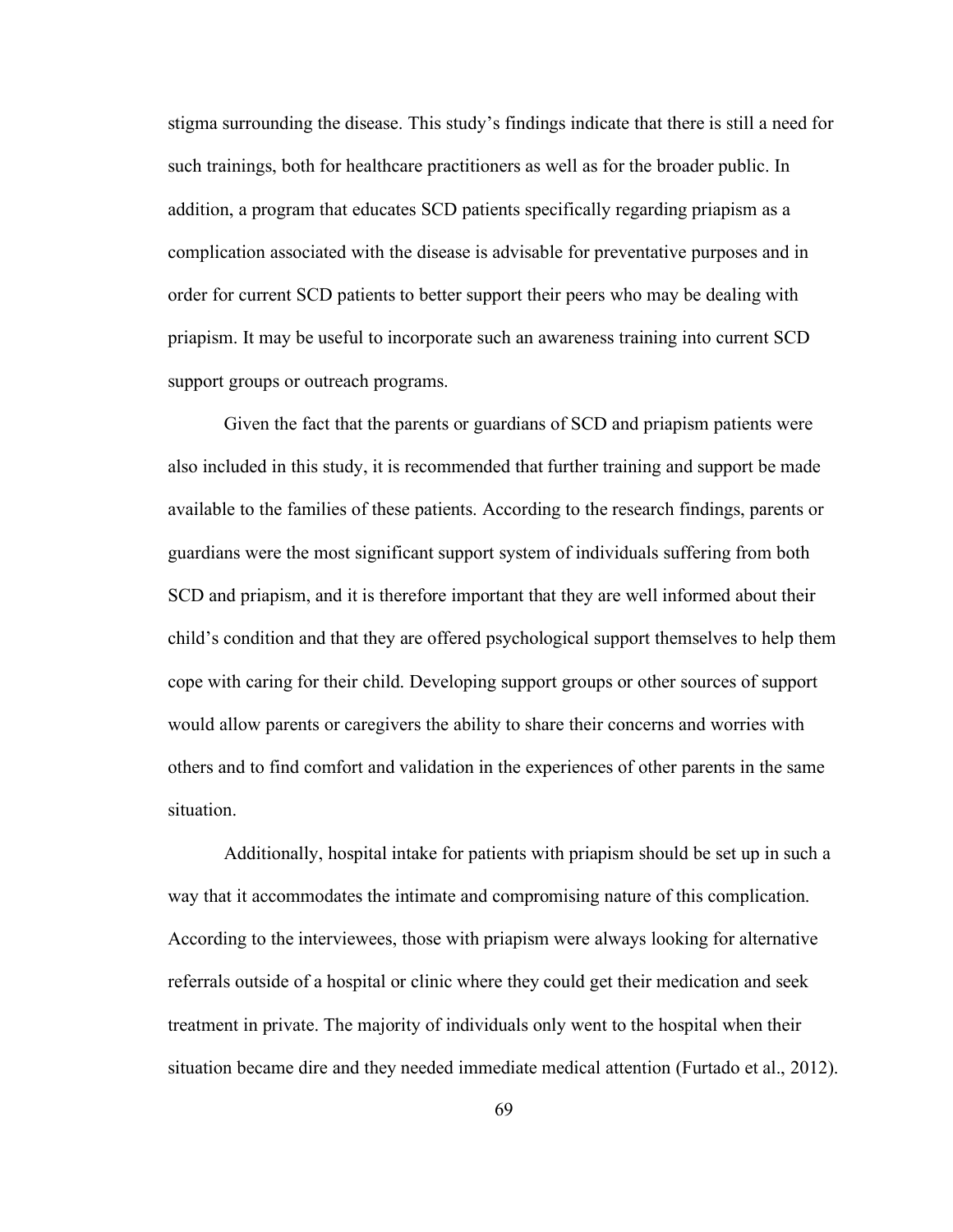stigma surrounding the disease. This study's findings indicate that there is still a need for such trainings, both for healthcare practitioners as well as for the broader public. In addition, a program that educates SCD patients specifically regarding priapism as a complication associated with the disease is advisable for preventative purposes and in order for current SCD patients to better support their peers who may be dealing with priapism. It may be useful to incorporate such an awareness training into current SCD support groups or outreach programs.

Given the fact that the parents or guardians of SCD and priapism patients were also included in this study, it is recommended that further training and support be made available to the families of these patients. According to the research findings, parents or guardians were the most significant support system of individuals suffering from both SCD and priapism, and it is therefore important that they are well informed about their child's condition and that they are offered psychological support themselves to help them cope with caring for their child. Developing support groups or other sources of support would allow parents or caregivers the ability to share their concerns and worries with others and to find comfort and validation in the experiences of other parents in the same situation.

Additionally, hospital intake for patients with priapism should be set up in such a way that it accommodates the intimate and compromising nature of this complication. According to the interviewees, those with priapism were always looking for alternative referrals outside of a hospital or clinic where they could get their medication and seek treatment in private. The majority of individuals only went to the hospital when their situation became dire and they needed immediate medical attention (Furtado et al., 2012).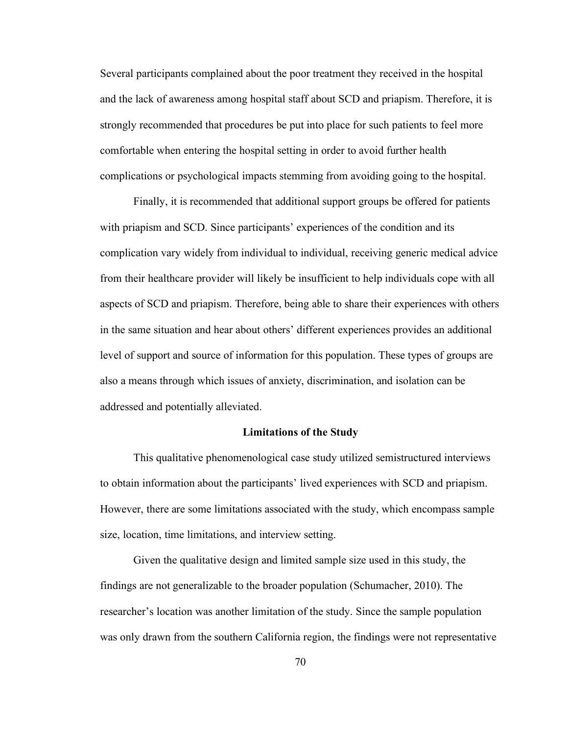Several participants complained about the poor treatment they received in the hospital and the lack of awareness among hospital staff about SCD and priapism. Therefore, it is strongly recommended that procedures be put into place for such patients to feel more comfortable when entering the hospital setting in order to avoid further health complications or psychological impacts stemming from avoiding going to the hospital.

Finally, it is recommended that additional support groups be offered for patients with priapism and SCD. Since participants' experiences of the condition and its complication vary widely from individual to individual, receiving generic medical advice from their healthcare provider will likely be insufficient to help individuals cope with all aspects of SCD and priapism. Therefore, being able to share their experiences with others in the same situation and hear about others' different experiences provides an additional level of support and source of information for this population. These types of groups are also a means through which issues of anxiety, discrimination, and isolation can be addressed and potentially alleviated.

## Limitations of the Study

This qualitative phenomenological case study utilized semistructured interviews to obtain information about the participants' lived experiences with SCD and priapism. However, there are some limitations associated with the study, which encompass sample size, location, time limitations, and interview setting.

Given the qualitative design and limited sample size used in this study, the findings are not generalizable to the broader population (Schumacher, 2010). The researcher's location was another limitation of the study. Since the sample population was only drawn from the southern California region, the findings were not representative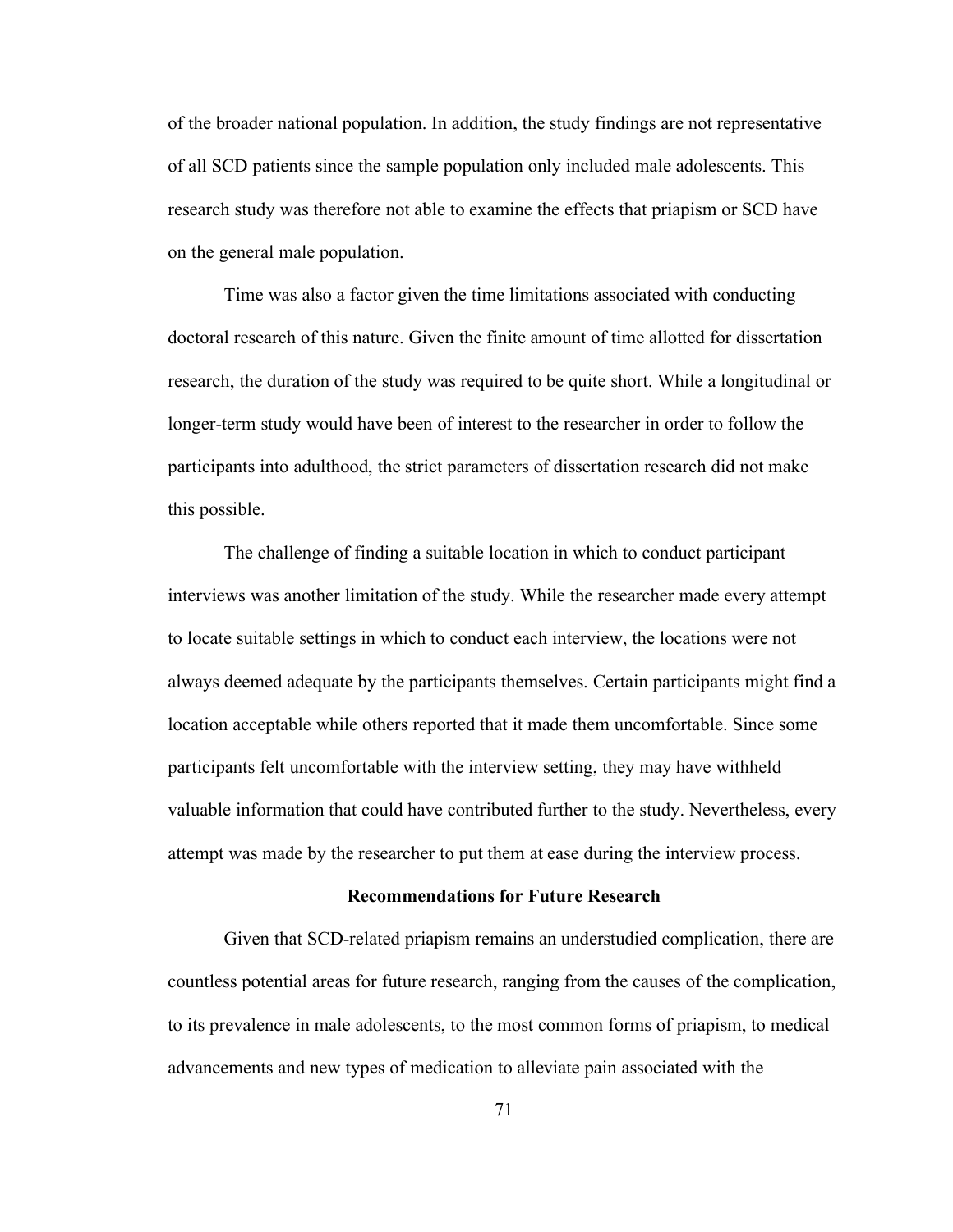of the broader national population. In addition, the study findings are not representative of all SCD patients since the sample population only included male adolescents. This research study was therefore not able to examine the effects that priapism or SCD have on the general male population.

Time was also a factor given the time limitations associated with conducting doctoral research of this nature. Given the finite amount of time allotted for dissertation research, the duration of the study was required to be quite short. While a longitudinal or longer-term study would have been of interest to the researcher in order to follow the participants into adulthood, the strict parameters of dissertation research did not make this possible.

The challenge of finding a suitable location in which to conduct participant interviews was another limitation of the study. While the researcher made every attempt to locate suitable settings in which to conduct each interview, the locations were not always deemed adequate by the participants themselves. Certain participants might find a location acceptable while others reported that it made them uncomfortable. Since some participants felt uncomfortable with the interview setting, they may have withheld valuable information that could have contributed further to the study. Nevertheless, every attempt was made by the researcher to put them at ease during the interview process.

## Recommendations for Future Research

Given that SCD-related priapism remains an understudied complication, there are countless potential areas for future research, ranging from the causes of the complication, to its prevalence in male adolescents, to the most common forms of priapism, to medical advancements and new types of medication to alleviate pain associated with the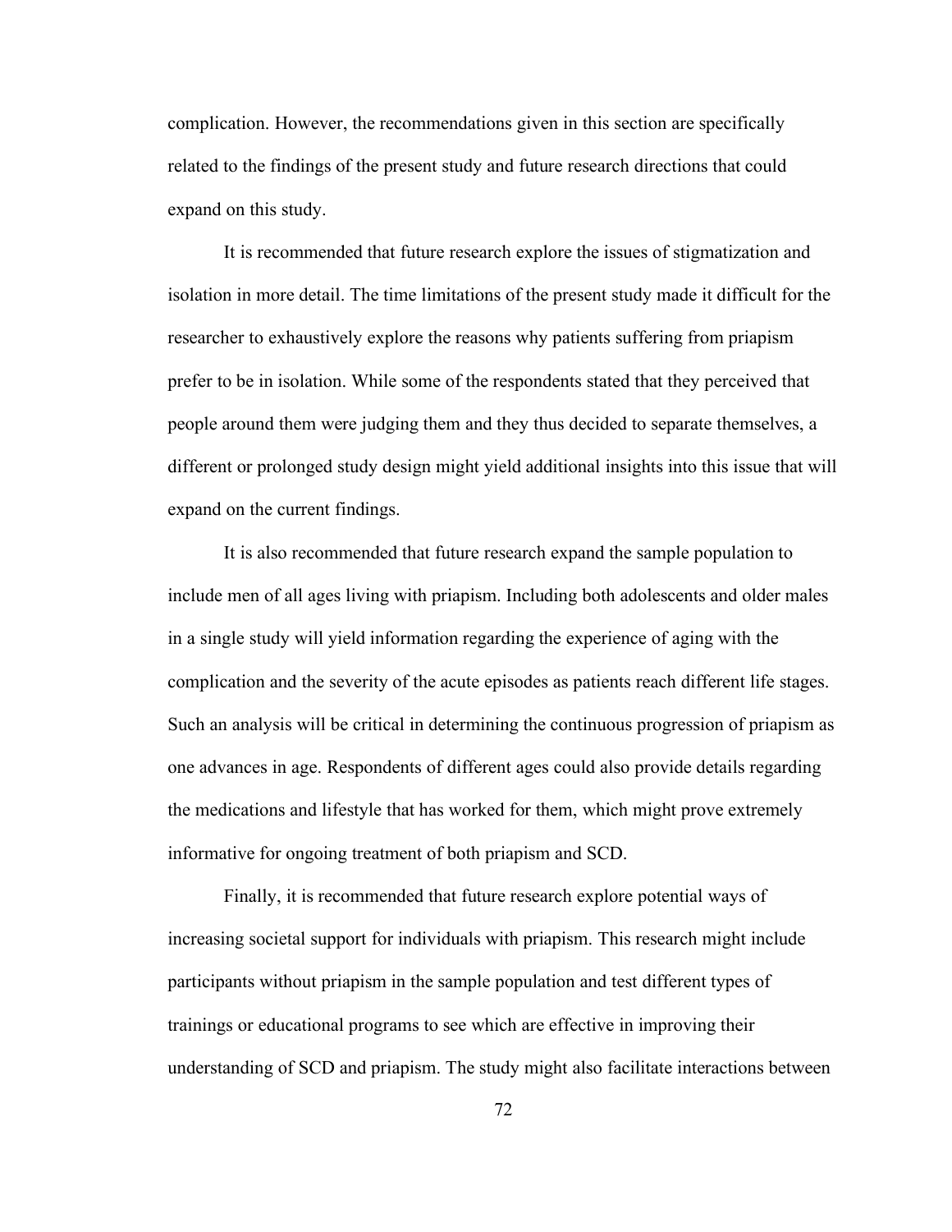complication. However, the recommendations given in this section are specifically related to the findings of the present study and future research directions that could expand on this study.

It is recommended that future research explore the issues of stigmatization and isolation in more detail. The time limitations of the present study made it difficult for the researcher to exhaustively explore the reasons why patients suffering from priapism prefer to be in isolation. While some of the respondents stated that they perceived that people around them were judging them and they thus decided to separate themselves, a different or prolonged study design might yield additional insights into this issue that will expand on the current findings.

It is also recommended that future research expand the sample population to include men of all ages living with priapism. Including both adolescents and older males in a single study will yield information regarding the experience of aging with the complication and the severity of the acute episodes as patients reach different life stages. Such an analysis will be critical in determining the continuous progression of priapism as one advances in age. Respondents of different ages could also provide details regarding the medications and lifestyle that has worked for them, which might prove extremely informative for ongoing treatment of both priapism and SCD.

Finally, it is recommended that future research explore potential ways of increasing societal support for individuals with priapism. This research might include participants without priapism in the sample population and test different types of trainings or educational programs to see which are effective in improving their understanding of SCD and priapism. The study might also facilitate interactions between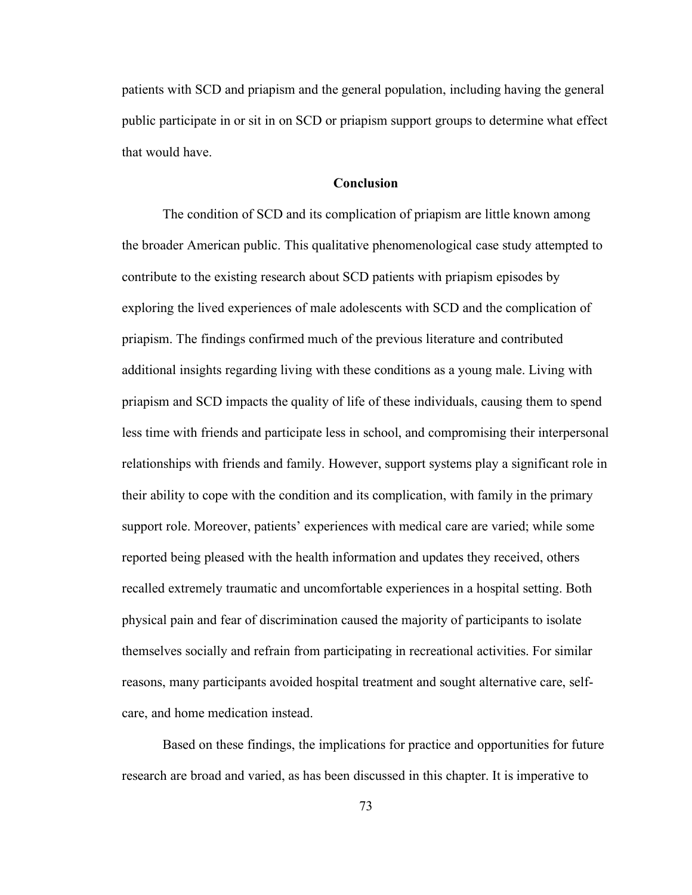patients with SCD and priapism and the general population, including having the general public participate in or sit in on SCD or priapism support groups to determine what effect that would have.

## Conclusion

The condition of SCD and its complication of priapism are little known among the broader American public. This qualitative phenomenological case study attempted to contribute to the existing research about SCD patients with priapism episodes by exploring the lived experiences of male adolescents with SCD and the complication of priapism. The findings confirmed much of the previous literature and contributed additional insights regarding living with these conditions as a young male. Living with priapism and SCD impacts the quality of life of these individuals, causing them to spend less time with friends and participate less in school, and compromising their interpersonal relationships with friends and family. However, support systems play a significant role in their ability to cope with the condition and its complication, with family in the primary support role. Moreover, patients' experiences with medical care are varied; while some reported being pleased with the health information and updates they received, others recalled extremely traumatic and uncomfortable experiences in a hospital setting. Both physical pain and fear of discrimination caused the majority of participants to isolate themselves socially and refrain from participating in recreational activities. For similar reasons, many participants avoided hospital treatment and sought alternative care, self-care, and home medication instead.

Based on these findings, the implications for practice and opportunities for future research are broad and varied, as has been discussed in this chapter. It is imperative to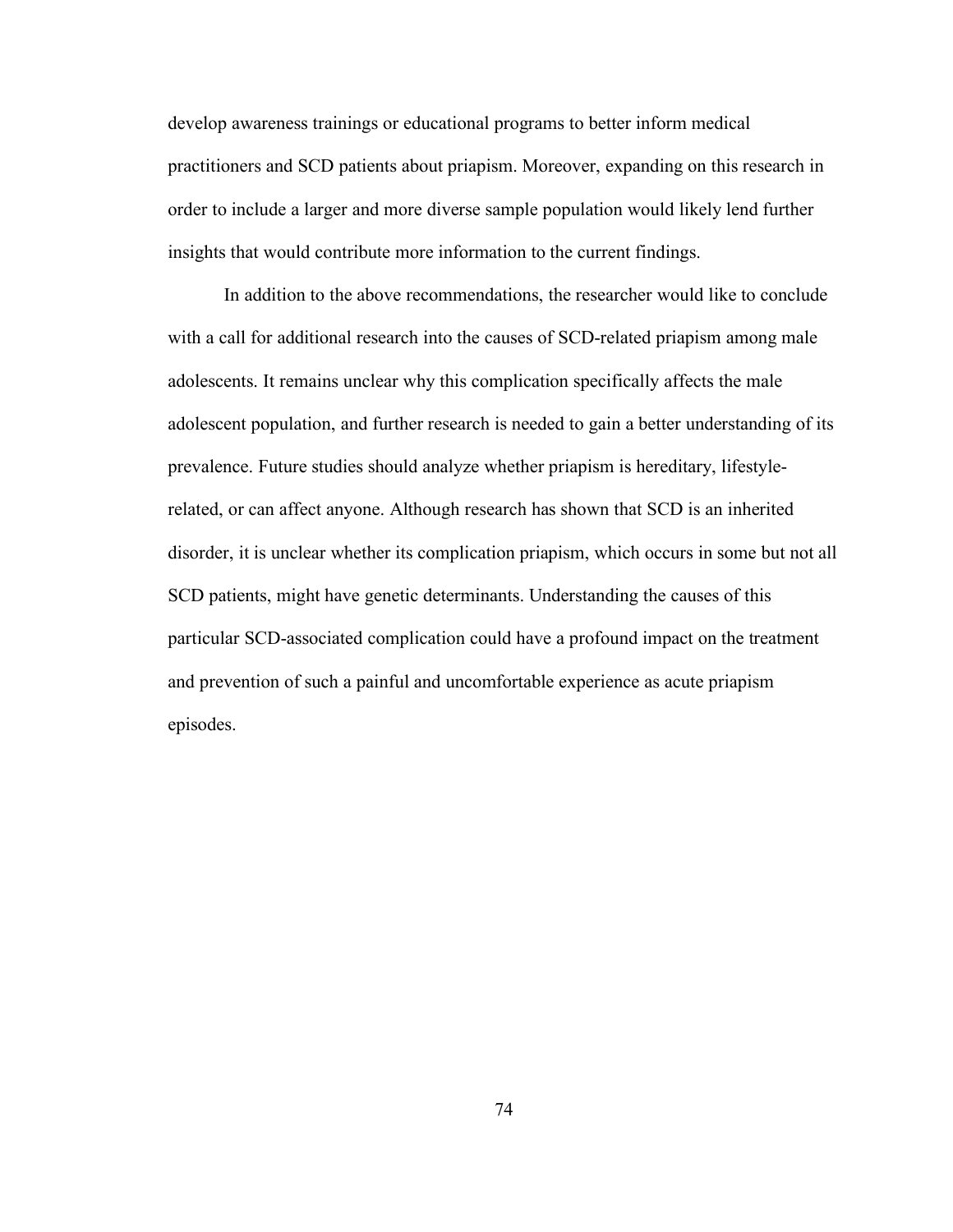develop awareness trainings or educational programs to better inform medical practitioners and SCD patients about priapism. Moreover, expanding on this research in order to include a larger and more diverse sample population would likely lend further insights that would contribute more information to the current findings.

In addition to the above recommendations, the researcher would like to conclude with a call for additional research into the causes of SCD-related priapism among male adolescents. It remains unclear why this complication specifically affects the male adolescent population, and further research is needed to gain a better understanding of its prevalence. Future studies should analyze whether priapism is hereditary, lifestyle-related, or can affect anyone. Although research has shown that SCD is an inherited disorder, it is unclear whether its complication priapism, which occurs in some but not all SCD patients, might have genetic determinants. Understanding the causes of this particular SCD-associated complication could have a profound impact on the treatment and prevention of such a painful and uncomfortable experience as acute priapism episodes.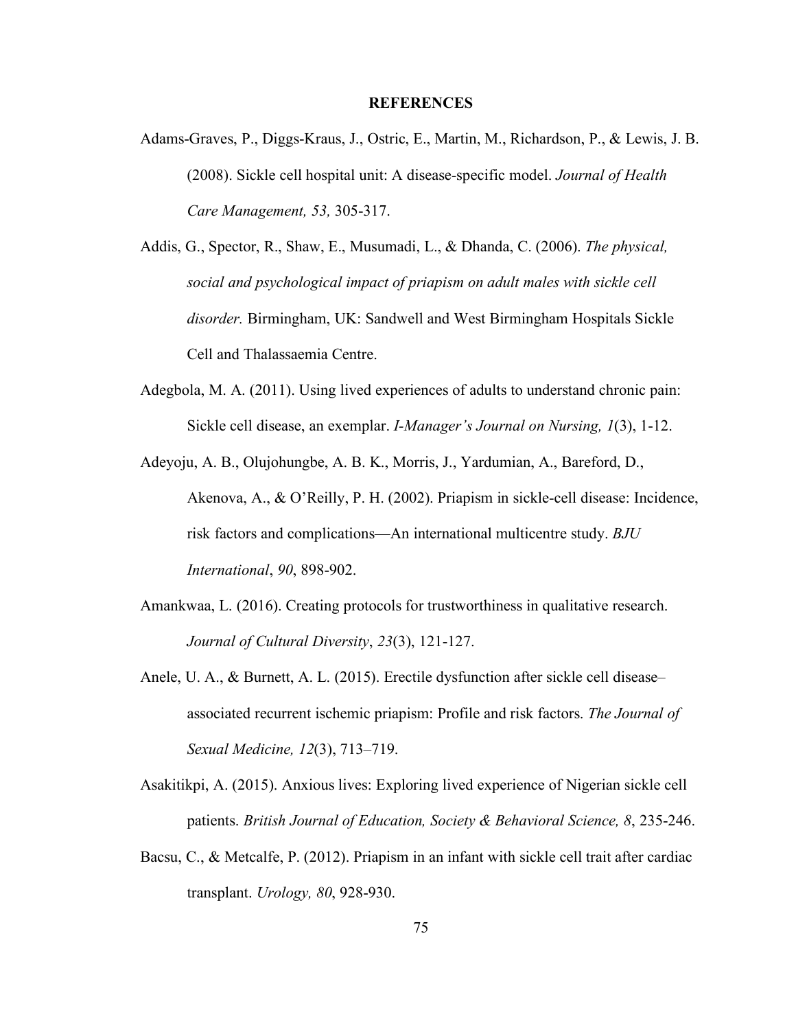# REFERENCES

Adams-Graves, P., Diggs-Kraus, J., Ostric, E., Martin, M., Richardson, P., & Lewis, J. B. (2008). Sickle cell hospital unit: A disease-specific model. *Journal of Health Care Management, 53,* 305-317.

Addis, G., Spector, R., Shaw, E., Musumadi, L., & Dhanda, C. (2006). *The physical, social and psychological impact of priapism on adult males with sickle cell disorder.* Birmingham, UK: Sandwell and West Birmingham Hospitals Sickle Cell and Thalassaemia Centre.

Adegbola, M. A. (2011). Using lived experiences of adults to understand chronic pain: Sickle cell disease, an exemplar. *I-Manager's Journal on Nursing, 1*(3), 1-12.

Adeyoju, A. B., Olujohungbe, A. B. K., Morris, J., Yardumian, A., Bareford, D., Akenova, A., & O'Reilly, P. H. (2002). Priapism in sickle-cell disease: Incidence, risk factors and complications—An international multicentre study. *BJU International*, *90*, 898-902.

Amankwaa, L. (2016). Creating protocols for trustworthiness in qualitative research. *Journal of Cultural Diversity*, *23*(3), 121-127.

Anele, U. A., & Burnett, A. L. (2015). Erectile dysfunction after sickle cell disease–associated recurrent ischemic priapism: Profile and risk factors. *The Journal of Sexual Medicine, 12*(3), 713–719.

Asakitikpi, A. (2015). Anxious lives: Exploring lived experience of Nigerian sickle cell patients. *British Journal of Education, Society & Behavioral Science, 8*, 235-246.

Bacsu, C., & Metcalfe, P. (2012). Priapism in an infant with sickle cell trait after cardiac transplant. *Urology, 80*, 928-930.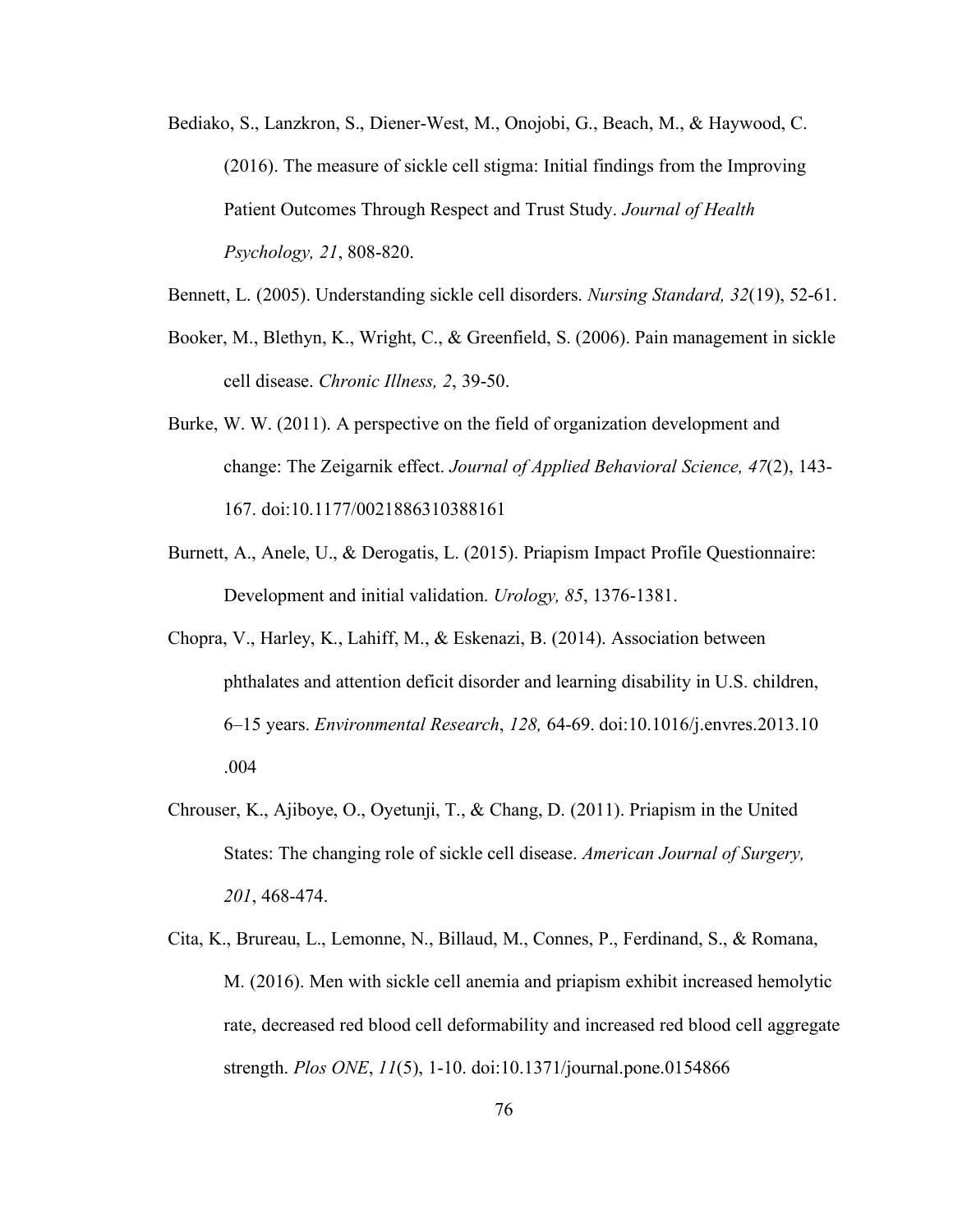Bediako, S., Lanzkron, S., Diener-West, M., Onojobi, G., Beach, M., & Haywood, C. (2016). The measure of sickle cell stigma: Initial findings from the Improving Patient Outcomes Through Respect and Trust Study. *Journal of Health Psychology, 21*, 808-820.

Bennett, L. (2005). Understanding sickle cell disorders. *Nursing Standard, 32*(19), 52-61.

Booker, M., Blethyn, K., Wright, C., & Greenfield, S. (2006). Pain management in sickle cell disease. *Chronic Illness, 2*, 39-50.

Burke, W. W. (2011). A perspective on the field of organization development and change: The Zeigarnik effect. *Journal of Applied Behavioral Science, 47*(2), 143-167. doi:10.1177/0021886310388161

Burnett, A., Anele, U., & Derogatis, L. (2015). Priapism Impact Profile Questionnaire: Development and initial validation. *Urology, 85*, 1376-1381.

Chopra, V., Harley, K., Lahiff, M., & Eskenazi, B. (2014). Association between phthalates and attention deficit disorder and learning disability in U.S. children, 6–15 years. *Environmental Research*, *128,* 64-69. doi:10.1016/j.envres.2013.10.004

Chrouser, K., Ajiboye, O., Oyetunji, T., & Chang, D. (2011). Priapism in the United States: The changing role of sickle cell disease. *American Journal of Surgery, 201*, 468-474.

Cita, K., Brureau, L., Lemonne, N., Billaud, M., Connes, P., Ferdinand, S., & Romana, M. (2016). Men with sickle cell anemia and priapism exhibit increased hemolytic rate, decreased red blood cell deformability and increased red blood cell aggregate strength. *Plos ONE*, *11*(5), 1-10. doi:10.1371/journal.pone.0154866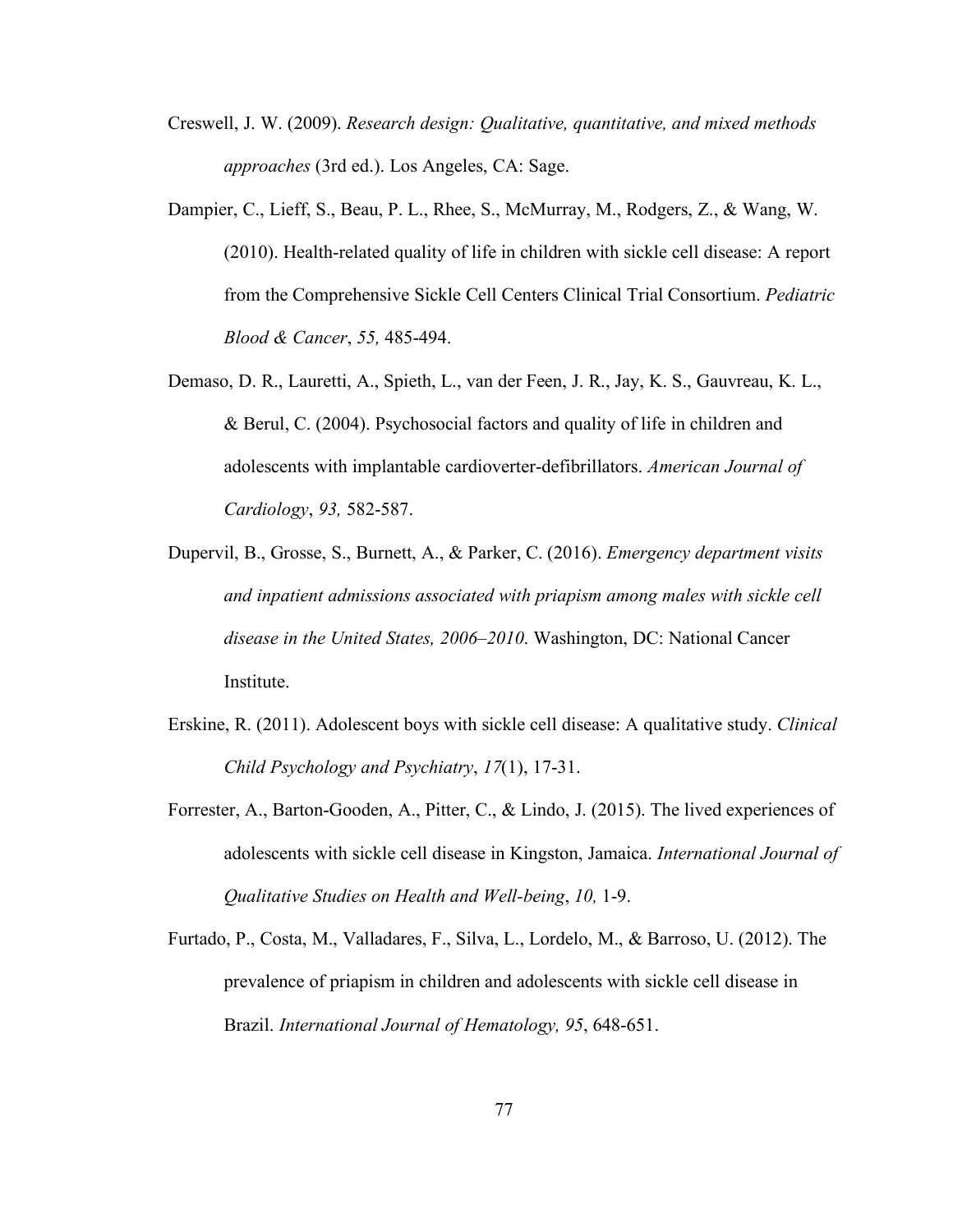Creswell, J. W. (2009). *Research design: Qualitative, quantitative, and mixed methods approaches* (3rd ed.). Los Angeles, CA: Sage.

Dampier, C., Lieff, S., Beau, P. L., Rhee, S., McMurray, M., Rodgers, Z., & Wang, W. (2010). Health-related quality of life in children with sickle cell disease: A report from the Comprehensive Sickle Cell Centers Clinical Trial Consortium. *Pediatric Blood & Cancer*, *55,* 485-494.

Demaso, D. R., Lauretti, A., Spieth, L., van der Feen, J. R., Jay, K. S., Gauvreau, K. L., & Berul, C. (2004). Psychosocial factors and quality of life in children and adolescents with implantable cardioverter-defibrillators. *American Journal of Cardiology*, *93,* 582-587.

Dupervil, B., Grosse, S., Burnett, A., & Parker, C. (2016). *Emergency department visits and inpatient admissions associated with priapism among males with sickle cell disease in the United States, 2006–2010*. Washington, DC: National Cancer Institute.

Erskine, R. (2011). Adolescent boys with sickle cell disease: A qualitative study. *Clinical Child Psychology and Psychiatry*, *17*(1), 17-31.

Forrester, A., Barton-Gooden, A., Pitter, C., & Lindo, J. (2015). The lived experiences of adolescents with sickle cell disease in Kingston, Jamaica. *International Journal of Qualitative Studies on Health and Well-being*, *10,* 1-9.

Furtado, P., Costa, M., Valladares, F., Silva, L., Lordelo, M., & Barroso, U. (2012). The prevalence of priapism in children and adolescents with sickle cell disease in Brazil. *International Journal of Hematology, 95*, 648-651.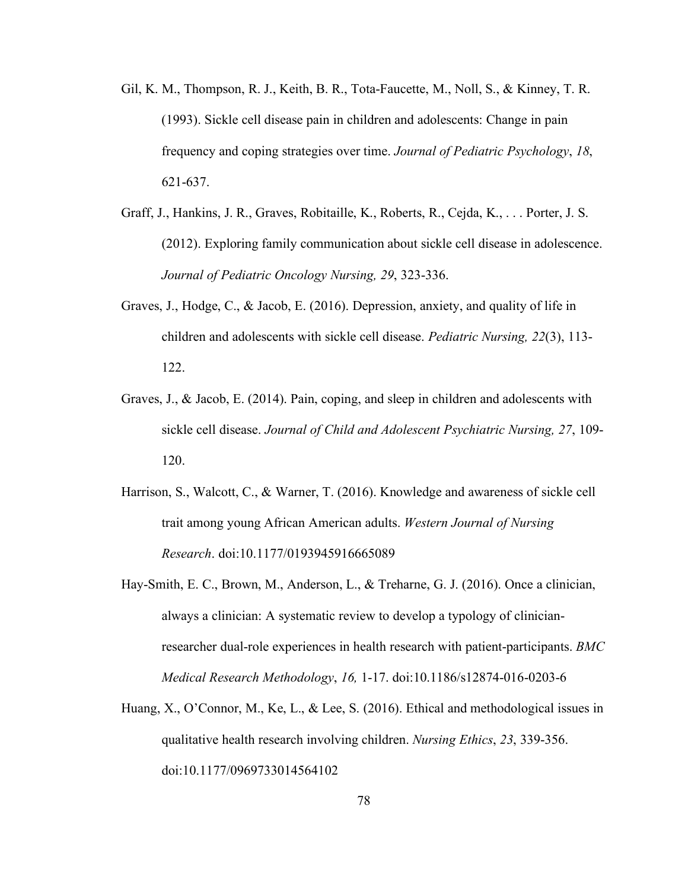Gil, K. M., Thompson, R. J., Keith, B. R., Tota-Faucette, M., Noll, S., & Kinney, T. R. (1993). Sickle cell disease pain in children and adolescents: Change in pain frequency and coping strategies over time. *Journal of Pediatric Psychology*, *18*, 621-637.

Graff, J., Hankins, J. R., Graves, Robitaille, K., Roberts, R., Cejda, K., . . . Porter, J. S. (2012). Exploring family communication about sickle cell disease in adolescence. *Journal of Pediatric Oncology Nursing, 29*, 323-336.

Graves, J., Hodge, C., & Jacob, E. (2016). Depression, anxiety, and quality of life in children and adolescents with sickle cell disease. *Pediatric Nursing, 22*(3), 113-122.

Graves, J., & Jacob, E. (2014). Pain, coping, and sleep in children and adolescents with sickle cell disease. *Journal of Child and Adolescent Psychiatric Nursing, 27*, 109-120.

Harrison, S., Walcott, C., & Warner, T. (2016). Knowledge and awareness of sickle cell trait among young African American adults. *Western Journal of Nursing Research*. doi:10.1177/0193945916665089

Hay-Smith, E. C., Brown, M., Anderson, L., & Treharne, G. J. (2016). Once a clinician, always a clinician: A systematic review to develop a typology of clinician-researcher dual-role experiences in health research with patient-participants. *BMC Medical Research Methodology*, *16,* 1-17. doi:10.1186/s12874-016-0203-6

Huang, X., O'Connor, M., Ke, L., & Lee, S. (2016). Ethical and methodological issues in qualitative health research involving children. *Nursing Ethics*, *23*, 339-356. doi:10.1177/0969733014564102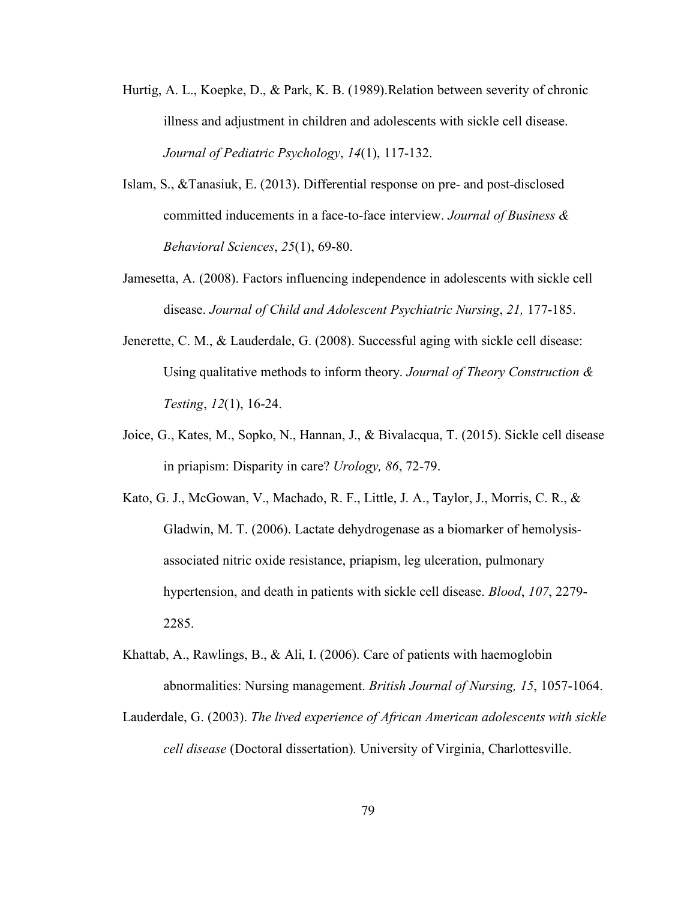Hurtig, A. L., Koepke, D., & Park, K. B. (1989).Relation between severity of chronic illness and adjustment in children and adolescents with sickle cell disease. *Journal of Pediatric Psychology*, *14*(1), 117-132.

Islam, S., &Tanasiuk, E. (2013). Differential response on pre- and post-disclosed committed inducements in a face-to-face interview. *Journal of Business & Behavioral Sciences*, *25*(1), 69-80.

Jamesetta, A. (2008). Factors influencing independence in adolescents with sickle cell disease. *Journal of Child and Adolescent Psychiatric Nursing*, *21,* 177-185.

Jenerette, C. M., & Lauderdale, G. (2008). Successful aging with sickle cell disease: Using qualitative methods to inform theory. *Journal of Theory Construction & Testing*, *12*(1), 16-24.

Joice, G., Kates, M., Sopko, N., Hannan, J., & Bivalacqua, T. (2015). Sickle cell disease in priapism: Disparity in care? *Urology, 86*, 72-79.

Kato, G. J., McGowan, V., Machado, R. F., Little, J. A., Taylor, J., Morris, C. R., & Gladwin, M. T. (2006). Lactate dehydrogenase as a biomarker of hemolysis-associated nitric oxide resistance, priapism, leg ulceration, pulmonary hypertension, and death in patients with sickle cell disease. *Blood*, *107*, 2279-2285.

Khattab, A., Rawlings, B., & Ali, I. (2006). Care of patients with haemoglobin abnormalities: Nursing management. *British Journal of Nursing, 15*, 1057-1064.

Lauderdale, G. (2003). *The lived experience of African American adolescents with sickle cell disease* (Doctoral dissertation). University of Virginia, Charlottesville.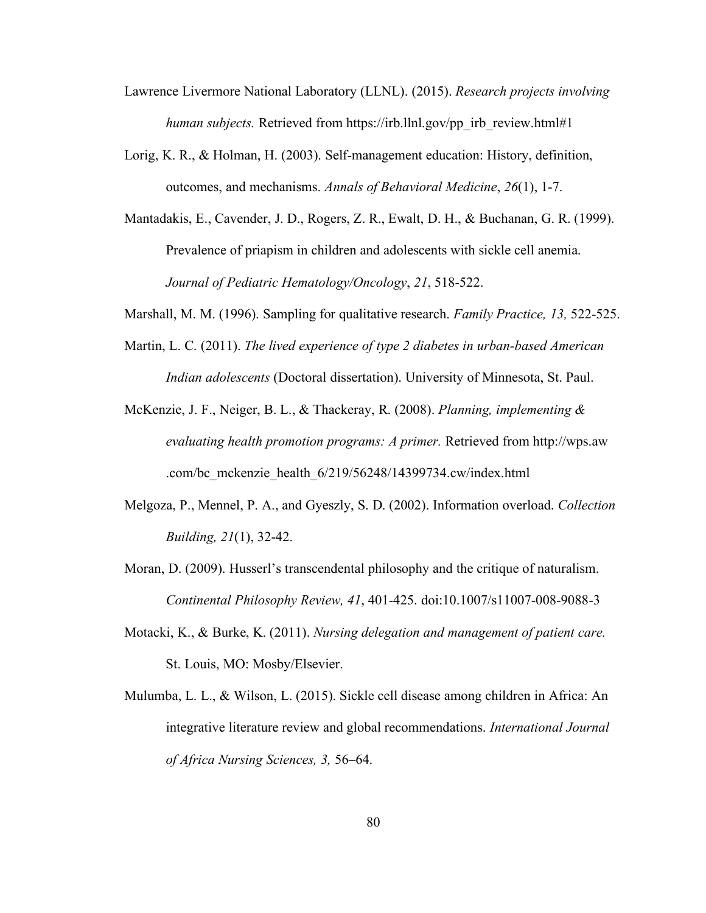Lawrence Livermore National Laboratory (LLNL). (2015). *Research projects involving human subjects.* Retrieved from https://irb.llnl.gov/pp_irb_review.html#1

Lorig, K. R., & Holman, H. (2003). Self-management education: History, definition, outcomes, and mechanisms. *Annals of Behavioral Medicine*, *26*(1), 1-7.

Mantadakis, E., Cavender, J. D., Rogers, Z. R., Ewalt, D. H., & Buchanan, G. R. (1999). Prevalence of priapism in children and adolescents with sickle cell anemia. *Journal of Pediatric Hematology/Oncology*, *21*, 518-522.

Marshall, M. M. (1996). Sampling for qualitative research. *Family Practice, 13,* 522-525.

Martin, L. C. (2011). *The lived experience of type 2 diabetes in urban-based American Indian adolescents* (Doctoral dissertation). University of Minnesota, St. Paul.

McKenzie, J. F., Neiger, B. L., & Thackeray, R. (2008). *Planning, implementing & evaluating health promotion programs: A primer.* Retrieved from http://wps.aw .com/bc_mckenzie_health_6/219/56248/14399734.cw/index.html

Melgoza, P., Mennel, P. A., and Gyeszly, S. D. (2002). Information overload. *Collection Building, 21*(1), 32-42.

Moran, D. (2009). Husserl's transcendental philosophy and the critique of naturalism. *Continental Philosophy Review, 41*, 401-425. doi:10.1007/s11007-008-9088-3

Motacki, K., & Burke, K. (2011). *Nursing delegation and management of patient care.* St. Louis, MO: Mosby/Elsevier.

Mulumba, L. L., & Wilson, L. (2015). Sickle cell disease among children in Africa: An integrative literature review and global recommendations. *International Journal of Africa Nursing Sciences, 3,* 56–64.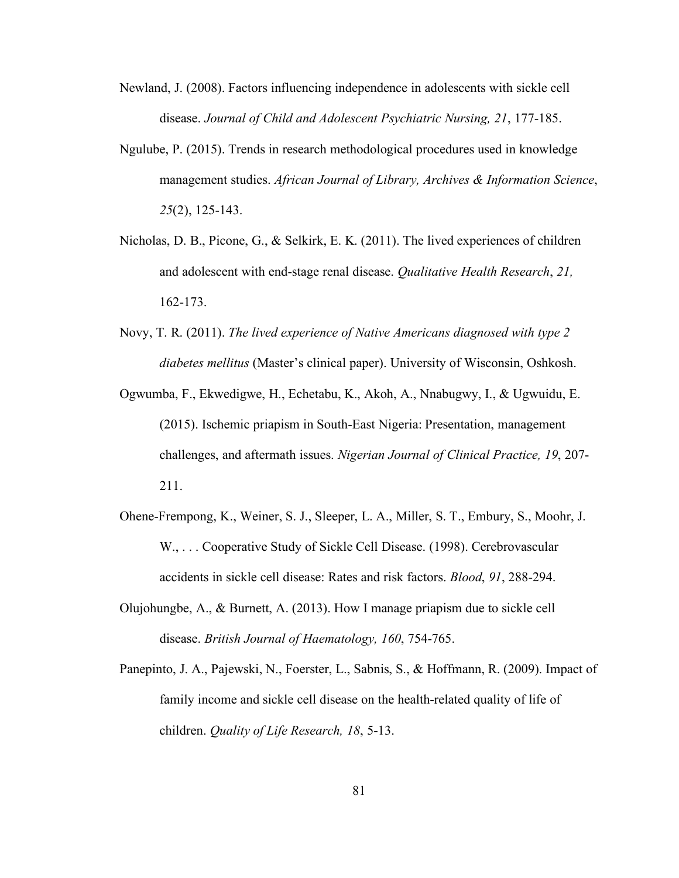Newland, J. (2008). Factors influencing independence in adolescents with sickle cell disease. *Journal of Child and Adolescent Psychiatric Nursing, 21*, 177-185.

Ngulube, P. (2015). Trends in research methodological procedures used in knowledge management studies. *African Journal of Library, Archives & Information Science*, *25*(2), 125-143.

Nicholas, D. B., Picone, G., & Selkirk, E. K. (2011). The lived experiences of children and adolescent with end-stage renal disease. *Qualitative Health Research*, *21,* 162-173.

Novy, T. R. (2011). *The lived experience of Native Americans diagnosed with type 2 diabetes mellitus* (Master's clinical paper). University of Wisconsin, Oshkosh.

Ogwumba, F., Ekwedigwe, H., Echetabu, K., Akoh, A., Nnabugwy, I., & Ugwuidu, E. (2015). Ischemic priapism in South-East Nigeria: Presentation, management challenges, and aftermath issues. *Nigerian Journal of Clinical Practice, 19*, 207-211.

Ohene-Frempong, K., Weiner, S. J., Sleeper, L. A., Miller, S. T., Embury, S., Moohr, J. W., . . . Cooperative Study of Sickle Cell Disease. (1998). Cerebrovascular accidents in sickle cell disease: Rates and risk factors. *Blood*, *91*, 288-294.

Olujohungbe, A., & Burnett, A. (2013). How I manage priapism due to sickle cell disease. *British Journal of Haematology, 160*, 754-765.

Panepinto, J. A., Pajewski, N., Foerster, L., Sabnis, S., & Hoffmann, R. (2009). Impact of family income and sickle cell disease on the health-related quality of life of children. *Quality of Life Research, 18*, 5-13.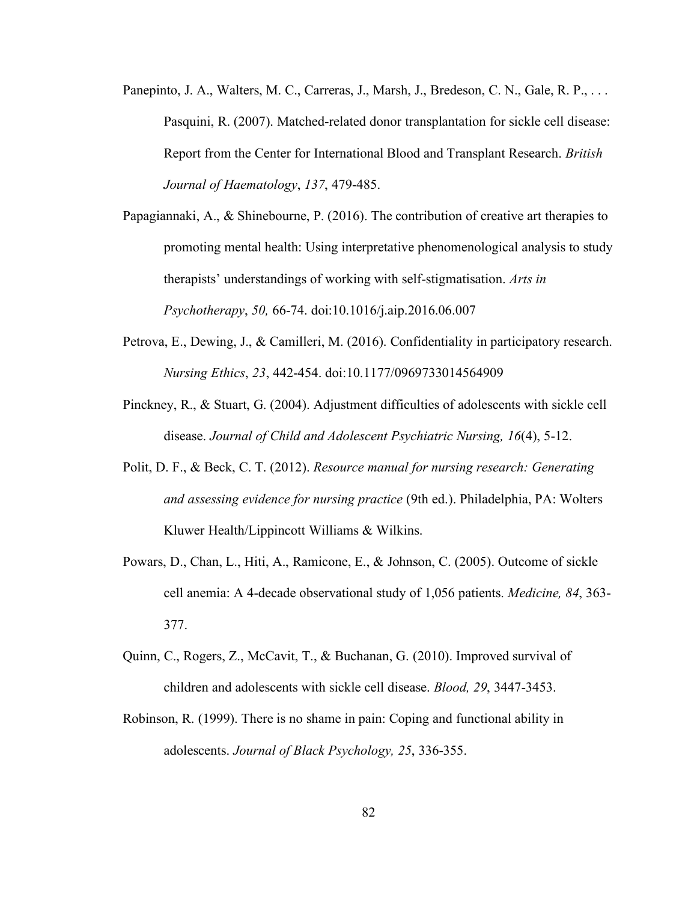Panepinto, J. A., Walters, M. C., Carreras, J., Marsh, J., Bredeson, C. N., Gale, R. P., . . . Pasquini, R. (2007). Matched-related donor transplantation for sickle cell disease: Report from the Center for International Blood and Transplant Research. *British Journal of Haematology*, *137*, 479-485.

Papagiannaki, A., & Shinebourne, P. (2016). The contribution of creative art therapies to promoting mental health: Using interpretative phenomenological analysis to study therapists' understandings of working with self-stigmatisation. *Arts in Psychotherapy*, *50,* 66-74. doi:10.1016/j.aip.2016.06.007

Petrova, E., Dewing, J., & Camilleri, M. (2016). Confidentiality in participatory research. *Nursing Ethics*, *23*, 442-454. doi:10.1177/0969733014564909

Pinckney, R., & Stuart, G. (2004). Adjustment difficulties of adolescents with sickle cell disease. *Journal of Child and Adolescent Psychiatric Nursing, 16*(4), 5-12.

Polit, D. F., & Beck, C. T. (2012). *Resource manual for nursing research: Generating and assessing evidence for nursing practice* (9th ed.). Philadelphia, PA: Wolters Kluwer Health/Lippincott Williams & Wilkins.

Powars, D., Chan, L., Hiti, A., Ramicone, E., & Johnson, C. (2005). Outcome of sickle cell anemia: A 4-decade observational study of 1,056 patients. *Medicine, 84*, 363-377.

Quinn, C., Rogers, Z., McCavit, T., & Buchanan, G. (2010). Improved survival of children and adolescents with sickle cell disease. *Blood, 29*, 3447-3453.

Robinson, R. (1999). There is no shame in pain: Coping and functional ability in adolescents. *Journal of Black Psychology, 25*, 336-355.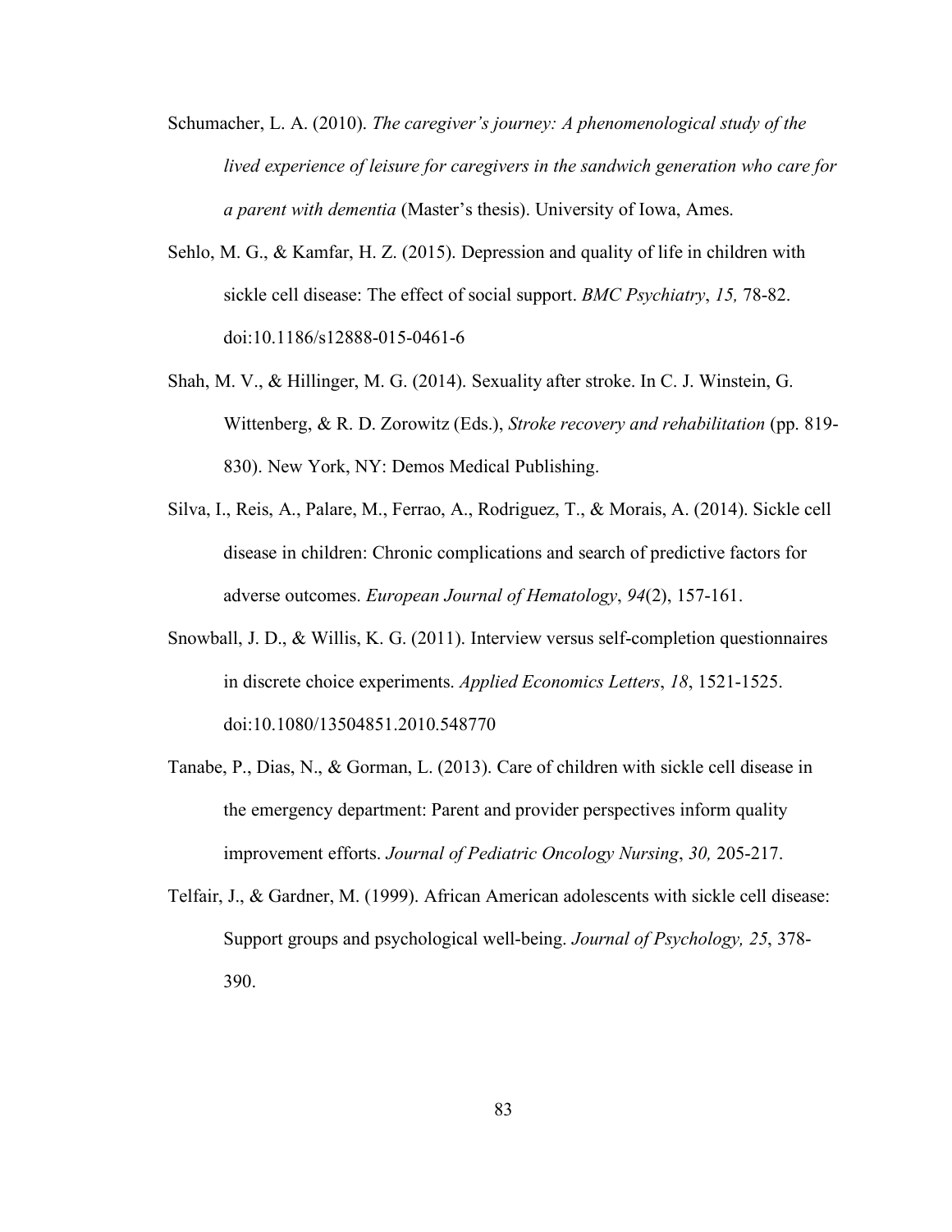Schumacher, L. A. (2010). *The caregiver's journey: A phenomenological study of the lived experience of leisure for caregivers in the sandwich generation who care for a parent with dementia* (Master's thesis). University of Iowa, Ames.

Sehlo, M. G., & Kamfar, H. Z. (2015). Depression and quality of life in children with sickle cell disease: The effect of social support. *BMC Psychiatry*, *15,* 78-82. doi:10.1186/s12888-015-0461-6

Shah, M. V., & Hillinger, M. G. (2014). Sexuality after stroke. In C. J. Winstein, G. Wittenberg, & R. D. Zorowitz (Eds.), *Stroke recovery and rehabilitation* (pp. 819-830). New York, NY: Demos Medical Publishing.

Silva, I., Reis, A., Palare, M., Ferrao, A., Rodriguez, T., & Morais, A. (2014). Sickle cell disease in children: Chronic complications and search of predictive factors for adverse outcomes. *European Journal of Hematology*, *94*(2), 157-161.

Snowball, J. D., & Willis, K. G. (2011). Interview versus self-completion questionnaires in discrete choice experiments. *Applied Economics Letters*, *18*, 1521-1525. doi:10.1080/13504851.2010.548770

Tanabe, P., Dias, N., & Gorman, L. (2013). Care of children with sickle cell disease in the emergency department: Parent and provider perspectives inform quality improvement efforts. *Journal of Pediatric Oncology Nursing*, *30,* 205-217.

Telfair, J., & Gardner, M. (1999). African American adolescents with sickle cell disease: Support groups and psychological well-being. *Journal of Psychology, 25*, 378-390.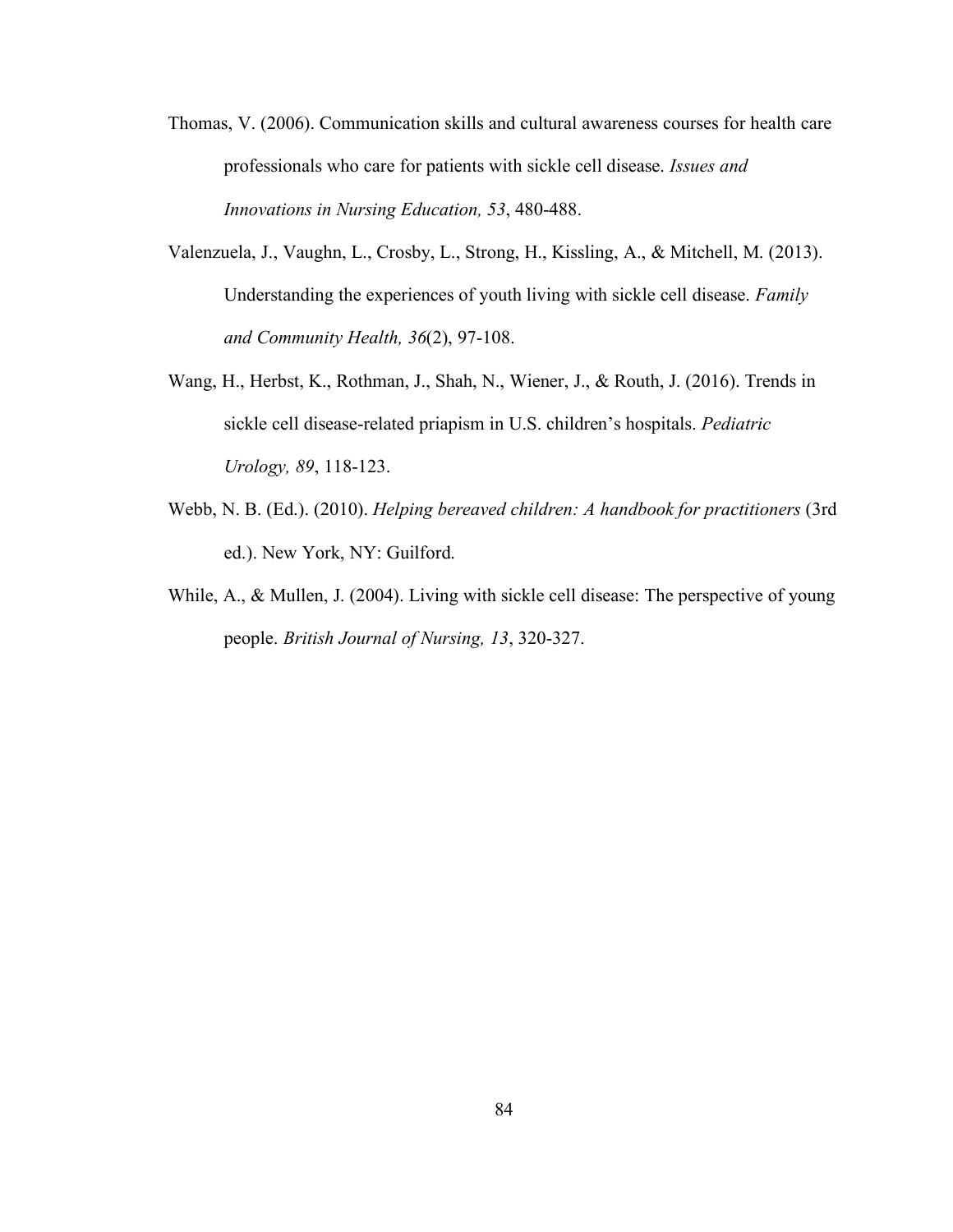Thomas, V. (2006). Communication skills and cultural awareness courses for health care professionals who care for patients with sickle cell disease. *Issues and Innovations in Nursing Education, 53*, 480-488.

Valenzuela, J., Vaughn, L., Crosby, L., Strong, H., Kissling, A., & Mitchell, M. (2013). Understanding the experiences of youth living with sickle cell disease. *Family and Community Health, 36*(2), 97-108.

Wang, H., Herbst, K., Rothman, J., Shah, N., Wiener, J., & Routh, J. (2016). Trends in sickle cell disease-related priapism in U.S. children's hospitals. *Pediatric Urology, 89*, 118-123.

Webb, N. B. (Ed.). (2010). *Helping bereaved children: A handbook for practitioners* (3rd ed.). New York, NY: Guilford.

While, A., & Mullen, J. (2004). Living with sickle cell disease: The perspective of young people. *British Journal of Nursing, 13*, 320-327.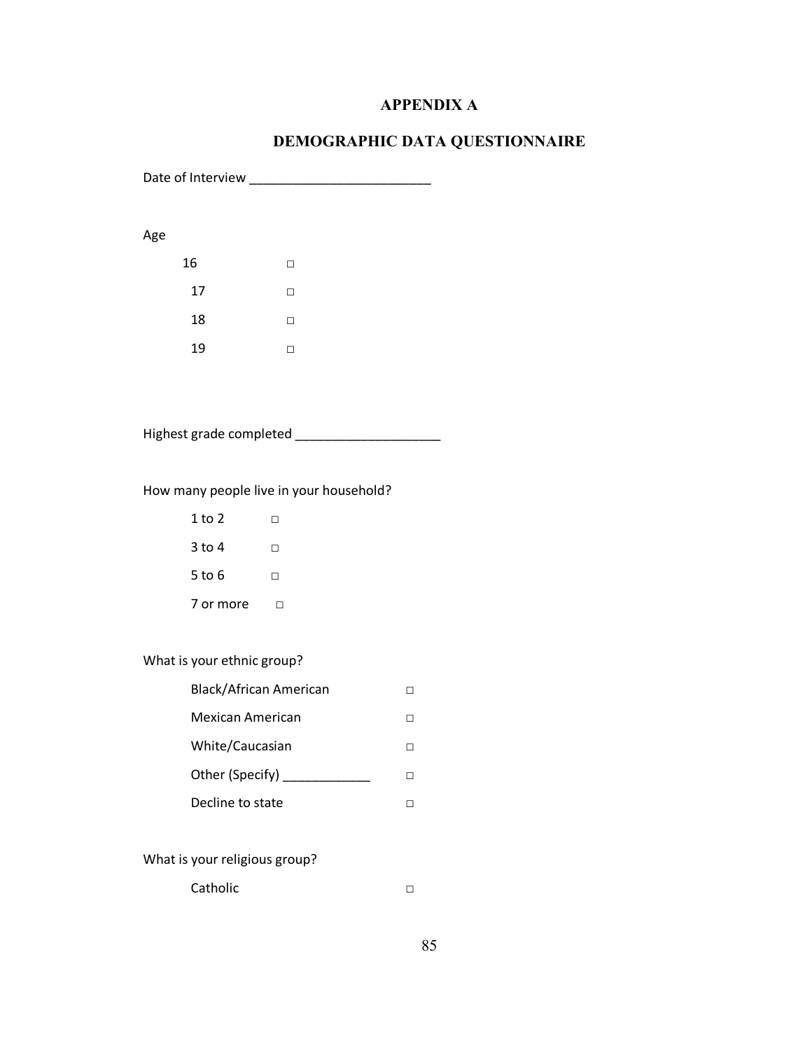## APPENDIX A

## DEMOGRAPHIC DATA QUESTIONNAIRE

Date of Interview ________________________

Age

16 □

17 □

18 □

19 □

Highest grade completed ___________________

How many people live in your household?

1 to 2 □

3 to 4 □

5 to 6 □

7 or more □

What is your ethnic group?

Black/African American □

Mexican American □

White/Caucasian □

Other (Specify) ___________ □

Decline to state □

What is your religious group?

Catholic □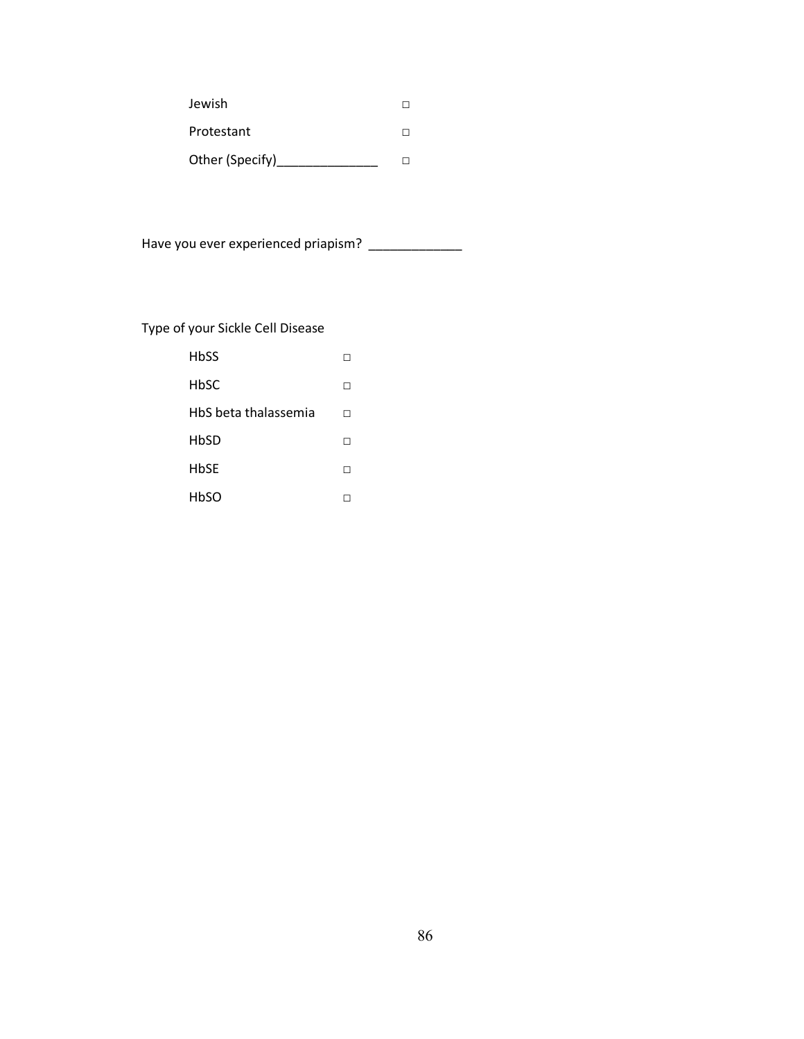Jewish □

Protestant □

Other (Specify)______________ □

Have you ever experienced priapism? _____________

Type of your Sickle Cell Disease

HbSS □

HbSC □

HbS beta thalassemia □

HbSD □

HbSE □

HbSO □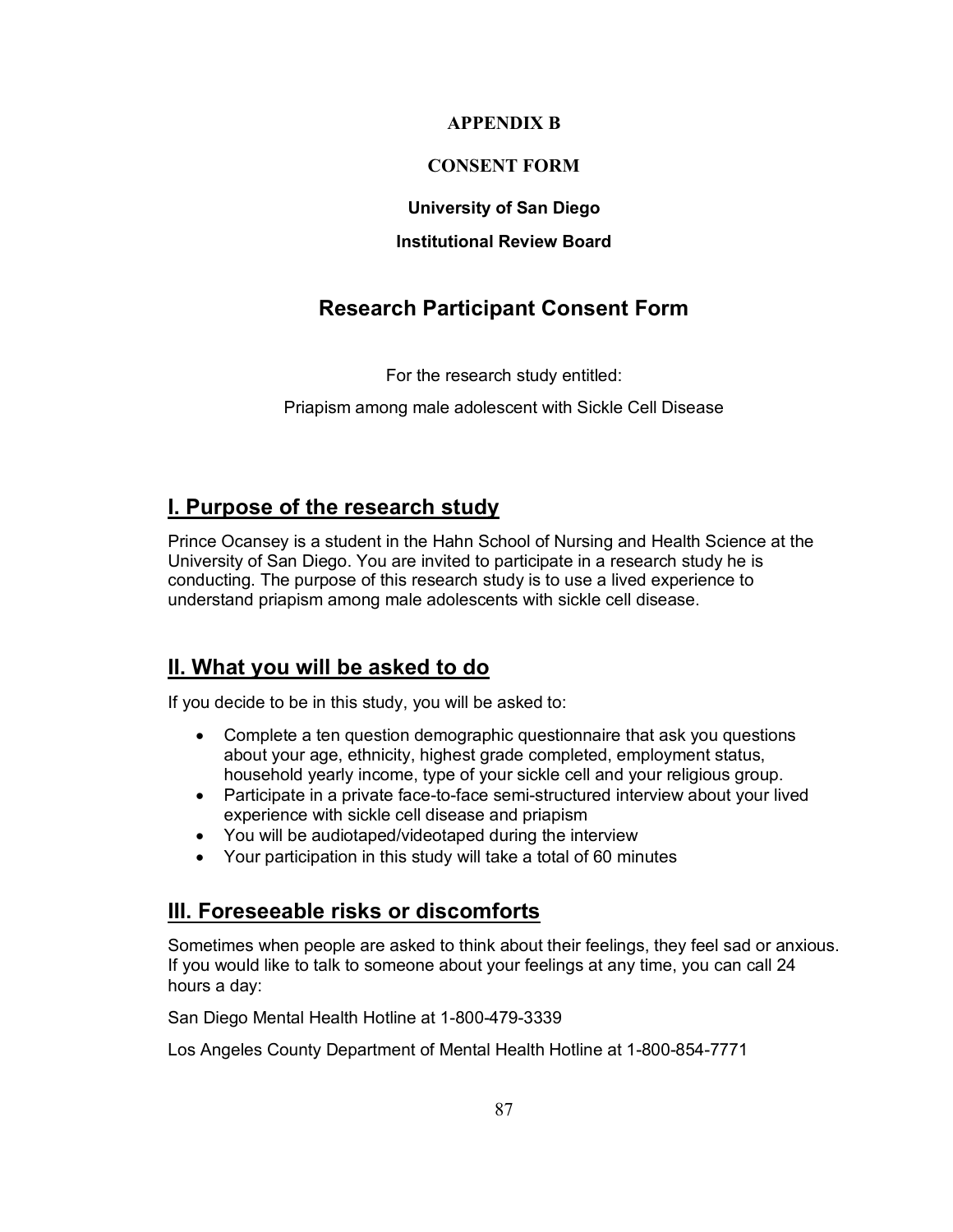**APPENDIX B**

**CONSENT FORM**

**University of San Diego**

**Institutional Review Board**

# Research Participant Consent Form

For the research study entitled:

Priapism among male adolescent with Sickle Cell Disease

## I. Purpose of the research study

Prince Ocansey is a student in the Hahn School of Nursing and Health Science at the University of San Diego. You are invited to participate in a research study he is conducting. The purpose of this research study is to use a lived experience to understand priapism among male adolescents with sickle cell disease.

## II. What you will be asked to do

If you decide to be in this study, you will be asked to:

- Complete a ten question demographic questionnaire that ask you questions about your age, ethnicity, highest grade completed, employment status, household yearly income, type of your sickle cell and your religious group.
- Participate in a private face-to-face semi-structured interview about your lived experience with sickle cell disease and priapism
- You will be audiotaped/videotaped during the interview
- Your participation in this study will take a total of 60 minutes

## III. Foreseeable risks or discomforts

Sometimes when people are asked to think about their feelings, they feel sad or anxious. If you would like to talk to someone about your feelings at any time, you can call 24 hours a day:

San Diego Mental Health Hotline at 1-800-479-3339

Los Angeles County Department of Mental Health Hotline at 1-800-854-7771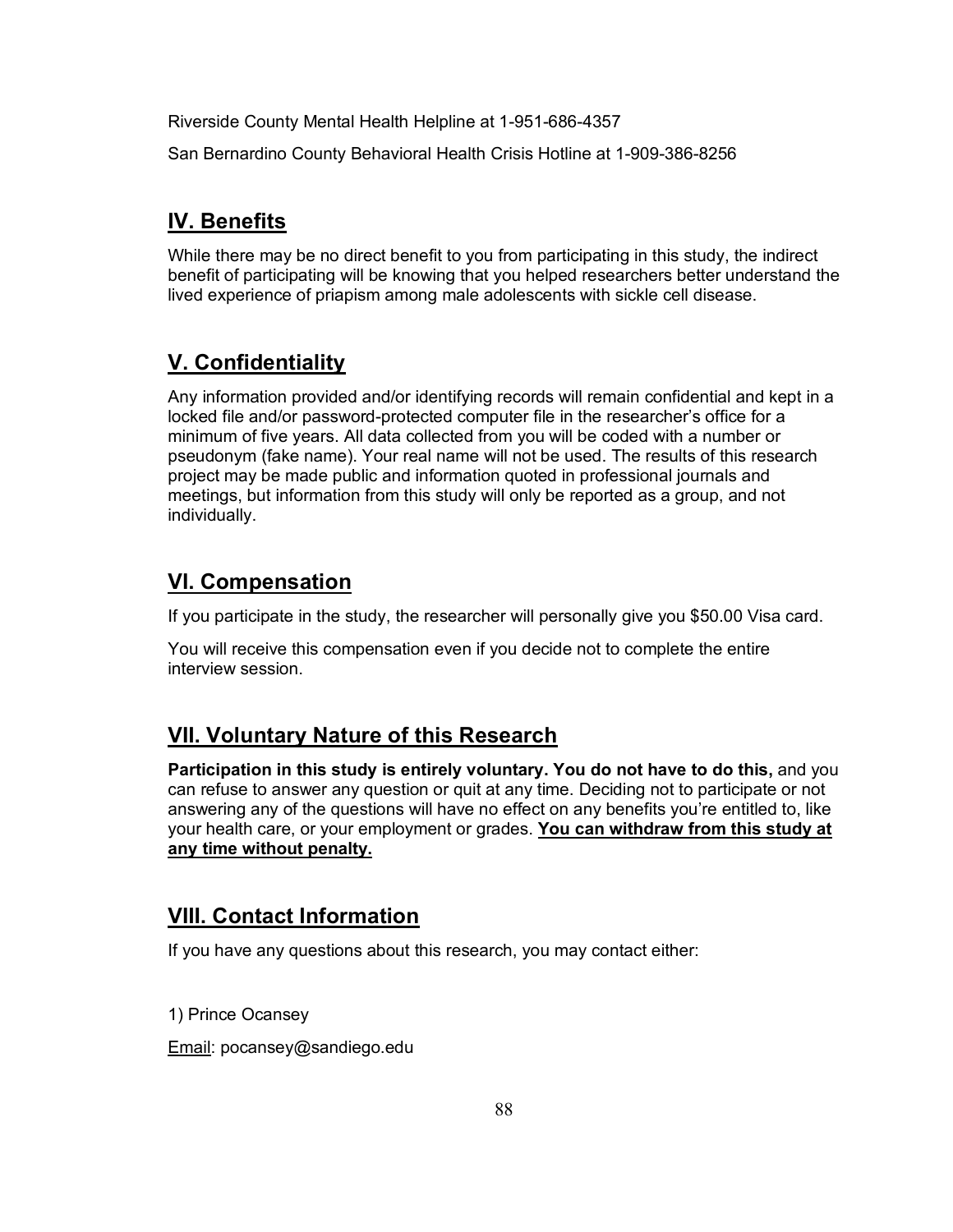Riverside County Mental Health Helpline at 1-951-686-4357

San Bernardino County Behavioral Health Crisis Hotline at 1-909-386-8256

## IV. Benefits

While there may be no direct benefit to you from participating in this study, the indirect benefit of participating will be knowing that you helped researchers better understand the lived experience of priapism among male adolescents with sickle cell disease.

## V. Confidentiality

Any information provided and/or identifying records will remain confidential and kept in a locked file and/or password-protected computer file in the researcher's office for a minimum of five years. All data collected from you will be coded with a number or pseudonym (fake name). Your real name will not be used. The results of this research project may be made public and information quoted in professional journals and meetings, but information from this study will only be reported as a group, and not individually.

## VI. Compensation

If you participate in the study, the researcher will personally give you $50.00 Visa card.

You will receive this compensation even if you decide not to complete the entire interview session.

## VII. Voluntary Nature of this Research

**Participation in this study is entirely voluntary. You do not have to do this,** and you can refuse to answer any question or quit at any time. Deciding not to participate or not answering any of the questions will have no effect on any benefits you're entitled to, like your health care, or your employment or grades. **You can withdraw from this study at any time without penalty.**

## VIII. Contact Information

If you have any questions about this research, you may contact either:

1) Prince Ocansey

Email: pocansey@sandiego.edu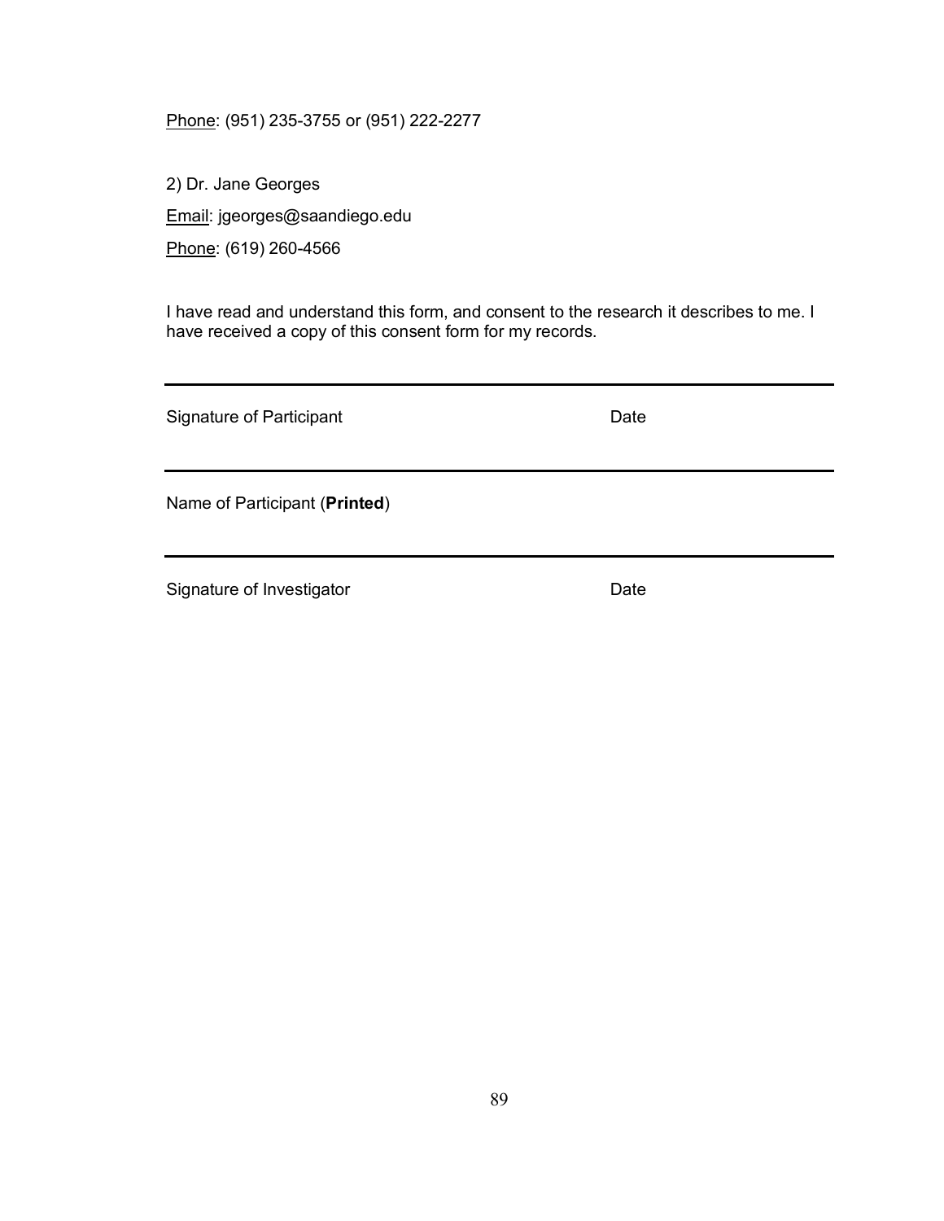Phone: (951) 235-3755 or (951) 222-2277

2) Dr. Jane Georges

Email: jgeorges@saandiego.edu

Phone: (619) 260-4566

I have read and understand this form, and consent to the research it describes to me. I have received a copy of this consent form for my records.

---

Signature of Participant                                        Date

---

Name of Participant (**Printed**)

---

Signature of Investigator                                        Date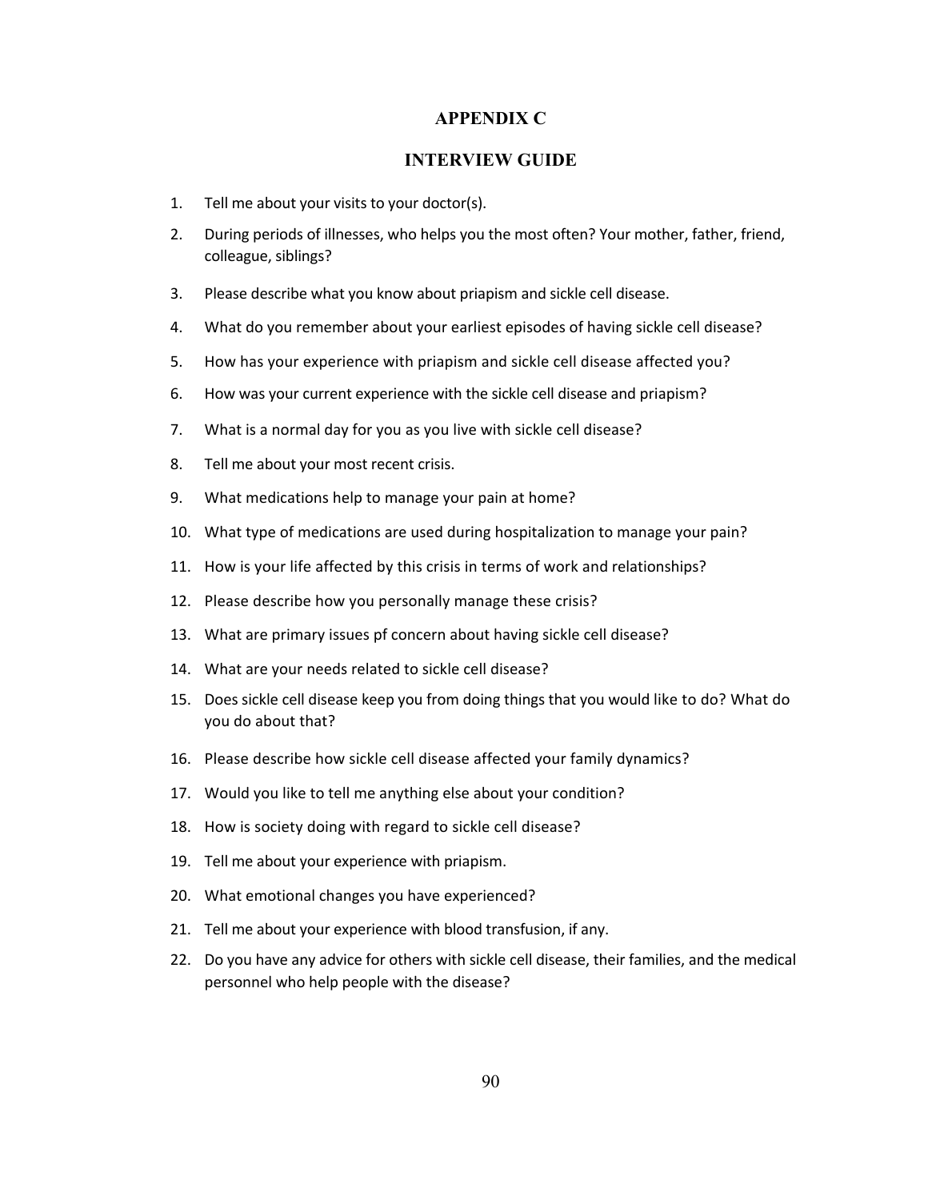# APPENDIX C

## INTERVIEW GUIDE

1. Tell me about your visits to your doctor(s).
2. During periods of illnesses, who helps you the most often? Your mother, father, friend, colleague, siblings?
3. Please describe what you know about priapism and sickle cell disease.
4. What do you remember about your earliest episodes of having sickle cell disease?
5. How has your experience with priapism and sickle cell disease affected you?
6. How was your current experience with the sickle cell disease and priapism?
7. What is a normal day for you as you live with sickle cell disease?
8. Tell me about your most recent crisis.
9. What medications help to manage your pain at home?
10. What type of medications are used during hospitalization to manage your pain?
11. How is your life affected by this crisis in terms of work and relationships?
12. Please describe how you personally manage these crisis?
13. What are primary issues pf concern about having sickle cell disease?
14. What are your needs related to sickle cell disease?
15. Does sickle cell disease keep you from doing things that you would like to do? What do you do about that?
16. Please describe how sickle cell disease affected your family dynamics?
17. Would you like to tell me anything else about your condition?
18. How is society doing with regard to sickle cell disease?
19. Tell me about your experience with priapism.
20. What emotional changes you have experienced?
21. Tell me about your experience with blood transfusion, if any.
22. Do you have any advice for others with sickle cell disease, their families, and the medical personnel who help people with the disease?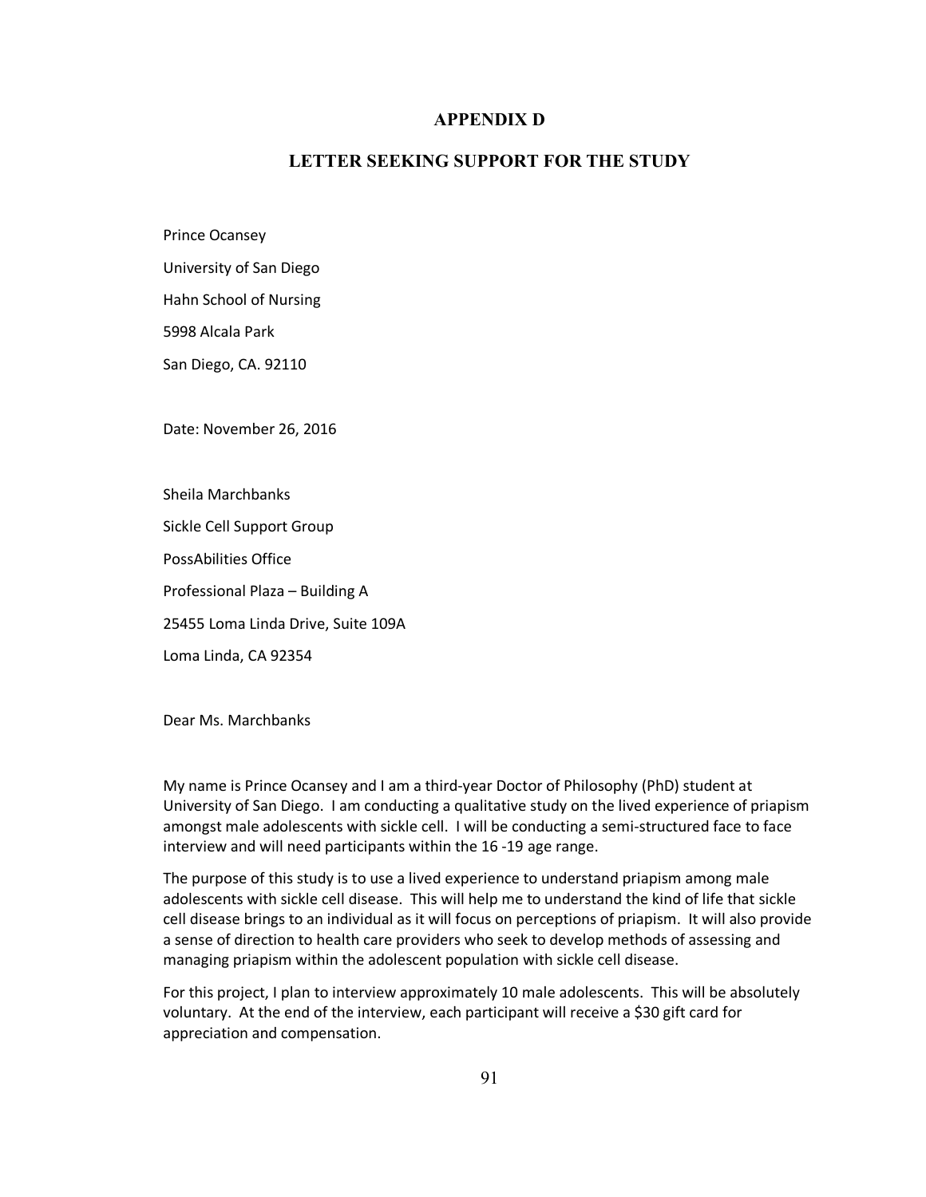# APPENDIX D

## LETTER SEEKING SUPPORT FOR THE STUDY

Prince Ocansey

University of San Diego

Hahn School of Nursing

5998 Alcala Park

San Diego, CA. 92110

Date: November 26, 2016

Sheila Marchbanks

Sickle Cell Support Group

PossAbilities Office

Professional Plaza – Building A

25455 Loma Linda Drive, Suite 109A

Loma Linda, CA 92354

Dear Ms. Marchbanks

My name is Prince Ocansey and I am a third-year Doctor of Philosophy (PhD) student at University of San Diego. I am conducting a qualitative study on the lived experience of priapism amongst male adolescents with sickle cell. I will be conducting a semi-structured face to face interview and will need participants within the 16 -19 age range.

The purpose of this study is to use a lived experience to understand priapism among male adolescents with sickle cell disease. This will help me to understand the kind of life that sickle cell disease brings to an individual as it will focus on perceptions of priapism. It will also provide a sense of direction to health care providers who seek to develop methods of assessing and managing priapism within the adolescent population with sickle cell disease.

For this project, I plan to interview approximately 10 male adolescents. This will be absolutely voluntary. At the end of the interview, each participant will receive a $30 gift card for appreciation and compensation.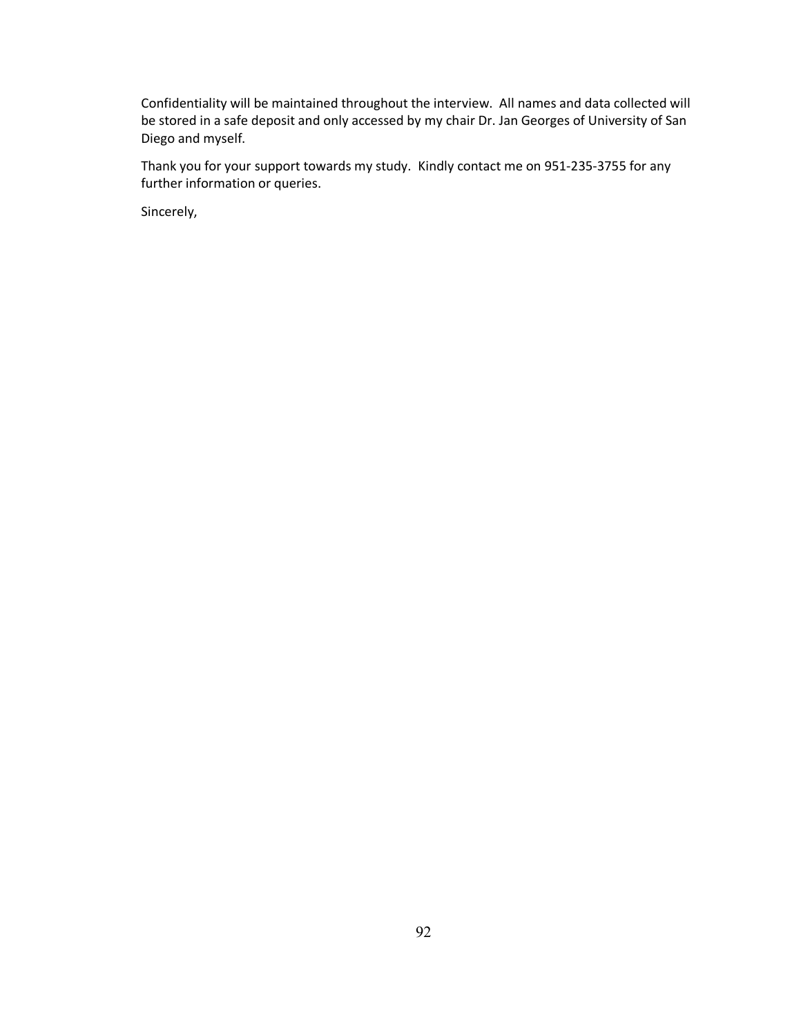Confidentiality will be maintained throughout the interview. All names and data collected will be stored in a safe deposit and only accessed by my chair Dr. Jan Georges of University of San Diego and myself.

Thank you for your support towards my study. Kindly contact me on 951-235-3755 for any further information or queries.

Sincerely,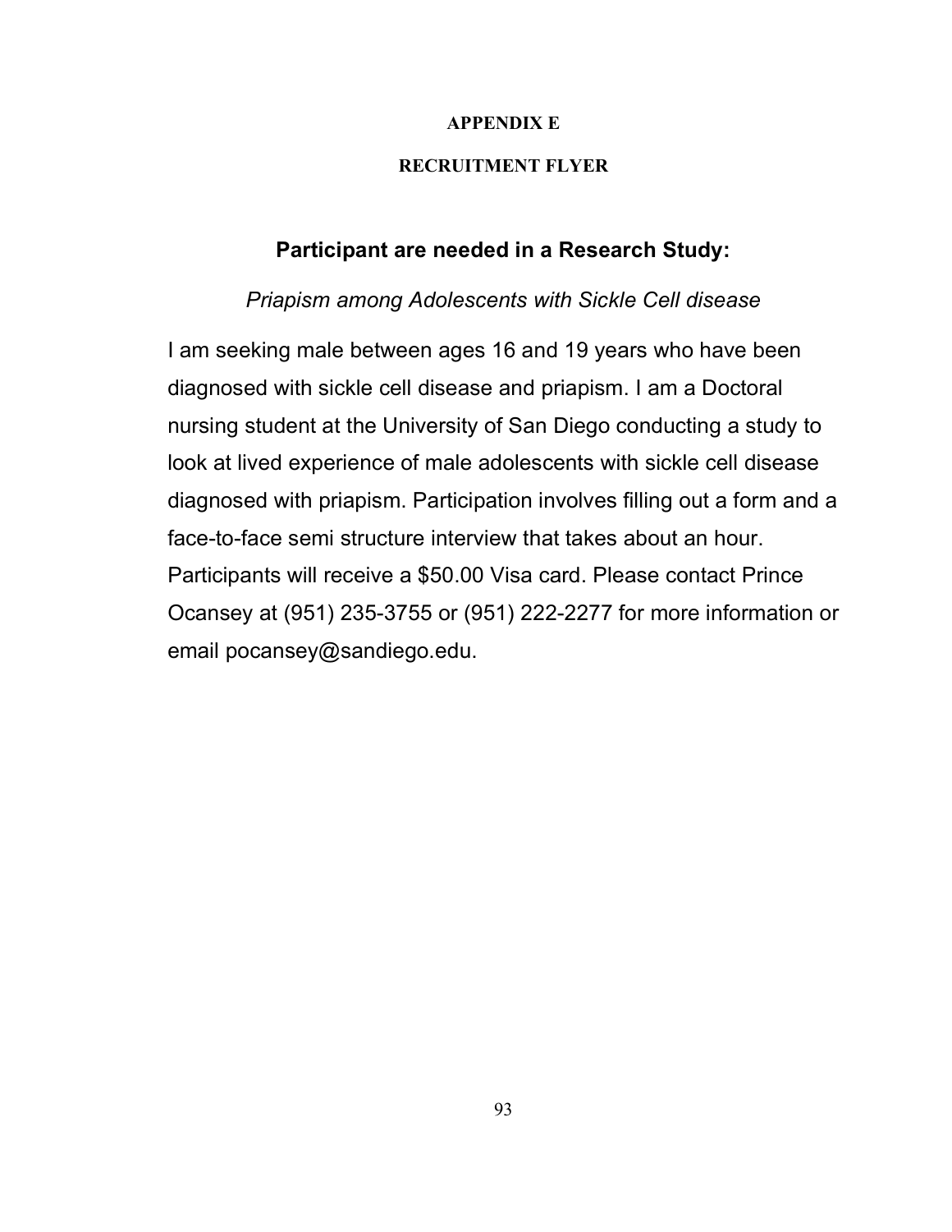## APPENDIX E

## RECRUITMENT FLYER

### Participant are needed in a Research Study:

*Priapism among Adolescents with Sickle Cell disease*

I am seeking male between ages 16 and 19 years who have been diagnosed with sickle cell disease and priapism. I am a Doctoral nursing student at the University of San Diego conducting a study to look at lived experience of male adolescents with sickle cell disease diagnosed with priapism. Participation involves filling out a form and a face-to-face semi structure interview that takes about an hour. Participants will receive a $50.00 Visa card. Please contact Prince Ocansey at (951) 235-3755 or (951) 222-2277 for more information or email pocansey@sandiego.edu.